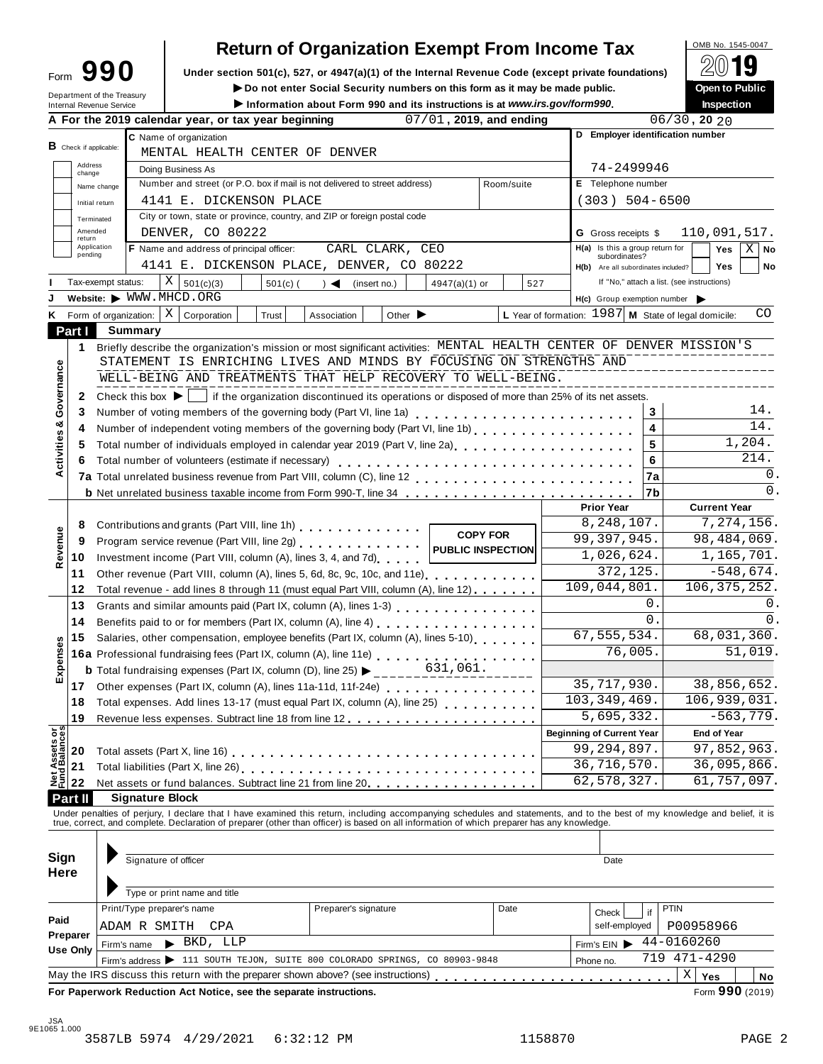# Form 990 — Return of Organization Exempt From Income Tax

OMB No. 1545-0047

**2019**

Under section 501(c), 527, or 4947(a)(1) of the Internal Revenue Code (except private foundations)

▶ Do not enter Social Security numbers on this form as it may be made public.

▶ Information about Form 990 and its instructions is at *www.irs.gov/form990*.

**Open to Public Inspection**

Department of the Treasury
Internal Revenue Service

**A** For the 2019 calendar year, or tax year beginning 07/01, 2019, and ending 06/30, 20 20

**B** Check if applicable: Address change | Name change | Initial return | Terminated | Amended return | Application pending

**C** Name of organization: MENTAL HEALTH CENTER OF DENVER

Doing Business As

Number and street (or P.O. box if mail is not delivered to street address): 4141 E. DICKENSON PLACE | Room/suite

City or town, state or province, country, and ZIP or foreign postal code: DENVER, CO 80222

**D** Employer identification number: 74-2499946

**E** Telephone number: (303) 504-6500

**G** Gross receipts $ 110,091,517.

**F** Name and address of principal officer: CARL CLARK, CEO
4141 E. DICKENSON PLACE, DENVER, CO 80222

**H(a)** Is this a group return for subordinates? Yes [ ] No [X]

**H(b)** Are all subordinates included? Yes [ ] No [ ]
If "No," attach a list. (see instructions)

**I** Tax-exempt status: [X] 501(c)(3) [ ] 501(c) ( ) ◀ (insert no.) [ ] 4947(a)(1) or [ ] 527

**J** Website: ▶ WWW.MHCD.ORG

**H(c)** Group exemption number ▶

**K** Form of organization: [X] Corporation [ ] Trust [ ] Association [ ] Other ▶

**L** Year of formation: 1987 **M** State of legal domicile: CO

## Part I — Summary

**Activities & Governance**

1 Briefly describe the organization's mission or most significant activities: MENTAL HEALTH CENTER OF DENVER MISSION'S STATEMENT IS ENRICHING LIVES AND MINDS BY FOCUSING ON STRENGTHS AND WELL-BEING AND TREATMENTS THAT HELP RECOVERY TO WELL-BEING.

2 Check this box ▶ [ ] if the organization discontinued its operations or disposed of more than 25% of its net assets.

| Line | Description | | Value |
|---|---|---|---|
| 3 | Number of voting members of the governing body (Part VI, line 1a) | 3 | 14. |
| 4 | Number of independent voting members of the governing body (Part VI, line 1b) | 4 | 14. |
| 5 | Total number of individuals employed in calendar year 2019 (Part V, line 2a) | 5 | 1,204. |
| 6 | Total number of volunteers (estimate if necessary) | 6 | 214. |
| 7a | Total unrelated business revenue from Part VIII, column (C), line 12 | 7a | 0. |
| b | Net unrelated business taxable income from Form 990-T, line 34 | 7b | 0. |

COPY FOR PUBLIC INSPECTION

| Line | Description | Prior Year | Current Year |
|---|---|---|---|
| **Revenue** | | | |
| 8 | Contributions and grants (Part VIII, line 1h) | 8,248,107. | 7,274,156. |
| 9 | Program service revenue (Part VIII, line 2g) | 99,397,945. | 98,484,069. |
| 10 | Investment income (Part VIII, column (A), lines 3, 4, and 7d) | 1,026,624. | 1,165,701. |
| 11 | Other revenue (Part VIII, column (A), lines 5, 6d, 8c, 9c, 10c, and 11e) | 372,125. | -548,674. |
| 12 | Total revenue - add lines 8 through 11 (must equal Part VIII, column (A), line 12) | 109,044,801. | 106,375,252. |
| **Expenses** | | | |
| 13 | Grants and similar amounts paid (Part IX, column (A), lines 1-3) | 0. | 0. |
| 14 | Benefits paid to or for members (Part IX, column (A), line 4) | 0. | 0. |
| 15 | Salaries, other compensation, employee benefits (Part IX, column (A), lines 5-10) | 67,555,534. | 68,031,360. |
| 16a | Professional fundraising fees (Part IX, column (A), line 11e) | 76,005. | 51,019. |
| b | Total fundraising expenses (Part IX, column (D), line 25) ▶ 631,061. | | |
| 17 | Other expenses (Part IX, column (A), lines 11a-11d, 11f-24e) | 35,717,930. | 38,856,652. |
| 18 | Total expenses. Add lines 13-17 (must equal Part IX, column (A), line 25) | 103,349,469. | 106,939,031. |
| 19 | Revenue less expenses. Subtract line 18 from line 12 | 5,695,332. | -563,779. |

| Line | Net Assets or Fund Balances | Beginning of Current Year | End of Year |
|---|---|---|---|
| 20 | Total assets (Part X, line 16) | 99,294,897. | 97,852,963. |
| 21 | Total liabilities (Part X, line 26) | 36,716,570. | 36,095,866. |
| 22 | Net assets or fund balances. Subtract line 21 from line 20 | 62,578,327. | 61,757,097. |

## Part II — Signature Block

Under penalties of perjury, I declare that I have examined this return, including accompanying schedules and statements, and to the best of my knowledge and belief, it is true, correct, and complete. Declaration of preparer (other than officer) is based on all information of which preparer has any knowledge.

**Sign Here**

Signature of officer | Date

Type or print name and title

**Paid Preparer Use Only**

| Print/Type preparer's name | Preparer's signature | Date | Check [ ] if self-employed | PTIN |
|---|---|---|---|---|
| ADAM R SMITH CPA | | | | P00958966 |

Firm's name ▶ BKD, LLP | Firm's EIN ▶ 44-0160260

Firm's address ▶ 111 SOUTH TEJON, SUITE 800 COLORADO SPRINGS, CO 80903-9848 | Phone no. 719 471-4290

May the IRS discuss this return with the preparer shown above? (see instructions) [X] Yes [ ] No

**For Paperwork Reduction Act Notice, see the separate instructions.** Form **990** (2019)

JSA 9E1065 1.000

3587LB 5974 4/29/2021 6:32:12 PM 1158870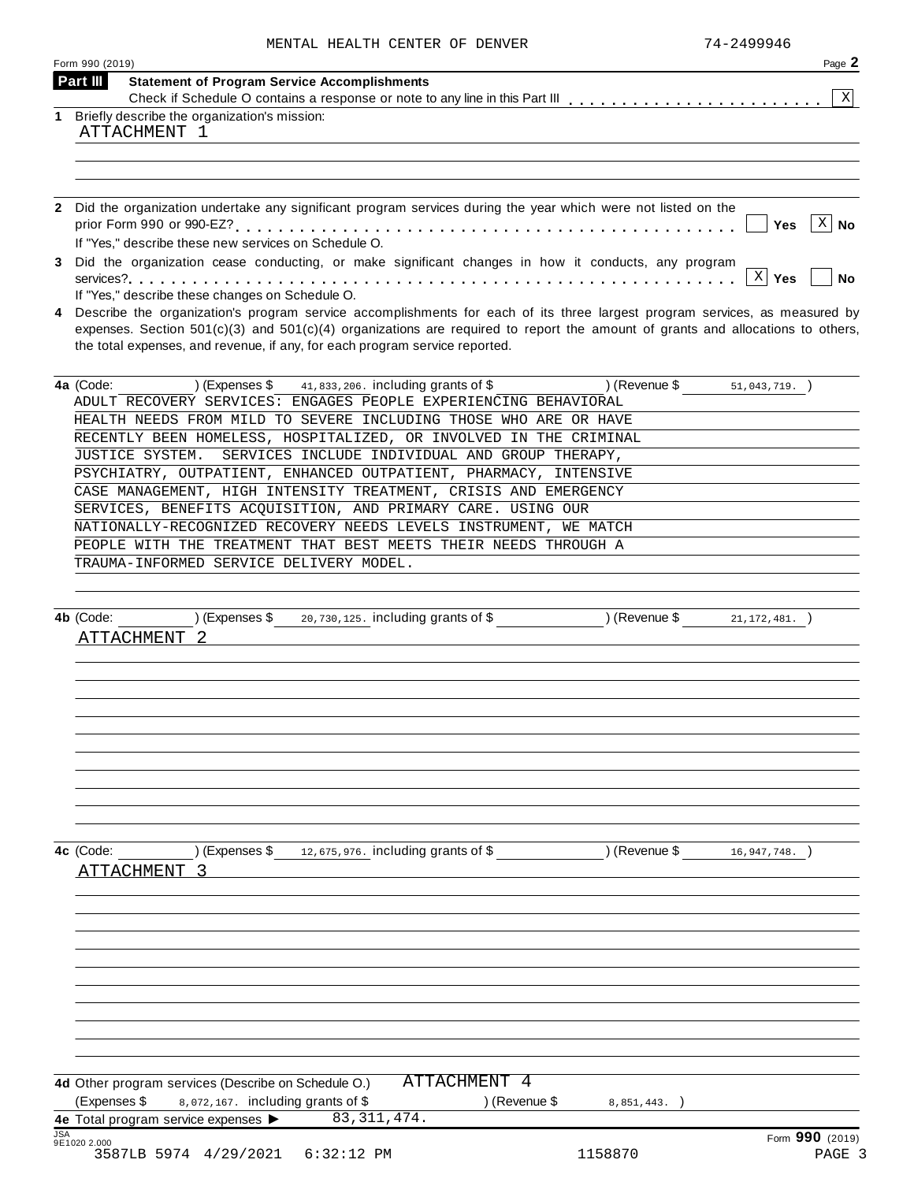MENTAL HEALTH CENTER OF DENVER 74-2499946

Form 990 (2019) Page **2**

## Part III Statement of Program Service Accomplishments

Check if Schedule O contains a response or note to any line in this Part III . . . . . . . . . . . . . . . . . . . . . . . [X]

**1** Briefly describe the organization's mission:

ATTACHMENT 1

**2** Did the organization undertake any significant program services during the year which were not listed on the prior Form 990 or 990-EZ? . . . . . . . . . . . . . . . . . . . . . . . . . . . . . . . . . . . . . . . . . . . . [ ] Yes [X] No

If "Yes," describe these new services on Schedule O.

**3** Did the organization cease conducting, or make significant changes in how it conducts, any program services? . . . . . . . . . . . . . . . . . . . . . . . . . . . . . . . . . . . . . . . . . . . . . . . . . . . . . . . [X] Yes [ ] No

If "Yes," describe these changes on Schedule O.

**4** Describe the organization's program service accomplishments for each of its three largest program services, as measured by expenses. Section 501(c)(3) and 501(c)(4) organizations are required to report the amount of grants and allocations to others, the total expenses, and revenue, if any, for each program service reported.

**4a** (Code: ) (Expenses $ 41,833,206. including grants of $ ) (Revenue $ 51,043,719. )

ADULT RECOVERY SERVICES: ENGAGES PEOPLE EXPERIENCING BEHAVIORAL HEALTH NEEDS FROM MILD TO SEVERE INCLUDING THOSE WHO ARE OR HAVE RECENTLY BEEN HOMELESS, HOSPITALIZED, OR INVOLVED IN THE CRIMINAL JUSTICE SYSTEM. SERVICES INCLUDE INDIVIDUAL AND GROUP THERAPY, PSYCHIATRY, OUTPATIENT, ENHANCED OUTPATIENT, PHARMACY, INTENSIVE CASE MANAGEMENT, HIGH INTENSITY TREATMENT, CRISIS AND EMERGENCY SERVICES, BENEFITS ACQUISITION, AND PRIMARY CARE. USING OUR NATIONALLY-RECOGNIZED RECOVERY NEEDS LEVELS INSTRUMENT, WE MATCH PEOPLE WITH THE TREATMENT THAT BEST MEETS THEIR NEEDS THROUGH A TRAUMA-INFORMED SERVICE DELIVERY MODEL.

**4b** (Code: ) (Expenses $ 20,730,125. including grants of $ ) (Revenue $ 21,172,481. )

ATTACHMENT 2

**4c** (Code: ) (Expenses $ 12,675,976. including grants of $ ) (Revenue $ 16,947,748. )

ATTACHMENT 3

**4d** Other program services (Describe on Schedule O.) ATTACHMENT 4

(Expenses $ 8,072,167. including grants of $ ) (Revenue $ 8,851,443. )

**4e** Total program service expenses ▶ 83,311,474.

Form **990** (2019)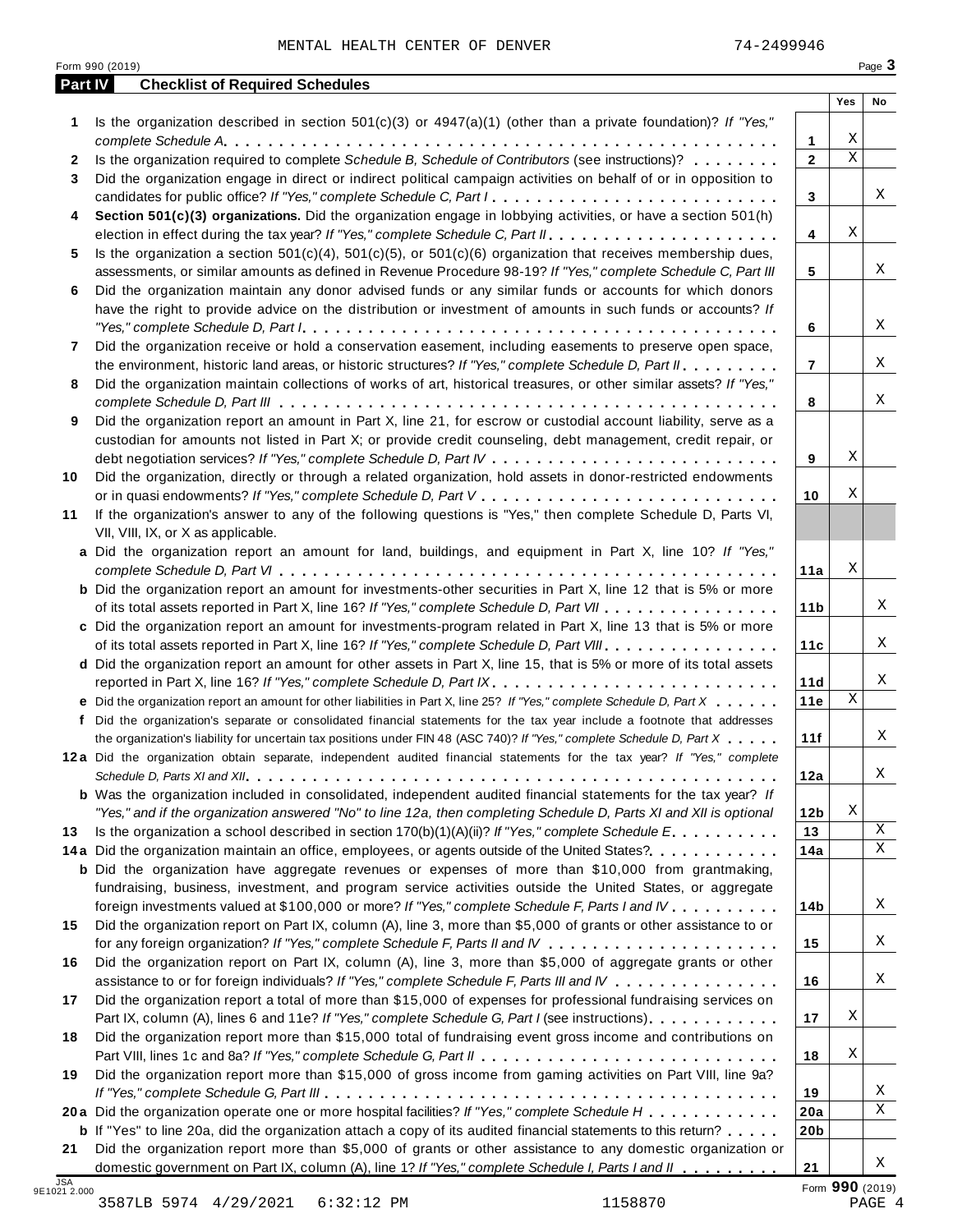MENTAL HEALTH CENTER OF DENVER 74-2499946

Form 990 (2019) Page 3

**Part IV Checklist of Required Schedules**

| | | | Yes | No |
|---|---|---|---|---|
| 1 | Is the organization described in section 501(c)(3) or 4947(a)(1) (other than a private foundation)? *If "Yes," complete Schedule A* | 1 | X | |
| 2 | Is the organization required to complete *Schedule B, Schedule of Contributors* (see instructions)? | 2 | X | |
| 3 | Did the organization engage in direct or indirect political campaign activities on behalf of or in opposition to candidates for public office? *If "Yes," complete Schedule C, Part I* | 3 | | X |
| 4 | **Section 501(c)(3) organizations.** Did the organization engage in lobbying activities, or have a section 501(h) election in effect during the tax year? *If "Yes," complete Schedule C, Part II* | 4 | X | |
| 5 | Is the organization a section 501(c)(4), 501(c)(5), or 501(c)(6) organization that receives membership dues, assessments, or similar amounts as defined in Revenue Procedure 98-19? *If "Yes," complete Schedule C, Part III* | 5 | | X |
| 6 | Did the organization maintain any donor advised funds or any similar funds or accounts for which donors have the right to provide advice on the distribution or investment of amounts in such funds or accounts? *If "Yes," complete Schedule D, Part I* | 6 | | X |
| 7 | Did the organization receive or hold a conservation easement, including easements to preserve open space, the environment, historic land areas, or historic structures? *If "Yes," complete Schedule D, Part II* | 7 | | X |
| 8 | Did the organization maintain collections of works of art, historical treasures, or other similar assets? *If "Yes," complete Schedule D, Part III* | 8 | | X |
| 9 | Did the organization report an amount in Part X, line 21, for escrow or custodial account liability, serve as a custodian for amounts not listed in Part X; or provide credit counseling, debt management, credit repair, or debt negotiation services? *If "Yes," complete Schedule D, Part IV* | 9 | X | |
| 10 | Did the organization, directly or through a related organization, hold assets in donor-restricted endowments or in quasi endowments? *If "Yes," complete Schedule D, Part V* | 10 | X | |
| 11 | If the organization's answer to any of the following questions is "Yes," then complete Schedule D, Parts VI, VII, VIII, IX, or X as applicable. | | | |
| a | Did the organization report an amount for land, buildings, and equipment in Part X, line 10? *If "Yes," complete Schedule D, Part VI* | 11a | X | |
| b | Did the organization report an amount for investments-other securities in Part X, line 12 that is 5% or more of its total assets reported in Part X, line 16? *If "Yes," complete Schedule D, Part VII* | 11b | | X |
| c | Did the organization report an amount for investments-program related in Part X, line 13 that is 5% or more of its total assets reported in Part X, line 16? *If "Yes," complete Schedule D, Part VIII* | 11c | | X |
| d | Did the organization report an amount for other assets in Part X, line 15, that is 5% or more of its total assets reported in Part X, line 16? *If "Yes," complete Schedule D, Part IX* | 11d | | X |
| e | Did the organization report an amount for other liabilities in Part X, line 25? *If "Yes," complete Schedule D, Part X* | 11e | X | |
| f | Did the organization's separate or consolidated financial statements for the tax year include a footnote that addresses the organization's liability for uncertain tax positions under FIN 48 (ASC 740)? *If "Yes," complete Schedule D, Part X* | 11f | | X |
| 12a | Did the organization obtain separate, independent audited financial statements for the tax year? *If "Yes," complete Schedule D, Parts XI and XII* | 12a | | X |
| b | Was the organization included in consolidated, independent audited financial statements for the tax year? *If "Yes," and if the organization answered "No" to line 12a, then completing Schedule D, Parts XI and XII is optional* | 12b | X | |
| 13 | Is the organization a school described in section 170(b)(1)(A)(ii)? *If "Yes," complete Schedule E* | 13 | | X |
| 14a | Did the organization maintain an office, employees, or agents outside of the United States? | 14a | | X |
| b | Did the organization have aggregate revenues or expenses of more than $10,000 from grantmaking, fundraising, business, investment, and program service activities outside the United States, or aggregate foreign investments valued at $100,000 or more? *If "Yes," complete Schedule F, Parts I and IV* | 14b | | X |
| 15 | Did the organization report on Part IX, column (A), line 3, more than $5,000 of grants or other assistance to or for any foreign organization? *If "Yes," complete Schedule F, Parts II and IV* | 15 | | X |
| 16 | Did the organization report on Part IX, column (A), line 3, more than $5,000 of aggregate grants or other assistance to or for foreign individuals? *If "Yes," complete Schedule F, Parts III and IV* | 16 | | X |
| 17 | Did the organization report a total of more than $15,000 of expenses for professional fundraising services on Part IX, column (A), lines 6 and 11e? *If "Yes," complete Schedule G, Part I* (see instructions) | 17 | X | |
| 18 | Did the organization report more than $15,000 total of fundraising event gross income and contributions on Part VIII, lines 1c and 8a? *If "Yes," complete Schedule G, Part II* | 18 | X | |
| 19 | Did the organization report more than $15,000 of gross income from gaming activities on Part VIII, line 9a? *If "Yes," complete Schedule G, Part III* | 19 | | X |
| 20a | Did the organization operate one or more hospital facilities? *If "Yes," complete Schedule H* | 20a | | X |
| b | If "Yes" to line 20a, did the organization attach a copy of its audited financial statements to this return? | 20b | | |
| 21 | Did the organization report more than $5,000 of grants or other assistance to any domestic organization or domestic government on Part IX, column (A), line 1? *If "Yes," complete Schedule I, Parts I and II* | 21 | | X |

JSA 9E1021 2.000

Form **990** (2019)

3587LB 5974 4/29/2021 6:32:12 PM 1158870 PAGE 4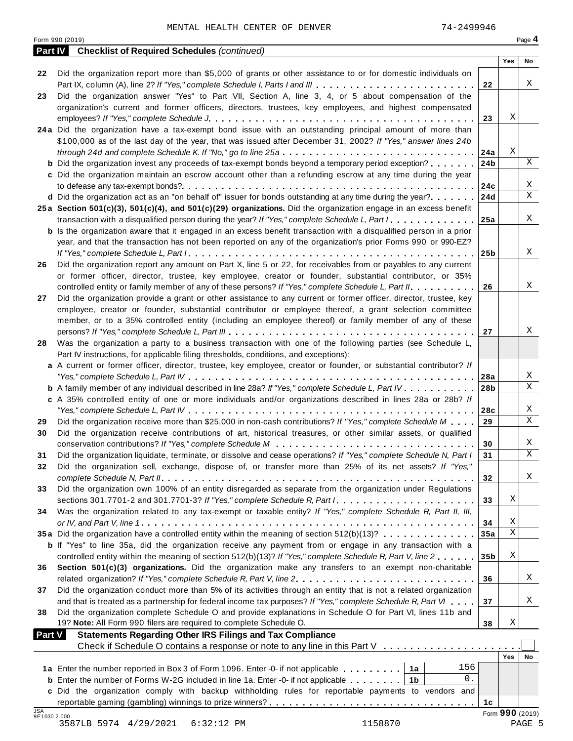MENTAL HEALTH CENTER OF DENVER 74-2499946

Form 990 (2019) Page 4

## Part IV Checklist of Required Schedules *(continued)*

| | | | Yes | No |
|---|---|---|---|---|
| 22 | Did the organization report more than $5,000 of grants or other assistance to or for domestic individuals on Part IX, column (A), line 2? *If "Yes," complete Schedule I, Parts I and III* | 22 | | X |
| 23 | Did the organization answer "Yes" to Part VII, Section A, line 3, 4, or 5 about compensation of the organization's current and former officers, directors, trustees, key employees, and highest compensated employees? *If "Yes," complete Schedule J* | 23 | X | |
| 24a | Did the organization have a tax-exempt bond issue with an outstanding principal amount of more than $100,000 as of the last day of the year, that was issued after December 31, 2002? *If "Yes," answer lines 24b through 24d and complete Schedule K. If "No," go to line 25a* | 24a | X | |
| b | Did the organization invest any proceeds of tax-exempt bonds beyond a temporary period exception? | 24b | | X |
| c | Did the organization maintain an escrow account other than a refunding escrow at any time during the year to defease any tax-exempt bonds? | 24c | | X |
| d | Did the organization act as an "on behalf of" issuer for bonds outstanding at any time during the year? | 24d | | X |
| 25a | **Section 501(c)(3), 501(c)(4), and 501(c)(29) organizations.** Did the organization engage in an excess benefit transaction with a disqualified person during the year? *If "Yes," complete Schedule L, Part I* | 25a | | X |
| b | Is the organization aware that it engaged in an excess benefit transaction with a disqualified person in a prior year, and that the transaction has not been reported on any of the organization's prior Forms 990 or 990-EZ? *If "Yes," complete Schedule L, Part I* | 25b | | X |
| 26 | Did the organization report any amount on Part X, line 5 or 22, for receivables from or payables to any current or former officer, director, trustee, key employee, creator or founder, substantial contributor, or 35% controlled entity or family member of any of these persons? *If "Yes," complete Schedule L, Part II* | 26 | | X |
| 27 | Did the organization provide a grant or other assistance to any current or former officer, director, trustee, key employee, creator or founder, substantial contributor or employee thereof, a grant selection committee member, or to a 35% controlled entity (including an employee thereof) or family member of any of these persons? *If "Yes," complete Schedule L, Part III* | 27 | | X |
| 28 | Was the organization a party to a business transaction with one of the following parties (see Schedule L, Part IV instructions, for applicable filing thresholds, conditions, and exceptions): | | | |
| a | A current or former officer, director, trustee, key employee, creator or founder, or substantial contributor? *If "Yes," complete Schedule L, Part IV* | 28a | | X |
| b | A family member of any individual described in line 28a? *If "Yes," complete Schedule L, Part IV* | 28b | | X |
| c | A 35% controlled entity of one or more individuals and/or organizations described in lines 28a or 28b? *If "Yes," complete Schedule L, Part IV* | 28c | | X |
| 29 | Did the organization receive more than $25,000 in non-cash contributions? *If "Yes," complete Schedule M* | 29 | | X |
| 30 | Did the organization receive contributions of art, historical treasures, or other similar assets, or qualified conservation contributions? *If "Yes," complete Schedule M* | 30 | | X |
| 31 | Did the organization liquidate, terminate, or dissolve and cease operations? *If "Yes," complete Schedule N, Part I* | 31 | | X |
| 32 | Did the organization sell, exchange, dispose of, or transfer more than 25% of its net assets? *If "Yes," complete Schedule N, Part II* | 32 | | X |
| 33 | Did the organization own 100% of an entity disregarded as separate from the organization under Regulations sections 301.7701-2 and 301.7701-3? *If "Yes," complete Schedule R, Part I* | 33 | X | |
| 34 | Was the organization related to any tax-exempt or taxable entity? *If "Yes," complete Schedule R, Part II, III, or IV, and Part V, line 1* | 34 | X | |
| 35a | Did the organization have a controlled entity within the meaning of section 512(b)(13)? | 35a | X | |
| b | If "Yes" to line 35a, did the organization receive any payment from or engage in any transaction with a controlled entity within the meaning of section 512(b)(13)? *If "Yes," complete Schedule R, Part V, line 2* | 35b | X | |
| 36 | **Section 501(c)(3) organizations.** Did the organization make any transfers to an exempt non-charitable related organization? *If "Yes," complete Schedule R, Part V, line 2* | 36 | | X |
| 37 | Did the organization conduct more than 5% of its activities through an entity that is not a related organization and that is treated as a partnership for federal income tax purposes? *If "Yes," complete Schedule R, Part VI* | 37 | | X |
| 38 | Did the organization complete Schedule O and provide explanations in Schedule O for Part VI, lines 11b and 19? **Note:** All Form 990 filers are required to complete Schedule O. | 38 | X | |

## Part V Statements Regarding Other IRS Filings and Tax Compliance

Check if Schedule O contains a response or note to any line in this Part V ☐

| | | | | | Yes | No |
|---|---|---|---|---|---|---|
| 1a | Enter the number reported in Box 3 of Form 1096. Enter -0- if not applicable | 1a | 156 | | | |
| b | Enter the number of Forms W-2G included in line 1a. Enter -0- if not applicable | 1b | 0. | | | |
| c | Did the organization comply with backup withholding rules for reportable payments to vendors and reportable gaming (gambling) winnings to prize winners? | | | 1c | | |

Form **990** (2019)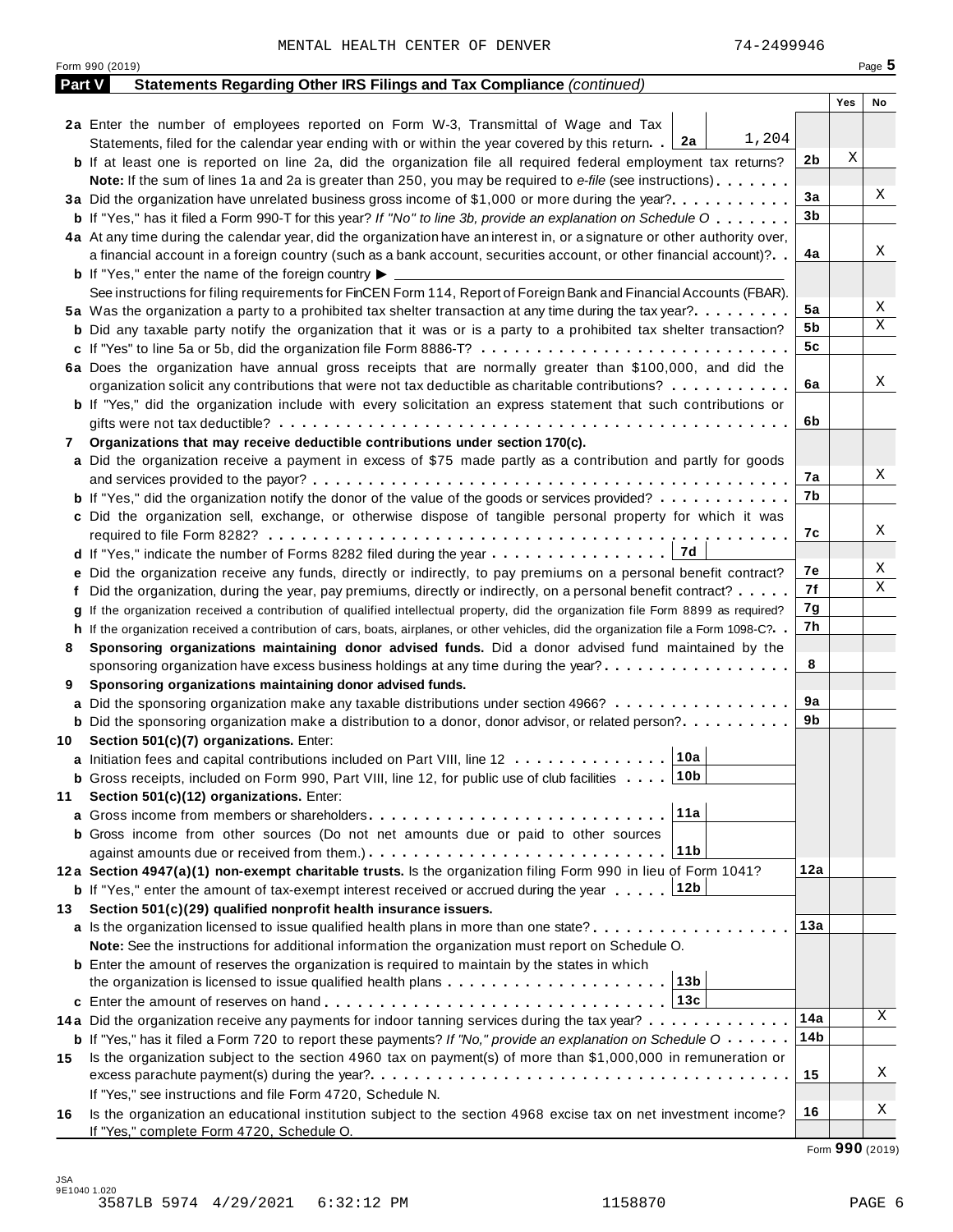MENTAL HEALTH CENTER OF DENVER 74-2499946

Form 990 (2019) Page **5**

**Part V Statements Regarding Other IRS Filings and Tax Compliance** *(continued)*

| | | | Yes | No |
|---|---|---|---|---|
| **2a** | Enter the number of employees reported on Form W-3, Transmittal of Wage and Tax Statements, filed for the calendar year ending with or within the year covered by this return . . **2a** 1,204 | | | |
| **b** | If at least one is reported on line 2a, did the organization file all required federal employment tax returns? | **2b** | X | |
| | **Note:** If the sum of lines 1a and 2a is greater than 250, you may be required to *e-file* (see instructions) | | | |
| **3a** | Did the organization have unrelated business gross income of $1,000 or more during the year? | **3a** | | X |
| **b** | If "Yes," has it filed a Form 990-T for this year? *If "No" to line 3b, provide an explanation on Schedule O* | **3b** | | |
| **4a** | At any time during the calendar year, did the organization have an interest in, or a signature or other authority over, a financial account in a foreign country (such as a bank account, securities account, or other financial account)? | **4a** | | X |
| **b** | If "Yes," enter the name of the foreign country ▶ | | | |
| | See instructions for filing requirements for FinCEN Form 114, Report of Foreign Bank and Financial Accounts (FBAR). | | | |
| **5a** | Was the organization a party to a prohibited tax shelter transaction at any time during the tax year? | **5a** | | X |
| **b** | Did any taxable party notify the organization that it was or is a party to a prohibited tax shelter transaction? | **5b** | | X |
| **c** | If "Yes" to line 5a or 5b, did the organization file Form 8886-T? | **5c** | | |
| **6a** | Does the organization have annual gross receipts that are normally greater than $100,000, and did the organization solicit any contributions that were not tax deductible as charitable contributions? | **6a** | | X |
| **b** | If "Yes," did the organization include with every solicitation an express statement that such contributions or gifts were not tax deductible? | **6b** | | |
| **7** | **Organizations that may receive deductible contributions under section 170(c).** | | | |
| **a** | Did the organization receive a payment in excess of $75 made partly as a contribution and partly for goods and services provided to the payor? | **7a** | | X |
| **b** | If "Yes," did the organization notify the donor of the value of the goods or services provided? | **7b** | | |
| **c** | Did the organization sell, exchange, or otherwise dispose of tangible personal property for which it was required to file Form 8282? | **7c** | | X |
| **d** | If "Yes," indicate the number of Forms 8282 filed during the year . . . **7d** | | | |
| **e** | Did the organization receive any funds, directly or indirectly, to pay premiums on a personal benefit contract? | **7e** | | X |
| **f** | Did the organization, during the year, pay premiums, directly or indirectly, on a personal benefit contract? | **7f** | | X |
| **g** | If the organization received a contribution of qualified intellectual property, did the organization file Form 8899 as required? | **7g** | | |
| **h** | If the organization received a contribution of cars, boats, airplanes, or other vehicles, did the organization file a Form 1098-C? | **7h** | | |
| **8** | **Sponsoring organizations maintaining donor advised funds.** Did a donor advised fund maintained by the sponsoring organization have excess business holdings at any time during the year? | **8** | | |
| **9** | **Sponsoring organizations maintaining donor advised funds.** | | | |
| **a** | Did the sponsoring organization make any taxable distributions under section 4966? | **9a** | | |
| **b** | Did the sponsoring organization make a distribution to a donor, donor advisor, or related person? | **9b** | | |
| **10** | **Section 501(c)(7) organizations.** Enter: | | | |
| **a** | Initiation fees and capital contributions included on Part VIII, line 12 . . . **10a** | | | |
| **b** | Gross receipts, included on Form 990, Part VIII, line 12, for public use of club facilities . . . **10b** | | | |
| **11** | **Section 501(c)(12) organizations.** Enter: | | | |
| **a** | Gross income from members or shareholders . . . **11a** | | | |
| **b** | Gross income from other sources (Do not net amounts due or paid to other sources against amounts due or received from them.) . . . **11b** | | | |
| **12a** | **Section 4947(a)(1) non-exempt charitable trusts.** Is the organization filing Form 990 in lieu of Form 1041? | **12a** | | |
| **b** | If "Yes," enter the amount of tax-exempt interest received or accrued during the year . . . **12b** | | | |
| **13** | **Section 501(c)(29) qualified nonprofit health insurance issuers.** | | | |
| **a** | Is the organization licensed to issue qualified health plans in more than one state? | **13a** | | |
| | **Note:** See the instructions for additional information the organization must report on Schedule O. | | | |
| **b** | Enter the amount of reserves the organization is required to maintain by the states in which the organization is licensed to issue qualified health plans . . . **13b** | | | |
| **c** | Enter the amount of reserves on hand . . . **13c** | | | |
| **14a** | Did the organization receive any payments for indoor tanning services during the tax year? | **14a** | | X |
| **b** | If "Yes," has it filed a Form 720 to report these payments? *If "No," provide an explanation on Schedule O* | **14b** | | |
| **15** | Is the organization subject to the section 4960 tax on payment(s) of more than $1,000,000 in remuneration or excess parachute payment(s) during the year? | **15** | | X |
| | If "Yes," see instructions and file Form 4720, Schedule N. | | | |
| **16** | Is the organization an educational institution subject to the section 4968 excise tax on net investment income? If "Yes," complete Form 4720, Schedule O. | **16** | | X |

Form **990** (2019)

JSA 9E1040 1.020
3587LB 5974 4/29/2021 6:32:12 PM 1158870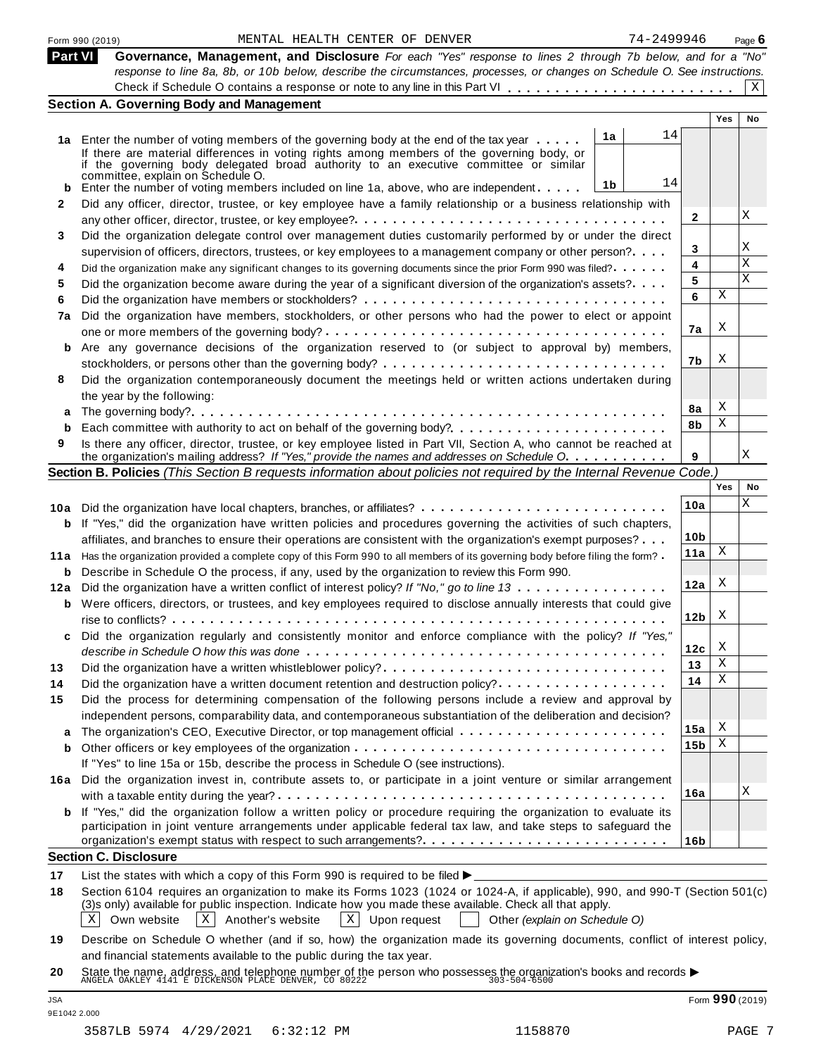Form 990 (2019) MENTAL HEALTH CENTER OF DENVER 74-2499946 Page 6

## Part VI Governance, Management, and Disclosure

*For each "Yes" response to lines 2 through 7b below, and for a "No" response to line 8a, 8b, or 10b below, describe the circumstances, processes, or changes on Schedule O. See instructions.*

Check if Schedule O contains a response or note to any line in this Part VI . . . . . . . . . . . . . . . . . . . . . . . . [X]

### Section A. Governing Body and Management

| | | | | | Yes | No |
|---|---|---|---|---|---|---|
| 1a | Enter the number of voting members of the governing body at the end of the tax year . . . . . | 1a | 14 | | | |
| | If there are material differences in voting rights among members of the governing body, or if the governing body delegated broad authority to an executive committee or similar committee, explain on Schedule O. | | | | | |
| b | Enter the number of voting members included on line 1a, above, who are independent . . . . . | 1b | 14 | | | |
| 2 | Did any officer, director, trustee, or key employee have a family relationship or a business relationship with any other officer, director, trustee, or key employee? . . . . . | | | 2 | | X |
| 3 | Did the organization delegate control over management duties customarily performed by or under the direct supervision of officers, directors, trustees, or key employees to a management company or other person? . . . . | | | 3 | | X |
| 4 | Did the organization make any significant changes to its governing documents since the prior Form 990 was filed? . . . . . | | | 4 | | X |
| 5 | Did the organization become aware during the year of a significant diversion of the organization's assets? . . . . | | | 5 | | X |
| 6 | Did the organization have members or stockholders? . . . . . | | | 6 | X | |
| 7a | Did the organization have members, stockholders, or other persons who had the power to elect or appoint one or more members of the governing body? . . . . . | | | 7a | X | |
| b | Are any governance decisions of the organization reserved to (or subject to approval by) members, stockholders, or persons other than the governing body? . . . . . | | | 7b | X | |
| 8 | Did the organization contemporaneously document the meetings held or written actions undertaken during the year by the following: | | | | | |
| a | The governing body? . . . . . | | | 8a | X | |
| b | Each committee with authority to act on behalf of the governing body? . . . . . | | | 8b | X | |
| 9 | Is there any officer, director, trustee, or key employee listed in Part VII, Section A, who cannot be reached at the organization's mailing address? *If "Yes," provide the names and addresses on Schedule O* . . . . . | | | 9 | | X |

### Section B. Policies *(This Section B requests information about policies not required by the Internal Revenue Code.)*

| | | | Yes | No |
|---|---|---|---|---|
| 10a | Did the organization have local chapters, branches, or affiliates? . . . . . | 10a | | X |
| b | If "Yes," did the organization have written policies and procedures governing the activities of such chapters, affiliates, and branches to ensure their operations are consistent with the organization's exempt purposes? . . . | 10b | | |
| 11a | Has the organization provided a complete copy of this Form 990 to all members of its governing body before filing the form? . | 11a | X | |
| b | Describe in Schedule O the process, if any, used by the organization to review this Form 990. | | | |
| 12a | Did the organization have a written conflict of interest policy? *If "No," go to line 13* . . . . . | 12a | X | |
| b | Were officers, directors, or trustees, and key employees required to disclose annually interests that could give rise to conflicts? . . . . . | 12b | X | |
| c | Did the organization regularly and consistently monitor and enforce compliance with the policy? *If "Yes," describe in Schedule O how this was done* . . . . . | 12c | X | |
| 13 | Did the organization have a written whistleblower policy? . . . . . | 13 | X | |
| 14 | Did the organization have a written document retention and destruction policy? . . . . . | 14 | X | |
| 15 | Did the process for determining compensation of the following persons include a review and approval by independent persons, comparability data, and contemporaneous substantiation of the deliberation and decision? | | | |
| a | The organization's CEO, Executive Director, or top management official . . . . . | 15a | X | |
| b | Other officers or key employees of the organization . . . . . | 15b | X | |
| | If "Yes" to line 15a or 15b, describe the process in Schedule O (see instructions). | | | |
| 16a | Did the organization invest in, contribute assets to, or participate in a joint venture or similar arrangement with a taxable entity during the year? . . . . . | 16a | | X |
| b | If "Yes," did the organization follow a written policy or procedure requiring the organization to evaluate its participation in joint venture arrangements under applicable federal tax law, and take steps to safeguard the organization's exempt status with respect to such arrangements? . . . . . | 16b | | |

### Section C. Disclosure

17 List the states with which a copy of this Form 990 is required to be filed ▶

18 Section 6104 requires an organization to make its Forms 1023 (1024 or 1024-A, if applicable), 990, and 990-T (Section 501(c)(3)s only) available for public inspection. Indicate how you made these available. Check all that apply.

[X] Own website [X] Another's website [X] Upon request [ ] Other *(explain on Schedule O)*

19 Describe on Schedule O whether (and if so, how) the organization made its governing documents, conflict of interest policy, and financial statements available to the public during the tax year.

20 State the name, address, and telephone number of the person who possesses the organization's books and records ▶
ANGELA OAKLEY 4141 E DICKENSON PLACE DENVER, CO 80222 303-504-6500

JSA
9E1042 2.000
Form **990** (2019)

3587LB 5974 4/29/2021 6:32:12 PM 1158870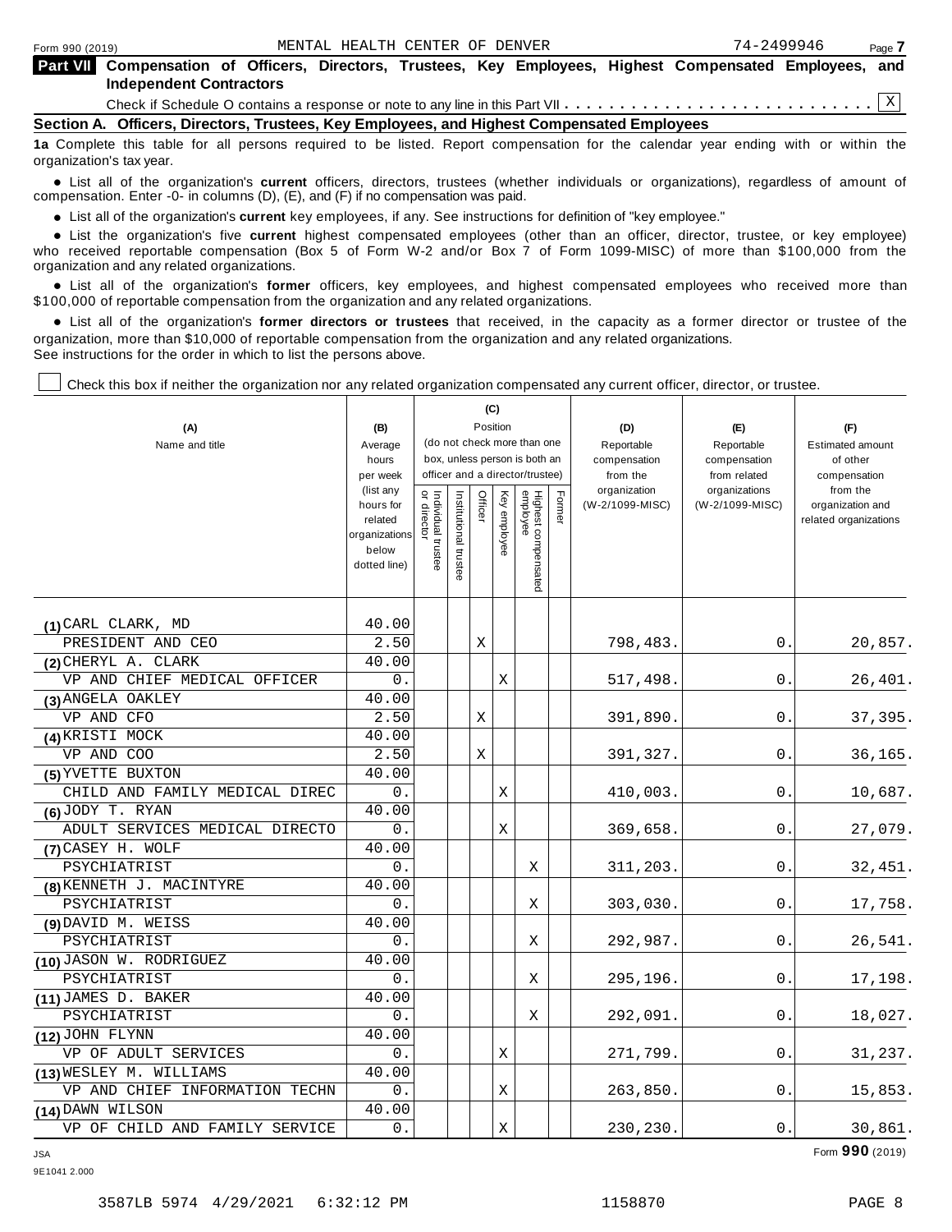Form 990 (2019) MENTAL HEALTH CENTER OF DENVER 74-2499946

## Part VII Compensation of Officers, Directors, Trustees, Key Employees, Highest Compensated Employees, and Independent Contractors

Check if Schedule O contains a response or note to any line in this Part VII . . . . . . . . . . . . . . . . . . . . . . . . . . . . X

### Section A. Officers, Directors, Trustees, Key Employees, and Highest Compensated Employees

**1a** Complete this table for all persons required to be listed. Report compensation for the calendar year ending with or within the organization's tax year.

- List all of the organization's **current** officers, directors, trustees (whether individuals or organizations), regardless of amount of compensation. Enter -0- in columns (D), (E), and (F) if no compensation was paid.
- List all of the organization's **current** key employees, if any. See instructions for definition of "key employee."
- List the organization's five **current** highest compensated employees (other than an officer, director, trustee, or key employee) who received reportable compensation (Box 5 of Form W-2 and/or Box 7 of Form 1099-MISC) of more than $100,000 from the organization and any related organizations.
- List all of the organization's **former** officers, key employees, and highest compensated employees who received more than $100,000 of reportable compensation from the organization and any related organizations.
- List all of the organization's **former directors or trustees** that received, in the capacity as a former director or trustee of the organization, more than $10,000 of reportable compensation from the organization and any related organizations.

See instructions for the order in which to list the persons above.

☐ Check this box if neither the organization nor any related organization compensated any current officer, director, or trustee.

| (A) Name and title | (B) Average hours per week (list any hours for related organizations below dotted line) | (C) Position: Individual trustee or director | Institutional trustee | Officer | Key employee | Highest compensated employee | Former | (D) Reportable compensation from the organization (W-2/1099-MISC) | (E) Reportable compensation from related organizations (W-2/1099-MISC) | (F) Estimated amount of other compensation from the organization and related organizations |
|---|---|---|---|---|---|---|---|---|---|---|
| (1) CARL CLARK, MD<br>PRESIDENT AND CEO | 40.00<br>2.50 | | | X | | | | 798,483. | 0. | 20,857. |
| (2) CHERYL A. CLARK<br>VP AND CHIEF MEDICAL OFFICER | 40.00<br>0. | | | | X | | | 517,498. | 0. | 26,401. |
| (3) ANGELA OAKLEY<br>VP AND CFO | 40.00<br>2.50 | | | X | | | | 391,890. | 0. | 37,395. |
| (4) KRISTI MOCK<br>VP AND COO | 40.00<br>2.50 | | | X | | | | 391,327. | 0. | 36,165. |
| (5) YVETTE BUXTON<br>CHILD AND FAMILY MEDICAL DIREC | 40.00<br>0. | | | | X | | | 410,003. | 0. | 10,687. |
| (6) JODY T. RYAN<br>ADULT SERVICES MEDICAL DIRECTO | 40.00<br>0. | | | | X | | | 369,658. | 0. | 27,079. |
| (7) CASEY H. WOLF<br>PSYCHIATRIST | 40.00<br>0. | | | | | X | | 311,203. | 0. | 32,451. |
| (8) KENNETH J. MACINTYRE<br>PSYCHIATRIST | 40.00<br>0. | | | | | X | | 303,030. | 0. | 17,758. |
| (9) DAVID M. WEISS<br>PSYCHIATRIST | 40.00<br>0. | | | | | X | | 292,987. | 0. | 26,541. |
| (10) JASON W. RODRIGUEZ<br>PSYCHIATRIST | 40.00<br>0. | | | | | X | | 295,196. | 0. | 17,198. |
| (11) JAMES D. BAKER<br>PSYCHIATRIST | 40.00<br>0. | | | | | X | | 292,091. | 0. | 18,027. |
| (12) JOHN FLYNN<br>VP OF ADULT SERVICES | 40.00<br>0. | | | | X | | | 271,799. | 0. | 31,237. |
| (13) WESLEY M. WILLIAMS<br>VP AND CHIEF INFORMATION TECHN | 40.00<br>0. | | | | X | | | 263,850. | 0. | 15,853. |
| (14) DAWN WILSON<br>VP OF CHILD AND FAMILY SERVICE | 40.00<br>0. | | | | X | | | 230,230. | 0. | 30,861. |

Form **990** (2019)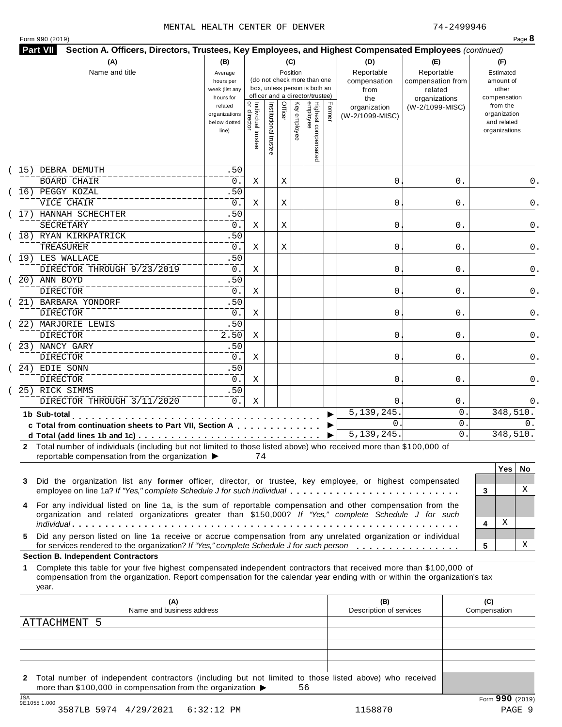MENTAL HEALTH CENTER OF DENVER 74-2499946

Form 990 (2019) Page **8**

**Part VII Section A. Officers, Directors, Trustees, Key Employees, and Highest Compensated Employees** *(continued)*

| (A) Name and title | (B) Average hours per week (list any hours for related organizations below dotted line) | (C) Position: Individual trustee or director | Institutional trustee | Officer | Key employee | Highest compensated employee | Former | (D) Reportable compensation from the organization (W-2/1099-MISC) | (E) Reportable compensation from related organizations (W-2/1099-MISC) | (F) Estimated amount of other compensation from the organization and related organizations |
|---|---|---|---|---|---|---|---|---|---|---|
| (15) DEBRA DEMUTH<br>BOARD CHAIR | .50<br>0. | X | | X | | | | 0. | 0. | 0. |
| (16) PEGGY KOZAL<br>VICE CHAIR | .50<br>0. | X | | X | | | | 0. | 0. | 0. |
| (17) HANNAH SCHECHTER<br>SECRETARY | .50<br>0. | X | | X | | | | 0. | 0. | 0. |
| (18) RYAN KIRKPATRICK<br>TREASURER | .50<br>0. | X | | X | | | | 0. | 0. | 0. |
| (19) LES WALLACE<br>DIRECTOR THROUGH 9/23/2019 | .50<br>0. | X | | | | | | 0. | 0. | 0. |
| (20) ANN BOYD<br>DIRECTOR | .50<br>0. | X | | | | | | 0. | 0. | 0. |
| (21) BARBARA YONDORF<br>DIRECTOR | .50<br>0. | X | | | | | | 0. | 0. | 0. |
| (22) MARJORIE LEWIS<br>DIRECTOR | .50<br>2.50 | X | | | | | | 0. | 0. | 0. |
| (23) NANCY GARY<br>DIRECTOR | .50<br>0. | X | | | | | | 0. | 0. | 0. |
| (24) EDIE SONN<br>DIRECTOR | .50<br>0. | X | | | | | | 0. | 0. | 0. |
| (25) RICK SIMMS<br>DIRECTOR THROUGH 3/11/2020 | .50<br>0. | X | | | | | | 0. | 0. | 0. |
| **1b Sub-total** | | | | | | | | 5,139,245. | 0. | 348,510. |
| **c Total from continuation sheets to Part VII, Section A** | | | | | | | | 0. | 0. | 0. |
| **d Total (add lines 1b and 1c)** | | | | | | | | 5,139,245. | 0. | 348,510. |

**2** Total number of individuals (including but not limited to those listed above) who received more than $100,000 of reportable compensation from the organization ▶ 74

| | | Yes | No |
|---|---|---|---|
| **3** Did the organization list any **former** officer, director, or trustee, key employee, or highest compensated employee on line 1a? *If "Yes," complete Schedule J for such individual* | 3 | | X |
| **4** For any individual listed on line 1a, is the sum of reportable compensation and other compensation from the organization and related organizations greater than $150,000? *If "Yes," complete Schedule J for such individual* | 4 | X | |
| **5** Did any person listed on line 1a receive or accrue compensation from any unrelated organization or individual for services rendered to the organization? *If "Yes," complete Schedule J for such person* | 5 | | X |

**Section B. Independent Contractors**

**1** Complete this table for your five highest compensated independent contractors that received more than $100,000 of compensation from the organization. Report compensation for the calendar year ending with or within the organization's tax year.

| (A) Name and business address | (B) Description of services | (C) Compensation |
|---|---|---|
| ATTACHMENT 5 | | |
| | | |
| | | |
| | | |
| | | |

**2** Total number of independent contractors (including but not limited to those listed above) who received more than $100,000 in compensation from the organization ▶ 56

JSA 9E1055 1.000 Form **990** (2019)

3587LB 5974 4/29/2021 6:32:12 PM 1158870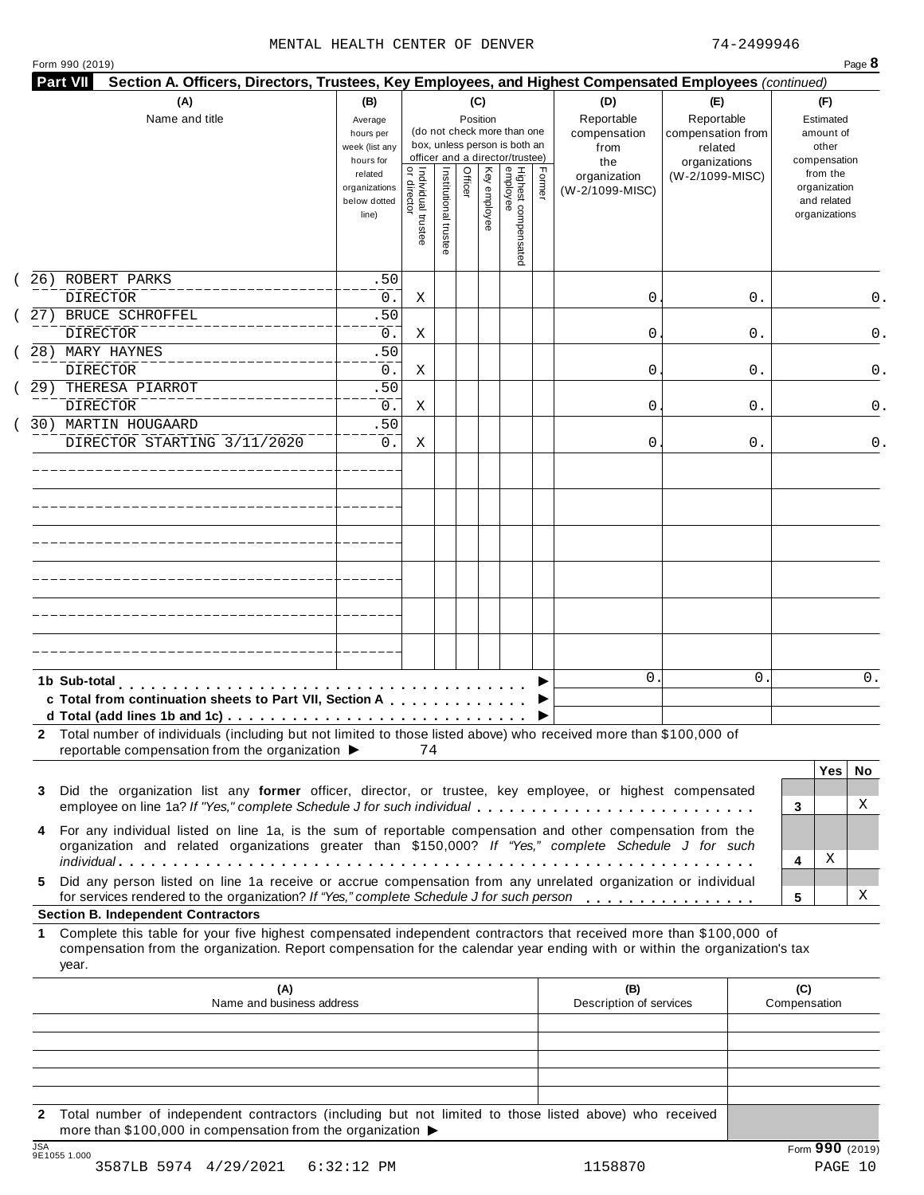MENTAL HEALTH CENTER OF DENVER 74-2499946

Form 990 (2019)

**Part VII Section A. Officers, Directors, Trustees, Key Employees, and Highest Compensated Employees** *(continued)*

| (A) Name and title | (B) Average hours per week (list any hours for related organizations below dotted line) | (C) Position: Individual trustee or director | Institutional trustee | Officer | Key employee | Highest compensated employee | Former | (D) Reportable compensation from the organization (W-2/1099-MISC) | (E) Reportable compensation from related organizations (W-2/1099-MISC) | (F) Estimated amount of other compensation from the organization and related organizations |
|---|---|---|---|---|---|---|---|---|---|---|
| (26) ROBERT PARKS<br>DIRECTOR | .50<br>0. | X | | | | | | 0. | 0. | 0. |
| (27) BRUCE SCHROFFEL<br>DIRECTOR | .50<br>0. | X | | | | | | 0. | 0. | 0. |
| (28) MARY HAYNES<br>DIRECTOR | .50<br>0. | X | | | | | | 0. | 0. | 0. |
| (29) THERESA PIARROT<br>DIRECTOR | .50<br>0. | X | | | | | | 0. | 0. | 0. |
| (30) MARTIN HOUGAARD<br>DIRECTOR STARTING 3/11/2020 | .50<br>0. | X | | | | | | 0. | 0. | 0. |
| **1b Sub-total** ▶ | | | | | | | | 0. | 0. | 0. |
| **c Total from continuation sheets to Part VII, Section A** ▶ | | | | | | | | | | |
| **d Total (add lines 1b and 1c)** ▶ | | | | | | | | | | |

**2** Total number of individuals (including but not limited to those listed above) who received more than $100,000 of reportable compensation from the organization ▶ 74

| | | Yes | No |
|---|---|---|---|
| **3** Did the organization list any **former** officer, director, or trustee, key employee, or highest compensated employee on line 1a? *If "Yes," complete Schedule J for such individual* | 3 | | X |
| **4** For any individual listed on line 1a, is the sum of reportable compensation and other compensation from the organization and related organizations greater than $150,000? *If "Yes," complete Schedule J for such individual* | 4 | X | |
| **5** Did any person listed on line 1a receive or accrue compensation from any unrelated organization or individual for services rendered to the organization? *If "Yes," complete Schedule J for such person* | 5 | | X |

**Section B. Independent Contractors**

**1** Complete this table for your five highest compensated independent contractors that received more than $100,000 of compensation from the organization. Report compensation for the calendar year ending with or within the organization's tax year.

| (A) Name and business address | (B) Description of services | (C) Compensation |
|---|---|---|
| | | |
| | | |
| | | |
| | | |
| | | |

**2** Total number of independent contractors (including but not limited to those listed above) who received more than $100,000 in compensation from the organization ▶

Form **990** (2019)

3587LB 5974 4/29/2021 6:32:12 PM 1158870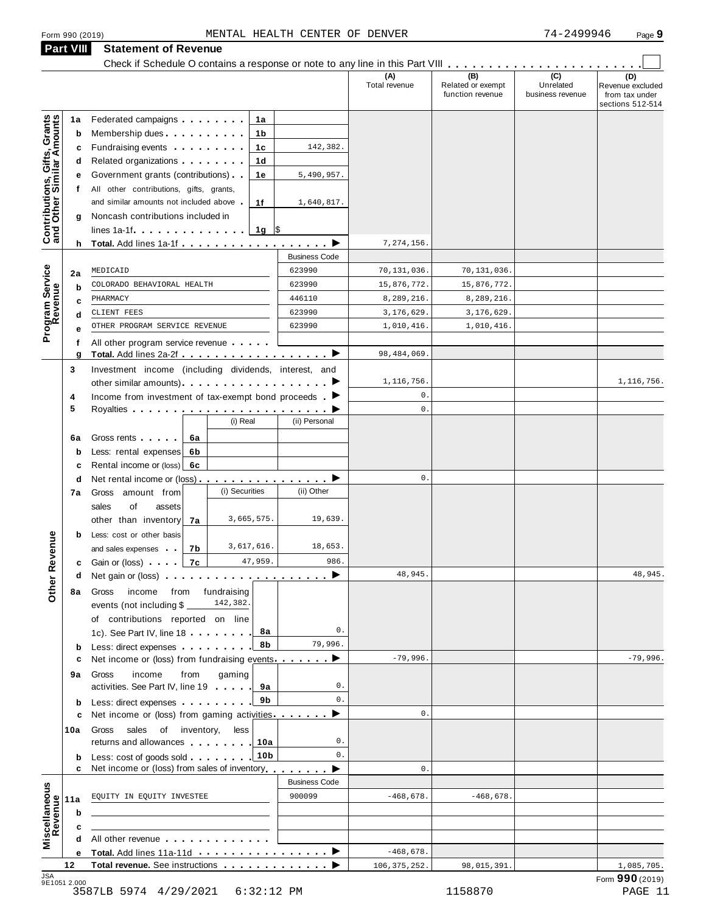Form 990 (2019) MENTAL HEALTH CENTER OF DENVER 74-2499946 Page **9**

## Part VIII Statement of Revenue

Check if Schedule O contains a response or note to any line in this Part VIII . . . . . . . . . . . . . . . . . . . . . . . ☐

| | | | | (A) Total revenue | (B) Related or exempt function revenue | (C) Unrelated business revenue | (D) Revenue excluded from tax under sections 512-514 |
|---|---|---|---|---|---|---|---|
| **Contributions, Gifts, Grants and Other Similar Amounts** | 1a | Federated campaigns . . . . . . . . 1a | | | | | |
| | b | Membership dues . . . . . . . . . . 1b | | | | | |
| | c | Fundraising events . . . . . . . . . 1c | 142,382. | | | | |
| | d | Related organizations . . . . . . . . 1d | | | | | |
| | e | Government grants (contributions) . . 1e | 5,490,957. | | | | |
| | f | All other contributions, gifts, grants, and similar amounts not included above . 1f | 1,640,817. | | | | |
| | g | Noncash contributions included in lines 1a-1f . . . . . . . . . . . . . 1g $ | | | | | |
| | h | **Total.** Add lines 1a-1f . . . . . . . . . . . . . . . . . ▶ | | 7,274,156. | | | |
| **Program Service Revenue** | | | Business Code | | | | |
| | 2a | MEDICAID | 623990 | 70,131,036. | 70,131,036. | | |
| | b | COLORADO BEHAVIORAL HEALTH | 623990 | 15,876,772. | 15,876,772. | | |
| | c | PHARMACY | 446110 | 8,289,216. | 8,289,216. | | |
| | d | CLIENT FEES | 623990 | 3,176,629. | 3,176,629. | | |
| | e | OTHER PROGRAM SERVICE REVENUE | 623990 | 1,010,416. | 1,010,416. | | |
| | f | All other program service revenue . . . . . | | | | | |
| | g | **Total.** Add lines 2a-2f . . . . . . . . . . . . . . . . . ▶ | | 98,484,069. | | | |
| **Other Revenue** | 3 | Investment income (including dividends, interest, and other similar amounts) . . . . . . . . . . . . . . . . . ▶ | | 1,116,756. | | | 1,116,756. |
| | 4 | Income from investment of tax-exempt bond proceeds . ▶ | | 0. | | | |
| | 5 | Royalties . . . . . . . . . . . . . . . . . . . . . . . . ▶ | | 0. | | | |
| | | | (i) Real / (ii) Personal | | | | |
| | 6a | Gross rents . . . . . 6a | | | | | |
| | b | Less: rental expenses 6b | | | | | |
| | c | Rental income or (loss) 6c | | | | | |
| | d | Net rental income or (loss) . . . . . . . . . . . . . . . . ▶ | | 0. | | | |
| | | | (i) Securities / (ii) Other | | | | |
| | 7a | Gross amount from sales of assets other than inventory 7a | 3,665,575. / 19,639. | | | | |
| | b | Less: cost or other basis and sales expenses . . 7b | 3,617,616. / 18,653. | | | | |
| | c | Gain or (loss) . . . . 7c | 47,959. / 986. | | | | |
| | d | Net gain or (loss) . . . . . . . . . . . . . . . . . . . . ▶ | | 48,945. | | | 48,945. |
| | 8a | Gross income from fundraising events (not including $ 142,382. of contributions reported on line 1c). See Part IV, line 18 . . . . . . . 8a | 0. | | | | |
| | b | Less: direct expenses . . . . . . . . . 8b | 79,996. | | | | |
| | c | Net income or (loss) from fundraising events . . . . . . . ▶ | | -79,996. | | | -79,996. |
| | 9a | Gross income from gaming activities. See Part IV, line 19 . . . . . 9a | 0. | | | | |
| | b | Less: direct expenses . . . . . . . . . 9b | 0. | | | | |
| | c | Net income or (loss) from gaming activities . . . . . . . ▶ | | 0. | | | |
| | 10a | Gross sales of inventory, less returns and allowances . . . . . . . . 10a | 0. | | | | |
| | b | Less: cost of goods sold . . . . . . . . 10b | 0. | | | | |
| | c | Net income or (loss) from sales of inventory . . . . . . . ▶ | | 0. | | | |
| **Miscellaneous Revenue** | | | Business Code | | | | |
| | 11a | EQUITY IN EQUITY INVESTEE | 900099 | -468,678. | -468,678. | | |
| | b | | | | | | |
| | c | | | | | | |
| | d | All other revenue . . . . . . . . . . . . . | | | | | |
| | e | **Total.** Add lines 11a-11d . . . . . . . . . . . . . . . . ▶ | | -468,678. | | | |
| | 12 | **Total revenue.** See instructions . . . . . . . . . . . . . ▶ | | 106,375,252. | 98,015,391. | | 1,085,705. |

Form **990** (2019)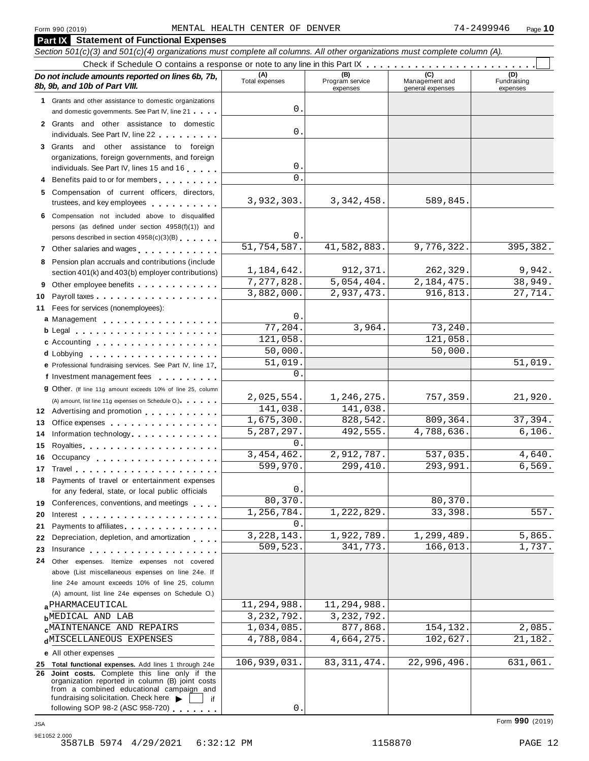Form 990 (2019) MENTAL HEALTH CENTER OF DENVER 74-2499946 Page 10

## Part IX Statement of Functional Expenses

*Section 501(c)(3) and 501(c)(4) organizations must complete all columns. All other organizations must complete column (A).*

Check if Schedule O contains a response or note to any line in this Part IX . . . . . . . . . . . . . . . . . . . . . . . . ☐

| *Do not include amounts reported on lines 6b, 7b, 8b, 9b, and 10b of Part VIII.* | (A) Total expenses | (B) Program service expenses | (C) Management and general expenses | (D) Fundraising expenses |
|---|---|---|---|---|
| **1** Grants and other assistance to domestic organizations and domestic governments. See Part IV, line 21 | 0. | | | |
| **2** Grants and other assistance to domestic individuals. See Part IV, line 22 | 0. | | | |
| **3** Grants and other assistance to foreign organizations, foreign governments, and foreign individuals. See Part IV, lines 15 and 16 | 0. | | | |
| **4** Benefits paid to or for members | 0. | | | |
| **5** Compensation of current officers, directors, trustees, and key employees | 3,932,303. | 3,342,458. | 589,845. | |
| **6** Compensation not included above to disqualified persons (as defined under section 4958(f)(1)) and persons described in section 4958(c)(3)(B) | 0. | | | |
| **7** Other salaries and wages | 51,754,587. | 41,582,883. | 9,776,322. | 395,382. |
| **8** Pension plan accruals and contributions (include section 401(k) and 403(b) employer contributions) | 1,184,642. | 912,371. | 262,329. | 9,942. |
| **9** Other employee benefits | 7,277,828. | 5,054,404. | 2,184,475. | 38,949. |
| **10** Payroll taxes | 3,882,000. | 2,937,473. | 916,813. | 27,714. |
| **11** Fees for services (nonemployees): | | | | |
| **a** Management | 0. | | | |
| **b** Legal | 77,204. | 3,964. | 73,240. | |
| **c** Accounting | 121,058. | | 121,058. | |
| **d** Lobbying | 50,000. | | 50,000. | |
| **e** Professional fundraising services. See Part IV, line 17 | 51,019. | | | 51,019. |
| **f** Investment management fees | 0. | | | |
| **g** Other. (If line 11g amount exceeds 10% of line 25, column (A) amount, list line 11g expenses on Schedule O.) | 2,025,554. | 1,246,275. | 757,359. | 21,920. |
| **12** Advertising and promotion | 141,038. | 141,038. | | |
| **13** Office expenses | 1,675,300. | 828,542. | 809,364. | 37,394. |
| **14** Information technology | 5,287,297. | 492,555. | 4,788,636. | 6,106. |
| **15** Royalties | 0. | | | |
| **16** Occupancy | 3,454,462. | 2,912,787. | 537,035. | 4,640. |
| **17** Travel | 599,970. | 299,410. | 293,991. | 6,569. |
| **18** Payments of travel or entertainment expenses for any federal, state, or local public officials | 0. | | | |
| **19** Conferences, conventions, and meetings | 80,370. | | 80,370. | |
| **20** Interest | 1,256,784. | 1,222,829. | 33,398. | 557. |
| **21** Payments to affiliates | 0. | | | |
| **22** Depreciation, depletion, and amortization | 3,228,143. | 1,922,789. | 1,299,489. | 5,865. |
| **23** Insurance | 509,523. | 341,773. | 166,013. | 1,737. |
| **24** Other expenses. Itemize expenses not covered above (List miscellaneous expenses on line 24e. If line 24e amount exceeds 10% of line 25, column (A) amount, list line 24e expenses on Schedule O.) | | | | |
| **a** PHARMACEUTICAL | 11,294,988. | 11,294,988. | | |
| **b** MEDICAL AND LAB | 3,232,792. | 3,232,792. | | |
| **c** MAINTENANCE AND REPAIRS | 1,034,085. | 877,868. | 154,132. | 2,085. |
| **d** MISCELLANEOUS EXPENSES | 4,788,084. | 4,664,275. | 102,627. | 21,182. |
| **e** All other expenses | | | | |
| **25 Total functional expenses.** Add lines 1 through 24e | 106,939,031. | 83,311,474. | 22,996,496. | 631,061. |
| **26 Joint costs.** Complete this line only if the organization reported in column (B) joint costs from a combined educational campaign and fundraising solicitation. Check here ▶ ☐ if following SOP 98-2 (ASC 958-720) | 0. | | | |

Form **990** (2019)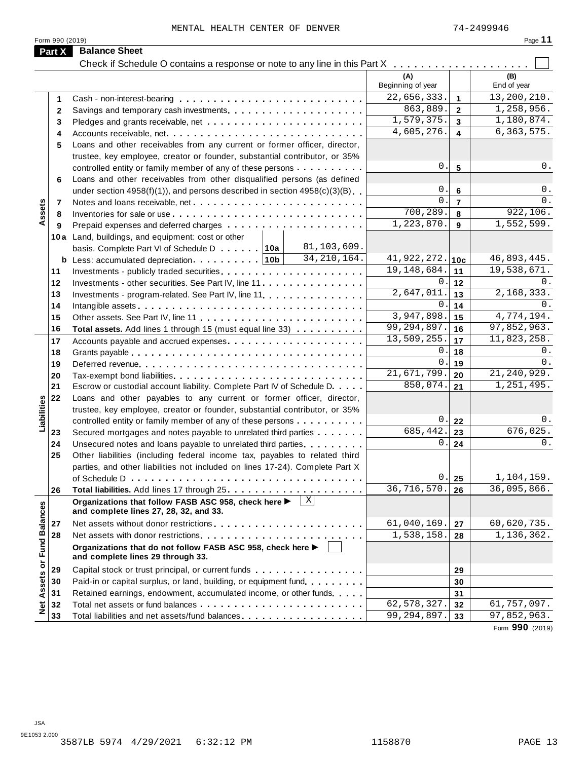MENTAL HEALTH CENTER OF DENVER 74-2499946

## Part X Balance Sheet

Check if Schedule O contains a response or note to any line in this Part X . . . . . . . . . . . . . . . . . . . . ☐

| | | | | (A) Beginning of year | | (B) End of year |
|---|---|---|---|---|---|---|
| **Assets** | 1 | Cash - non-interest-bearing | | 22,656,333. | 1 | 13,200,210. |
| | 2 | Savings and temporary cash investments | | 863,889. | 2 | 1,258,956. |
| | 3 | Pledges and grants receivable, net | | 1,579,375. | 3 | 1,180,874. |
| | 4 | Accounts receivable, net | | 4,605,276. | 4 | 6,363,575. |
| | 5 | Loans and other receivables from any current or former officer, director, trustee, key employee, creator or founder, substantial contributor, or 35% controlled entity or family member of any of these persons | | 0. | 5 | 0. |
| | 6 | Loans and other receivables from other disqualified persons (as defined under section 4958(f)(1)), and persons described in section 4958(c)(3)(B) | | 0. | 6 | 0. |
| | 7 | Notes and loans receivable, net | | 0. | 7 | 0. |
| | 8 | Inventories for sale or use | | 700,289. | 8 | 922,106. |
| | 9 | Prepaid expenses and deferred charges | | 1,223,870. | 9 | 1,552,599. |
| | 10a | Land, buildings, and equipment: cost or other basis. Complete Part VI of Schedule D . . . 10a | 81,103,609. | | | |
| | b | Less: accumulated depreciation . . . 10b | 34,210,164. | 41,922,272. | 10c | 46,893,445. |
| | 11 | Investments - publicly traded securities | | 19,148,684. | 11 | 19,538,671. |
| | 12 | Investments - other securities. See Part IV, line 11 | | 0. | 12 | 0. |
| | 13 | Investments - program-related. See Part IV, line 11 | | 2,647,011. | 13 | 2,168,333. |
| | 14 | Intangible assets | | 0. | 14 | 0. |
| | 15 | Other assets. See Part IV, line 11 | | 3,947,898. | 15 | 4,774,194. |
| | 16 | **Total assets.** Add lines 1 through 15 (must equal line 33) | | 99,294,897. | 16 | 97,852,963. |
| **Liabilities** | 17 | Accounts payable and accrued expenses | | 13,509,255. | 17 | 11,823,258. |
| | 18 | Grants payable | | 0. | 18 | 0. |
| | 19 | Deferred revenue | | 0. | 19 | 0. |
| | 20 | Tax-exempt bond liabilities | | 21,671,799. | 20 | 21,240,929. |
| | 21 | Escrow or custodial account liability. Complete Part IV of Schedule D | | 850,074. | 21 | 1,251,495. |
| | 22 | Loans and other payables to any current or former officer, director, trustee, key employee, creator or founder, substantial contributor, or 35% controlled entity or family member of any of these persons | | 0. | 22 | 0. |
| | 23 | Secured mortgages and notes payable to unrelated third parties | | 685,442. | 23 | 676,025. |
| | 24 | Unsecured notes and loans payable to unrelated third parties | | 0. | 24 | 0. |
| | 25 | Other liabilities (including federal income tax, payables to related third parties, and other liabilities not included on lines 17-24). Complete Part X of Schedule D | | 0. | 25 | 1,104,159. |
| | 26 | **Total liabilities.** Add lines 17 through 25 | | 36,716,570. | 26 | 36,095,866. |
| **Net Assets or Fund Balances** | | **Organizations that follow FASB ASC 958, check here ▶ [X] and complete lines 27, 28, 32, and 33.** | | | | |
| | 27 | Net assets without donor restrictions | | 61,040,169. | 27 | 60,620,735. |
| | 28 | Net assets with donor restrictions | | 1,538,158. | 28 | 1,136,362. |
| | | **Organizations that do not follow FASB ASC 958, check here ▶ [ ] and complete lines 29 through 33.** | | | | |
| | 29 | Capital stock or trust principal, or current funds | | | 29 | |
| | 30 | Paid-in or capital surplus, or land, building, or equipment fund | | | 30 | |
| | 31 | Retained earnings, endowment, accumulated income, or other funds | | | 31 | |
| | 32 | Total net assets or fund balances | | 62,578,327. | 32 | 61,757,097. |
| | 33 | Total liabilities and net assets/fund balances | | 99,294,897. | 33 | 97,852,963. |

Form **990** (2019)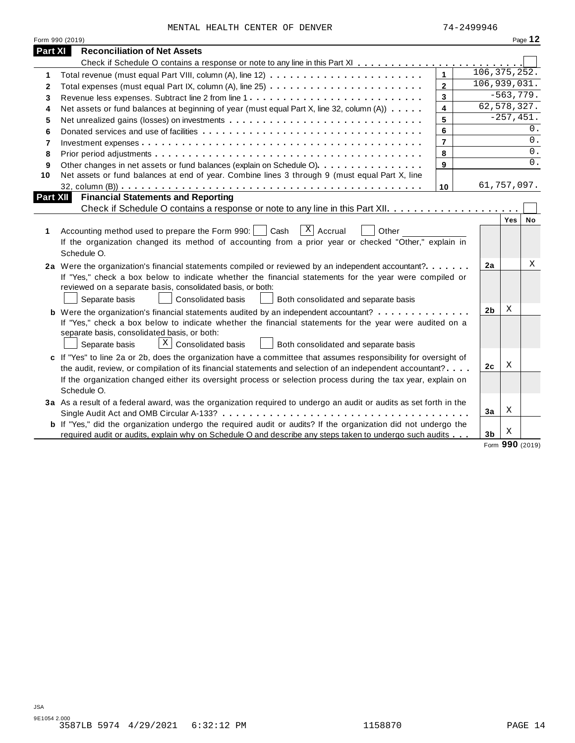MENTAL HEALTH CENTER OF DENVER 74-2499946

Form 990 (2019) Page **12**

## Part XI Reconciliation of Net Assets

Check if Schedule O contains a response or note to any line in this Part XI . . . . . . . . . . . . . . . . . . . . . . . . ☐

| | | | |
|---|---|---|---|
| **1** | Total revenue (must equal Part VIII, column (A), line 12) | **1** | 106,375,252. |
| **2** | Total expenses (must equal Part IX, column (A), line 25) | **2** | 106,939,031. |
| **3** | Revenue less expenses. Subtract line 2 from line 1 | **3** | -563,779. |
| **4** | Net assets or fund balances at beginning of year (must equal Part X, line 32, column (A)) | **4** | 62,578,327. |
| **5** | Net unrealized gains (losses) on investments | **5** | -257,451. |
| **6** | Donated services and use of facilities | **6** | 0. |
| **7** | Investment expenses | **7** | 0. |
| **8** | Prior period adjustments | **8** | 0. |
| **9** | Other changes in net assets or fund balances (explain on Schedule O) | **9** | 0. |
| **10** | Net assets or fund balances at end of year. Combine lines 3 through 9 (must equal Part X, line 32, column (B)) | **10** | 61,757,097. |

## Part XII Financial Statements and Reporting

Check if Schedule O contains a response or note to any line in this Part XII . . . . . . . . . . . . . . . . . . . . ☐

| | | | Yes | No |
|---|---|---|---|---|
| **1** | Accounting method used to prepare the Form 990: ☐ Cash ☒ Accrual ☐ Other ____________ If the organization changed its method of accounting from a prior year or checked "Other," explain in Schedule O. | | | |
| **2a** | Were the organization's financial statements compiled or reviewed by an independent accountant? | **2a** | | X |
| | If "Yes," check a box below to indicate whether the financial statements for the year were compiled or reviewed on a separate basis, consolidated basis, or both: ☐ Separate basis ☐ Consolidated basis ☐ Both consolidated and separate basis | | | |
| **b** | Were the organization's financial statements audited by an independent accountant? | **2b** | X | |
| | If "Yes," check a box below to indicate whether the financial statements for the year were audited on a separate basis, consolidated basis, or both: ☐ Separate basis ☒ Consolidated basis ☐ Both consolidated and separate basis | | | |
| **c** | If "Yes" to line 2a or 2b, does the organization have a committee that assumes responsibility for oversight of the audit, review, or compilation of its financial statements and selection of an independent accountant? | **2c** | X | |
| | If the organization changed either its oversight process or selection process during the tax year, explain on Schedule O. | | | |
| **3a** | As a result of a federal award, was the organization required to undergo an audit or audits as set forth in the Single Audit Act and OMB Circular A-133? | **3a** | X | |
| **b** | If "Yes," did the organization undergo the required audit or audits? If the organization did not undergo the required audit or audits, explain why on Schedule O and describe any steps taken to undergo such audits | **3b** | X | |

Form **990** (2019)

JSA
9E1054 2.000
3587LB 5974 4/29/2021 6:32:12 PM 1158870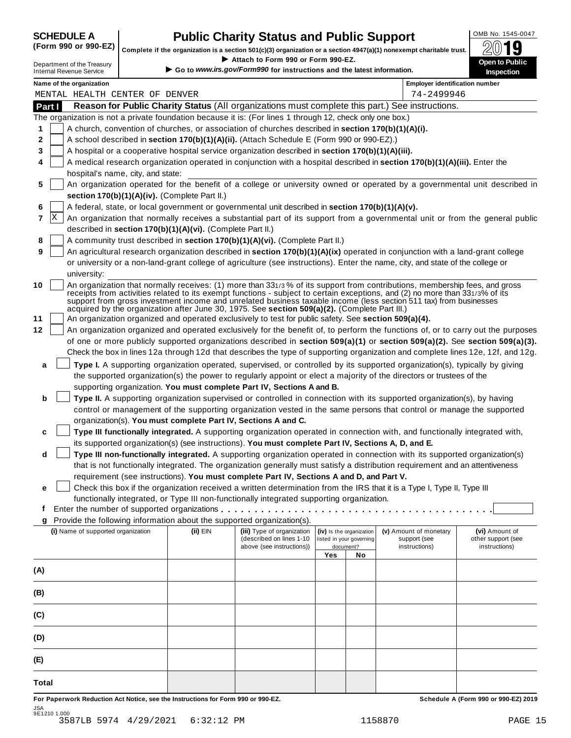**SCHEDULE A (Form 990 or 990-EZ)**

Department of the Treasury
Internal Revenue Service

# Public Charity Status and Public Support

**Complete if the organization is a section 501(c)(3) organization or a section 4947(a)(1) nonexempt charitable trust.**
▶ Attach to Form 990 or Form 990-EZ.
▶ Go to *www.irs.gov/Form990* for instructions and the latest information.

OMB No. 1545-0047
2019
**Open to Public Inspection**

**Name of the organization**
MENTAL HEALTH CENTER OF DENVER

**Employer identification number**
74-2499946

## Part I Reason for Public Charity Status (All organizations must complete this part.) See instructions.

The organization is not a private foundation because it is: (For lines 1 through 12, check only one box.)

1 [ ] A church, convention of churches, or association of churches described in **section 170(b)(1)(A)(i).**

2 [ ] A school described in **section 170(b)(1)(A)(ii).** (Attach Schedule E (Form 990 or 990-EZ).)

3 [ ] A hospital or a cooperative hospital service organization described in **section 170(b)(1)(A)(iii).**

4 [ ] A medical research organization operated in conjunction with a hospital described in **section 170(b)(1)(A)(iii).** Enter the hospital's name, city, and state:

5 [ ] An organization operated for the benefit of a college or university owned or operated by a governmental unit described in **section 170(b)(1)(A)(iv).** (Complete Part II.)

6 [ ] A federal, state, or local government or governmental unit described in **section 170(b)(1)(A)(v).**

7 [X] An organization that normally receives a substantial part of its support from a governmental unit or from the general public described in **section 170(b)(1)(A)(vi).** (Complete Part II.)

8 [ ] A community trust described in **section 170(b)(1)(A)(vi).** (Complete Part II.)

9 [ ] An agricultural research organization described in **section 170(b)(1)(A)(ix)** operated in conjunction with a land-grant college or university or a non-land-grant college of agriculture (see instructions). Enter the name, city, and state of the college or university:

10 [ ] An organization that normally receives: (1) more than 33 1/3 % of its support from contributions, membership fees, and gross receipts from activities related to its exempt functions - subject to certain exceptions, and (2) no more than 33 1/3% of its support from gross investment income and unrelated business taxable income (less section 511 tax) from businesses acquired by the organization after June 30, 1975. See **section 509(a)(2).** (Complete Part III.)

11 [ ] An organization organized and operated exclusively to test for public safety. See **section 509(a)(4).**

12 [ ] An organization organized and operated exclusively for the benefit of, to perform the functions of, or to carry out the purposes of one or more publicly supported organizations described in **section 509(a)(1)** or **section 509(a)(2).** See **section 509(a)(3).** Check the box in lines 12a through 12d that describes the type of supporting organization and complete lines 12e, 12f, and 12g.

a [ ] **Type I.** A supporting organization operated, supervised, or controlled by its supported organization(s), typically by giving the supported organization(s) the power to regularly appoint or elect a majority of the directors or trustees of the supporting organization. **You must complete Part IV, Sections A and B.**

b [ ] **Type II.** A supporting organization supervised or controlled in connection with its supported organization(s), by having control or management of the supporting organization vested in the same persons that control or manage the supported organization(s). **You must complete Part IV, Sections A and C.**

c [ ] **Type III functionally integrated.** A supporting organization operated in connection with, and functionally integrated with, its supported organization(s) (see instructions). **You must complete Part IV, Sections A, D, and E.**

d [ ] **Type III non-functionally integrated.** A supporting organization operated in connection with its supported organization(s) that is not functionally integrated. The organization generally must satisfy a distribution requirement and an attentiveness requirement (see instructions). **You must complete Part IV, Sections A and D, and Part V.**

e [ ] Check this box if the organization received a written determination from the IRS that it is a Type I, Type II, Type III functionally integrated, or Type III non-functionally integrated supporting organization.

f Enter the number of supported organizations . . . . . . . . . . . . . . . . . . . . . . . . . . . . . . . . . . . .

g Provide the following information about the supported organization(s).

| (i) Name of supported organization | (ii) EIN | (iii) Type of organization (described on lines 1-10 above (see instructions)) | (iv) Is the organization listed in your governing document? Yes | No | (v) Amount of monetary support (see instructions) | (vi) Amount of other support (see instructions) |
|---|---|---|---|---|---|---|
| (A) | | | | | | |
| (B) | | | | | | |
| (C) | | | | | | |
| (D) | | | | | | |
| (E) | | | | | | |
| Total | | | | | | |

**For Paperwork Reduction Act Notice, see the Instructions for Form 990 or 990-EZ.** **Schedule A (Form 990 or 990-EZ) 2019**

JSA
9E1210 1.000
3587LB 5974 4/29/2021 6:32:12 PM 1158870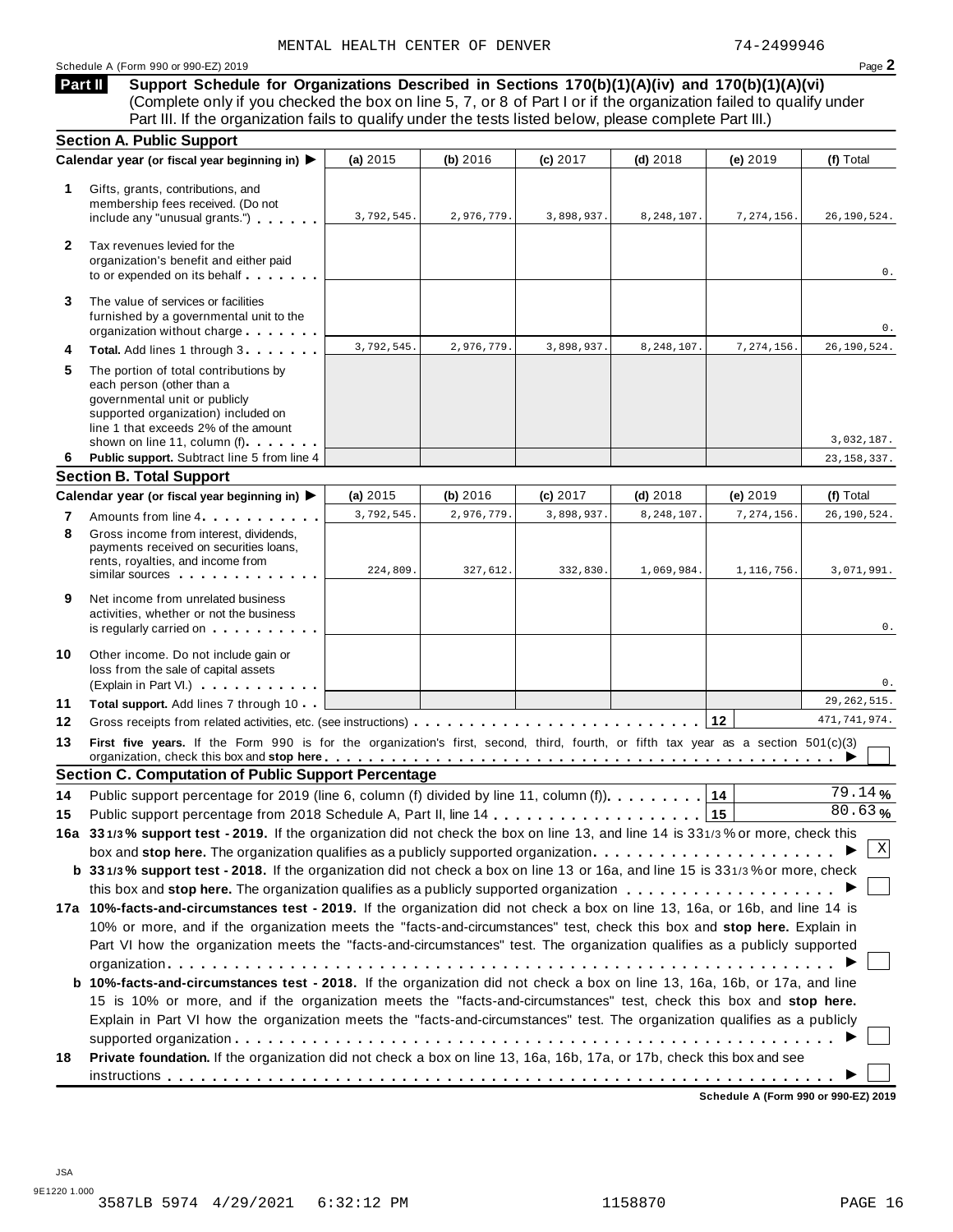MENTAL HEALTH CENTER OF DENVER 74-2499946

Schedule A (Form 990 or 990-EZ) 2019 Page **2**

**Part II** **Support Schedule for Organizations Described in Sections 170(b)(1)(A)(iv) and 170(b)(1)(A)(vi)** (Complete only if you checked the box on line 5, 7, or 8 of Part I or if the organization failed to qualify under Part III. If the organization fails to qualify under the tests listed below, please complete Part III.)

### Section A. Public Support

| Calendar year (or fiscal year beginning in) ▶ | (a) 2015 | (b) 2016 | (c) 2017 | (d) 2018 | (e) 2019 | (f) Total |
|---|---|---|---|---|---|---|
| **1** Gifts, grants, contributions, and membership fees received. (Do not include any "unusual grants.") | 3,792,545. | 2,976,779. | 3,898,937. | 8,248,107. | 7,274,156. | 26,190,524. |
| **2** Tax revenues levied for the organization's benefit and either paid to or expended on its behalf | | | | | | 0. |
| **3** The value of services or facilities furnished by a governmental unit to the organization without charge | | | | | | 0. |
| **4** **Total.** Add lines 1 through 3 | 3,792,545. | 2,976,779. | 3,898,937. | 8,248,107. | 7,274,156. | 26,190,524. |
| **5** The portion of total contributions by each person (other than a governmental unit or publicly supported organization) included on line 1 that exceeds 2% of the amount shown on line 11, column (f) | | | | | | 3,032,187. |
| **6** **Public support.** Subtract line 5 from line 4 | | | | | | 23,158,337. |

### Section B. Total Support

| Calendar year (or fiscal year beginning in) ▶ | (a) 2015 | (b) 2016 | (c) 2017 | (d) 2018 | (e) 2019 | (f) Total |
|---|---|---|---|---|---|---|
| **7** Amounts from line 4 | 3,792,545. | 2,976,779. | 3,898,937. | 8,248,107. | 7,274,156. | 26,190,524. |
| **8** Gross income from interest, dividends, payments received on securities loans, rents, royalties, and income from similar sources | 224,809. | 327,612. | 332,830. | 1,069,984. | 1,116,756. | 3,071,991. |
| **9** Net income from unrelated business activities, whether or not the business is regularly carried on | | | | | | 0. |
| **10** Other income. Do not include gain or loss from the sale of capital assets (Explain in Part VI.) | | | | | | 0. |
| **11** **Total support.** Add lines 7 through 10 | | | | | | 29,262,515. |

**12** Gross receipts from related activities, etc. (see instructions) . . . **12** 471,741,974.

**13** **First five years.** If the Form 990 is for the organization's first, second, third, fourth, or fifth tax year as a section 501(c)(3) organization, check this box and **stop here** ▶ ☐

### Section C. Computation of Public Support Percentage

**14** Public support percentage for 2019 (line 6, column (f) divided by line 11, column (f)) . . . **14** 79.14 %

**15** Public support percentage from 2018 Schedule A, Part II, line 14 . . . **15** 80.63 %

**16a** **33 1/3 % support test - 2019.** If the organization did not check the box on line 13, and line 14 is 33 1/3 % or more, check this box and **stop here.** The organization qualifies as a publicly supported organization ▶ ☒

**b** **33 1/3 % support test - 2018.** If the organization did not check a box on line 13 or 16a, and line 15 is 33 1/3 % or more, check this box and **stop here.** The organization qualifies as a publicly supported organization ▶ ☐

**17a** **10%-facts-and-circumstances test - 2019.** If the organization did not check a box on line 13, 16a, or 16b, and line 14 is 10% or more, and if the organization meets the "facts-and-circumstances" test, check this box and **stop here.** Explain in Part VI how the organization meets the "facts-and-circumstances" test. The organization qualifies as a publicly supported organization ▶ ☐

**b** **10%-facts-and-circumstances test - 2018.** If the organization did not check a box on line 13, 16a, 16b, or 17a, and line 15 is 10% or more, and if the organization meets the "facts-and-circumstances" test, check this box and **stop here.** Explain in Part VI how the organization meets the "facts-and-circumstances" test. The organization qualifies as a publicly supported organization ▶ ☐

**18** **Private foundation.** If the organization did not check a box on line 13, 16a, 16b, 17a, or 17b, check this box and see instructions ▶ ☐

**Schedule A (Form 990 or 990-EZ) 2019**

JSA
9E1220 1.000
3587LB 5974 4/29/2021 6:32:12 PM 1158870 PAGE 16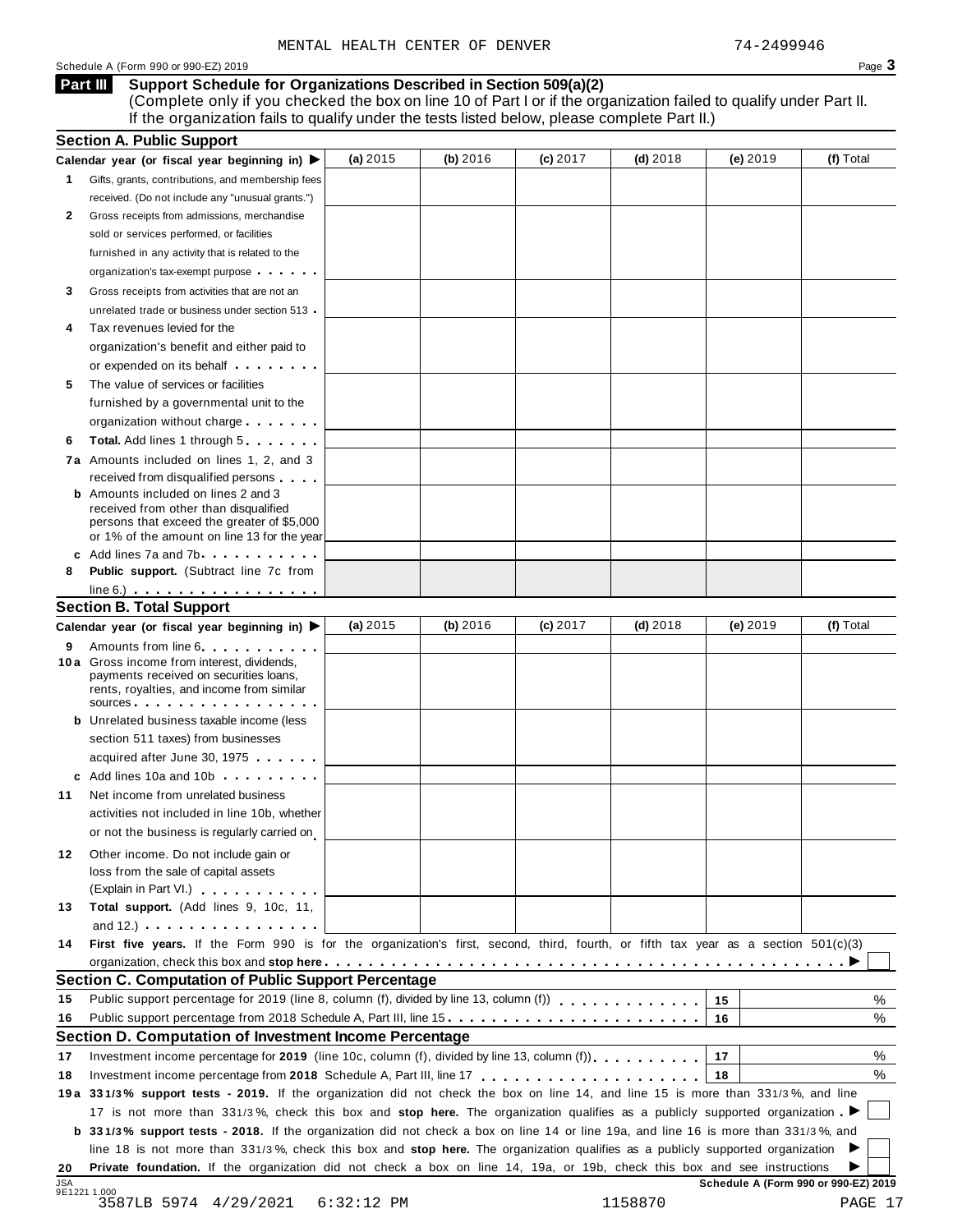MENTAL HEALTH CENTER OF DENVER 74-2499946

Schedule A (Form 990 or 990-EZ) 2019

## Part III Support Schedule for Organizations Described in Section 509(a)(2)

(Complete only if you checked the box on line 10 of Part I or if the organization failed to qualify under Part II. If the organization fails to qualify under the tests listed below, please complete Part II.)

### Section A. Public Support

| Calendar year (or fiscal year beginning in) ▶ | (a) 2015 | (b) 2016 | (c) 2017 | (d) 2018 | (e) 2019 | (f) Total |
|---|---|---|---|---|---|---|
| **1** Gifts, grants, contributions, and membership fees received. (Do not include any "unusual grants.") | | | | | | |
| **2** Gross receipts from admissions, merchandise sold or services performed, or facilities furnished in any activity that is related to the organization's tax-exempt purpose | | | | | | |
| **3** Gross receipts from activities that are not an unrelated trade or business under section 513 | | | | | | |
| **4** Tax revenues levied for the organization's benefit and either paid to or expended on its behalf | | | | | | |
| **5** The value of services or facilities furnished by a governmental unit to the organization without charge | | | | | | |
| **6** **Total.** Add lines 1 through 5 | | | | | | |
| **7a** Amounts included on lines 1, 2, and 3 received from disqualified persons | | | | | | |
| **b** Amounts included on lines 2 and 3 received from other than disqualified persons that exceed the greater of $5,000 or 1% of the amount on line 13 for the year | | | | | | |
| **c** Add lines 7a and 7b | | | | | | |
| **8** **Public support.** (Subtract line 7c from line 6.) | | | | | | |

### Section B. Total Support

| Calendar year (or fiscal year beginning in) ▶ | (a) 2015 | (b) 2016 | (c) 2017 | (d) 2018 | (e) 2019 | (f) Total |
|---|---|---|---|---|---|---|
| **9** Amounts from line 6 | | | | | | |
| **10a** Gross income from interest, dividends, payments received on securities loans, rents, royalties, and income from similar sources | | | | | | |
| **b** Unrelated business taxable income (less section 511 taxes) from businesses acquired after June 30, 1975 | | | | | | |
| **c** Add lines 10a and 10b | | | | | | |
| **11** Net income from unrelated business activities not included in line 10b, whether or not the business is regularly carried on | | | | | | |
| **12** Other income. Do not include gain or loss from the sale of capital assets (Explain in Part VI.) | | | | | | |
| **13** **Total support.** (Add lines 9, 10c, 11, and 12.) | | | | | | |

**14** **First five years.** If the Form 990 is for the organization's first, second, third, fourth, or fifth tax year as a section 501(c)(3) organization, check this box and **stop here** ▶ ☐

### Section C. Computation of Public Support Percentage

| | | | |
|---|---|---|---|
| **15** | Public support percentage for 2019 (line 8, column (f), divided by line 13, column (f)) | 15 | % |
| **16** | Public support percentage from 2018 Schedule A, Part III, line 15 | 16 | % |

### Section D. Computation of Investment Income Percentage

| | | | |
|---|---|---|---|
| **17** | Investment income percentage for **2019** (line 10c, column (f), divided by line 13, column (f)) | 17 | % |
| **18** | Investment income percentage from **2018** Schedule A, Part III, line 17 | 18 | % |

**19a** **33 1/3% support tests - 2019.** If the organization did not check the box on line 14, and line 15 is more than 33 1/3%, and line 17 is not more than 33 1/3%, check this box and **stop here.** The organization qualifies as a publicly supported organization ▶ ☐

**b** **33 1/3% support tests - 2018.** If the organization did not check a box on line 14 or line 19a, and line 16 is more than 33 1/3%, and line 18 is not more than 33 1/3%, check this box and **stop here.** The organization qualifies as a publicly supported organization ▶ ☐

**20** **Private foundation.** If the organization did not check a box on line 14, 19a, or 19b, check this box and see instructions ▶ ☐

Schedule A (Form 990 or 990-EZ) 2019

JSA 9E1221 1.000

3587LB 5974 4/29/2021 6:32:12 PM 1158870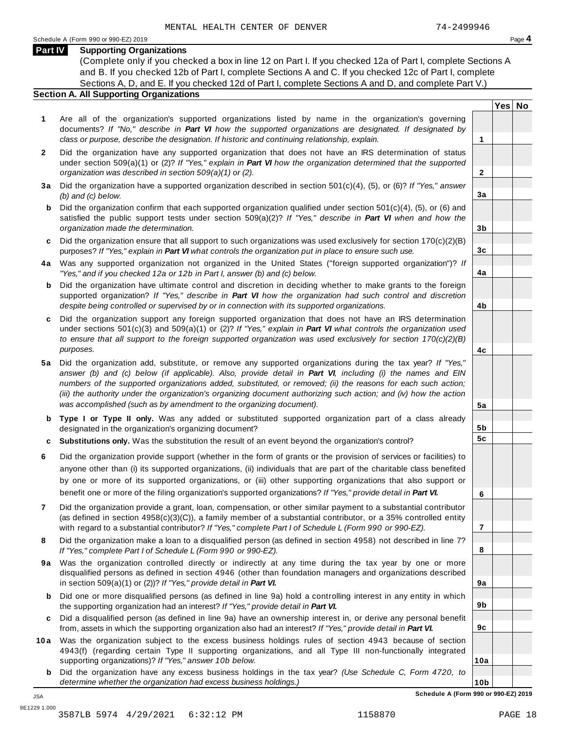MENTAL HEALTH CENTER OF DENVER 74-2499946

Schedule A (Form 990 or 990-EZ) 2019 Page **4**

## Part IV Supporting Organizations

(Complete only if you checked a box in line 12 on Part I. If you checked 12a of Part I, complete Sections A and B. If you checked 12b of Part I, complete Sections A and C. If you checked 12c of Part I, complete Sections A, D, and E. If you checked 12d of Part I, complete Sections A and D, and complete Part V.)

### Section A. All Supporting Organizations

| | | | Yes | No |
|---|---|---|---|---|
| **1** | Are all of the organization's supported organizations listed by name in the organization's governing documents? *If "No," describe in **Part VI** how the supported organizations are designated. If designated by class or purpose, describe the designation. If historic and continuing relationship, explain.* | **1** | | |
| **2** | Did the organization have any supported organization that does not have an IRS determination of status under section 509(a)(1) or (2)? *If "Yes," explain in **Part VI** how the organization determined that the supported organization was described in section 509(a)(1) or (2).* | **2** | | |
| **3a** | Did the organization have a supported organization described in section 501(c)(4), (5), or (6)? *If "Yes," answer (b) and (c) below.* | **3a** | | |
| **b** | Did the organization confirm that each supported organization qualified under section 501(c)(4), (5), or (6) and satisfied the public support tests under section 509(a)(2)? *If "Yes," describe in **Part VI** when and how the organization made the determination.* | **3b** | | |
| **c** | Did the organization ensure that all support to such organizations was used exclusively for section 170(c)(2)(B) purposes? *If "Yes," explain in **Part VI** what controls the organization put in place to ensure such use.* | **3c** | | |
| **4a** | Was any supported organization not organized in the United States ("foreign supported organization")? *If "Yes," and if you checked 12a or 12b in Part I, answer (b) and (c) below.* | **4a** | | |
| **b** | Did the organization have ultimate control and discretion in deciding whether to make grants to the foreign supported organization? *If "Yes," describe in **Part VI** how the organization had such control and discretion despite being controlled or supervised by or in connection with its supported organizations.* | **4b** | | |
| **c** | Did the organization support any foreign supported organization that does not have an IRS determination under sections 501(c)(3) and 509(a)(1) or (2)? *If "Yes," explain in **Part VI** what controls the organization used to ensure that all support to the foreign supported organization was used exclusively for section 170(c)(2)(B) purposes.* | **4c** | | |
| **5a** | Did the organization add, substitute, or remove any supported organizations during the tax year? *If "Yes," answer (b) and (c) below (if applicable). Also, provide detail in **Part VI**, including (i) the names and EIN numbers of the supported organizations added, substituted, or removed; (ii) the reasons for each such action; (iii) the authority under the organization's organizing document authorizing such action; and (iv) how the action was accomplished (such as by amendment to the organizing document).* | **5a** | | |
| **b** | **Type I or Type II only.** Was any added or substituted supported organization part of a class already designated in the organization's organizing document? | **5b** | | |
| **c** | **Substitutions only.** Was the substitution the result of an event beyond the organization's control? | **5c** | | |
| **6** | Did the organization provide support (whether in the form of grants or the provision of services or facilities) to anyone other than (i) its supported organizations, (ii) individuals that are part of the charitable class benefited by one or more of its supported organizations, or (iii) other supporting organizations that also support or benefit one or more of the filing organization's supported organizations? *If "Yes," provide detail in **Part VI.*** | **6** | | |
| **7** | Did the organization provide a grant, loan, compensation, or other similar payment to a substantial contributor (as defined in section 4958(c)(3)(C)), a family member of a substantial contributor, or a 35% controlled entity with regard to a substantial contributor? *If "Yes," complete Part I of Schedule L (Form 990 or 990-EZ).* | **7** | | |
| **8** | Did the organization make a loan to a disqualified person (as defined in section 4958) not described in line 7? *If "Yes," complete Part I of Schedule L (Form 990 or 990-EZ).* | **8** | | |
| **9a** | Was the organization controlled directly or indirectly at any time during the tax year by one or more disqualified persons as defined in section 4946 (other than foundation managers and organizations described in section 509(a)(1) or (2))? *If "Yes," provide detail in **Part VI.*** | **9a** | | |
| **b** | Did one or more disqualified persons (as defined in line 9a) hold a controlling interest in any entity in which the supporting organization had an interest? *If "Yes," provide detail in **Part VI.*** | **9b** | | |
| **c** | Did a disqualified person (as defined in line 9a) have an ownership interest in, or derive any personal benefit from, assets in which the supporting organization also had an interest? *If "Yes," provide detail in **Part VI.*** | **9c** | | |
| **10a** | Was the organization subject to the excess business holdings rules of section 4943 because of section 4943(f) (regarding certain Type II supporting organizations, and all Type III non-functionally integrated supporting organizations)? *If "Yes," answer 10b below.* | **10a** | | |
| **b** | Did the organization have any excess business holdings in the tax year? *(Use Schedule C, Form 4720, to determine whether the organization had excess business holdings.)* | **10b** | | |

**Schedule A (Form 990 or 990-EZ) 2019**

JSA
9E1229 1.000
3587LB 5974 4/29/2021 6:32:12 PM 1158870 PAGE 18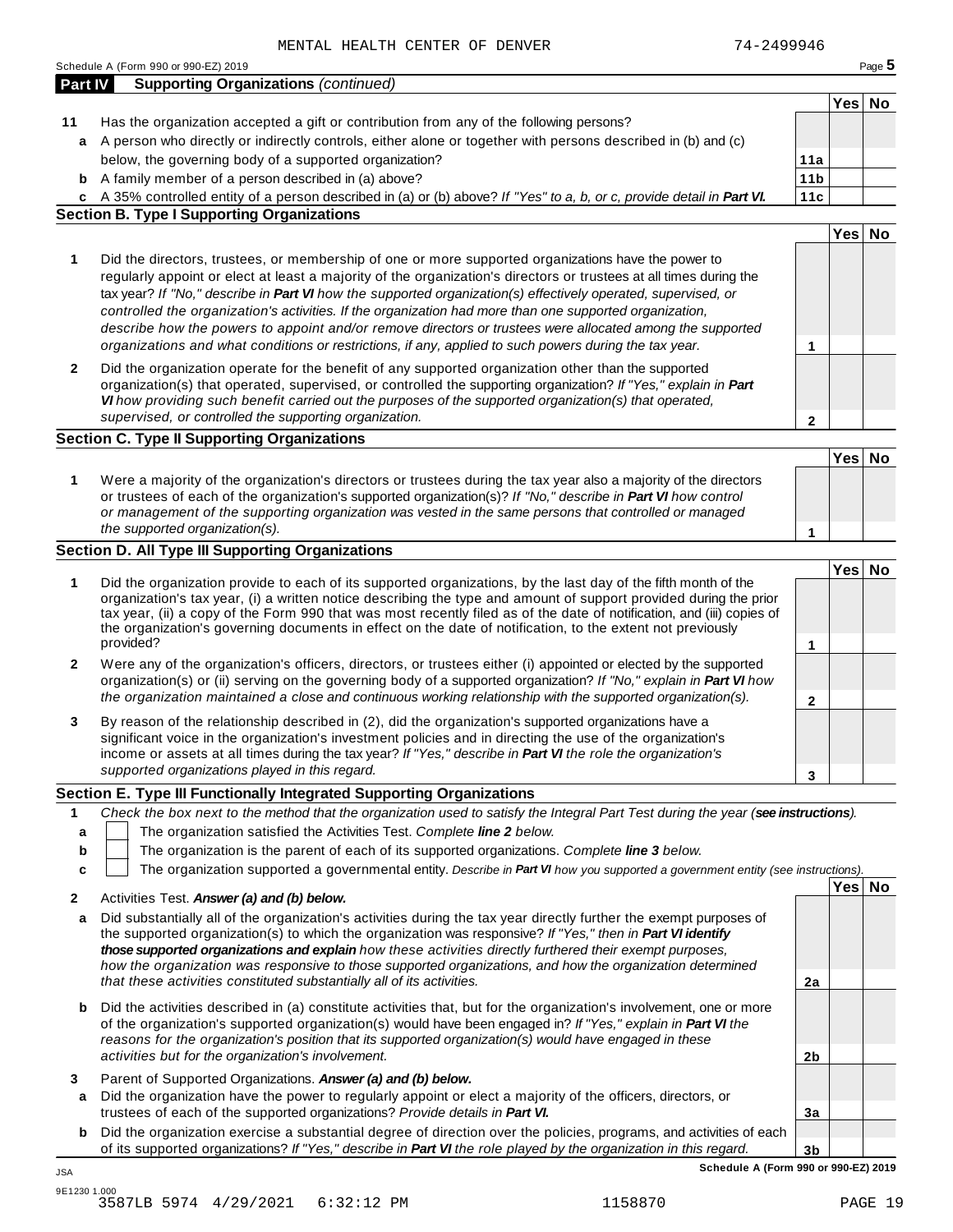MENTAL HEALTH CENTER OF DENVER 74-2499946

Schedule A (Form 990 or 990-EZ) 2019

**Part IV Supporting Organizations** *(continued)*

| | | | Yes | No |
|---|---|---|---|---|
| **11** | Has the organization accepted a gift or contribution from any of the following persons? | | | |
| **a** | A person who directly or indirectly controls, either alone or together with persons described in (b) and (c) below, the governing body of a supported organization? | 11a | | |
| **b** | A family member of a person described in (a) above? | 11b | | |
| **c** | A 35% controlled entity of a person described in (a) or (b) above? *If "Yes" to a, b, or c, provide detail in* ***Part VI.*** | 11c | | |

**Section B. Type I Supporting Organizations**

| | | | Yes | No |
|---|---|---|---|---|
| **1** | Did the directors, trustees, or membership of one or more supported organizations have the power to regularly appoint or elect at least a majority of the organization's directors or trustees at all times during the tax year? *If "No," describe in* ***Part VI*** *how the supported organization(s) effectively operated, supervised, or controlled the organization's activities. If the organization had more than one supported organization, describe how the powers to appoint and/or remove directors or trustees were allocated among the supported organizations and what conditions or restrictions, if any, applied to such powers during the tax year.* | 1 | | |
| **2** | Did the organization operate for the benefit of any supported organization other than the supported organization(s) that operated, supervised, or controlled the supporting organization? *If "Yes," explain in* ***Part VI*** *how providing such benefit carried out the purposes of the supported organization(s) that operated, supervised, or controlled the supporting organization.* | 2 | | |

**Section C. Type II Supporting Organizations**

| | | | Yes | No |
|---|---|---|---|---|
| **1** | Were a majority of the organization's directors or trustees during the tax year also a majority of the directors or trustees of each of the organization's supported organization(s)? *If "No," describe in* ***Part VI*** *how control or management of the supporting organization was vested in the same persons that controlled or managed the supported organization(s).* | 1 | | |

**Section D. All Type III Supporting Organizations**

| | | | Yes | No |
|---|---|---|---|---|
| **1** | Did the organization provide to each of its supported organizations, by the last day of the fifth month of the organization's tax year, (i) a written notice describing the type and amount of support provided during the prior tax year, (ii) a copy of the Form 990 that was most recently filed as of the date of notification, and (iii) copies of the organization's governing documents in effect on the date of notification, to the extent not previously provided? | 1 | | |
| **2** | Were any of the organization's officers, directors, or trustees either (i) appointed or elected by the supported organization(s) or (ii) serving on the governing body of a supported organization? *If "No," explain in* ***Part VI*** *how the organization maintained a close and continuous working relationship with the supported organization(s).* | 2 | | |
| **3** | By reason of the relationship described in (2), did the organization's supported organizations have a significant voice in the organization's investment policies and in directing the use of the organization's income or assets at all times during the tax year? *If "Yes," describe in* ***Part VI*** *the role the organization's supported organizations played in this regard.* | 3 | | |

**Section E. Type III Functionally Integrated Supporting Organizations**

**1** *Check the box next to the method that the organization used to satisfy the Integral Part Test during the year (****see instructions****).*

- **a** ☐ The organization satisfied the Activities Test. *Complete* ***line 2*** *below.*
- **b** ☐ The organization is the parent of each of its supported organizations. *Complete* ***line 3*** *below.*
- **c** ☐ The organization supported a governmental entity. *Describe in* ***Part VI*** *how you supported a government entity (see instructions).*

| | | | Yes | No |
|---|---|---|---|---|
| **2** | Activities Test. ***Answer (a) and (b) below.*** | | | |
| **a** | Did substantially all of the organization's activities during the tax year directly further the exempt purposes of the supported organization(s) to which the organization was responsive? *If "Yes," then in* ***Part VI identify those supported organizations and explain*** *how these activities directly furthered their exempt purposes, how the organization was responsive to those supported organizations, and how the organization determined that these activities constituted substantially all of its activities.* | 2a | | |
| **b** | Did the activities described in (a) constitute activities that, but for the organization's involvement, one or more of the organization's supported organization(s) would have been engaged in? *If "Yes," explain in* ***Part VI*** *the reasons for the organization's position that its supported organization(s) would have engaged in these activities but for the organization's involvement.* | 2b | | |
| **3** | Parent of Supported Organizations. ***Answer (a) and (b) below.*** | | | |
| **a** | Did the organization have the power to regularly appoint or elect a majority of the officers, directors, or trustees of each of the supported organizations? *Provide details in* ***Part VI.*** | 3a | | |
| **b** | Did the organization exercise a substantial degree of direction over the policies, programs, and activities of each of its supported organizations? *If "Yes," describe in* ***Part VI*** *the role played by the organization in this regard.* | 3b | | |

**Schedule A (Form 990 or 990-EZ) 2019**

JSA
9E1230 1.000
3587LB 5974 4/29/2021 6:32:12 PM 1158870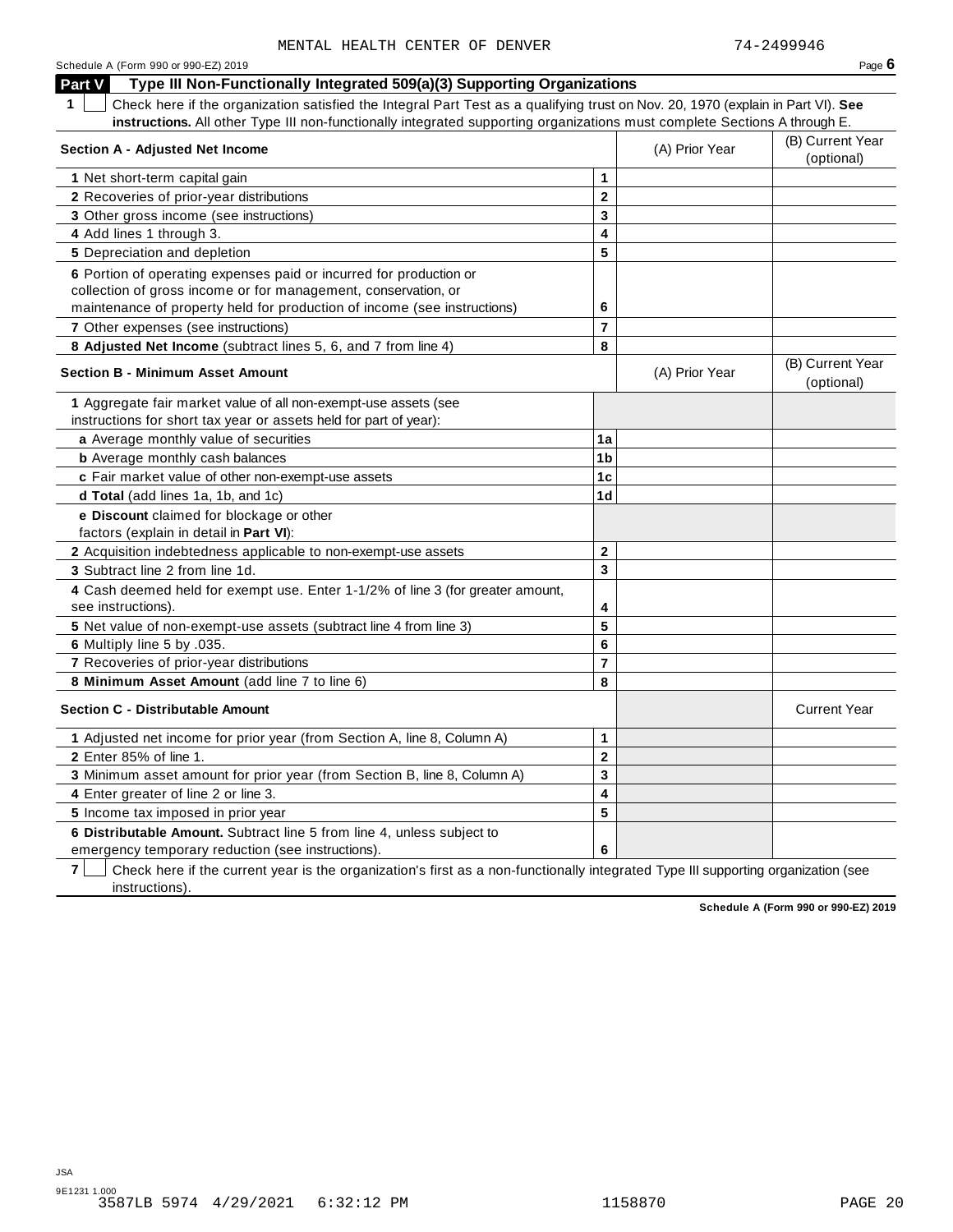MENTAL HEALTH CENTER OF DENVER 74-2499946

Schedule A (Form 990 or 990-EZ) 2019

## Part V Type III Non-Functionally Integrated 509(a)(3) Supporting Organizations

**1** ☐ Check here if the organization satisfied the Integral Part Test as a qualifying trust on Nov. 20, 1970 (explain in Part VI). **See instructions.** All other Type III non-functionally integrated supporting organizations must complete Sections A through E.

| **Section A - Adjusted Net Income** | | (A) Prior Year | (B) Current Year (optional) |
|---|---|---|---|
| **1** Net short-term capital gain | **1** | | |
| **2** Recoveries of prior-year distributions | **2** | | |
| **3** Other gross income (see instructions) | **3** | | |
| **4** Add lines 1 through 3. | **4** | | |
| **5** Depreciation and depletion | **5** | | |
| **6** Portion of operating expenses paid or incurred for production or collection of gross income or for management, conservation, or maintenance of property held for production of income (see instructions) | **6** | | |
| **7** Other expenses (see instructions) | **7** | | |
| **8 Adjusted Net Income** (subtract lines 5, 6, and 7 from line 4) | **8** | | |

| **Section B - Minimum Asset Amount** | | (A) Prior Year | (B) Current Year (optional) |
|---|---|---|---|
| **1** Aggregate fair market value of all non-exempt-use assets (see instructions for short tax year or assets held for part of year): | | | |
| **a** Average monthly value of securities | **1a** | | |
| **b** Average monthly cash balances | **1b** | | |
| **c** Fair market value of other non-exempt-use assets | **1c** | | |
| **d Total** (add lines 1a, 1b, and 1c) | **1d** | | |
| **e Discount** claimed for blockage or other factors (explain in detail in **Part VI**): | | | |
| **2** Acquisition indebtedness applicable to non-exempt-use assets | **2** | | |
| **3** Subtract line 2 from line 1d. | **3** | | |
| **4** Cash deemed held for exempt use. Enter 1-1/2% of line 3 (for greater amount, see instructions). | **4** | | |
| **5** Net value of non-exempt-use assets (subtract line 4 from line 3) | **5** | | |
| **6** Multiply line 5 by .035. | **6** | | |
| **7** Recoveries of prior-year distributions | **7** | | |
| **8 Minimum Asset Amount** (add line 7 to line 6) | **8** | | |

| **Section C - Distributable Amount** | | | Current Year |
|---|---|---|---|
| **1** Adjusted net income for prior year (from Section A, line 8, Column A) | **1** | | |
| **2** Enter 85% of line 1. | **2** | | |
| **3** Minimum asset amount for prior year (from Section B, line 8, Column A) | **3** | | |
| **4** Enter greater of line 2 or line 3. | **4** | | |
| **5** Income tax imposed in prior year | **5** | | |
| **6 Distributable Amount.** Subtract line 5 from line 4, unless subject to emergency temporary reduction (see instructions). | **6** | | |

**7** ☐ Check here if the current year is the organization's first as a non-functionally integrated Type III supporting organization (see instructions).

**Schedule A (Form 990 or 990-EZ) 2019**

JSA
9E1231 1.000
3587LB 5974 4/29/2021 6:32:12 PM 1158870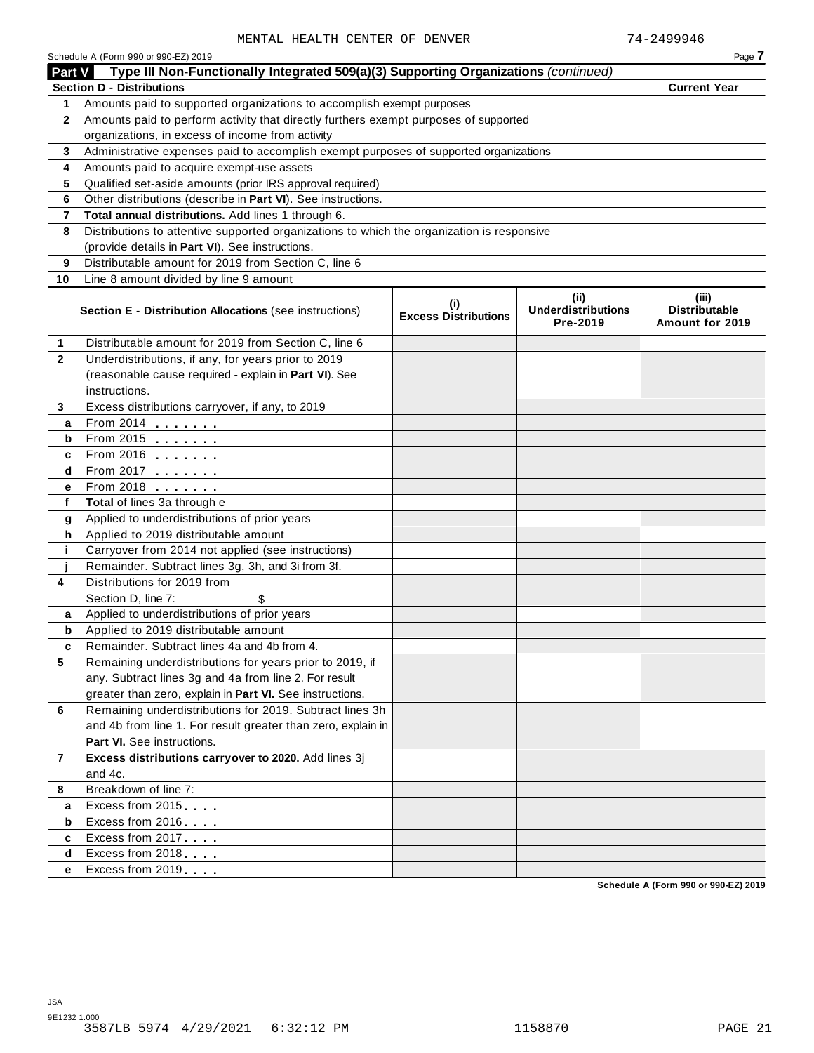MENTAL HEALTH CENTER OF DENVER 74-2499946

Schedule A (Form 990 or 990-EZ) 2019

## Part V Type III Non-Functionally Integrated 509(a)(3) Supporting Organizations *(continued)*

| Section D - Distributions | | Current Year |
|---|---|---|
| 1 | Amounts paid to supported organizations to accomplish exempt purposes | |
| 2 | Amounts paid to perform activity that directly furthers exempt purposes of supported organizations, in excess of income from activity | |
| 3 | Administrative expenses paid to accomplish exempt purposes of supported organizations | |
| 4 | Amounts paid to acquire exempt-use assets | |
| 5 | Qualified set-aside amounts (prior IRS approval required) | |
| 6 | Other distributions (describe in **Part VI**). See instructions. | |
| 7 | **Total annual distributions.** Add lines 1 through 6. | |
| 8 | Distributions to attentive supported organizations to which the organization is responsive (provide details in **Part VI**). See instructions. | |
| 9 | Distributable amount for 2019 from Section C, line 6 | |
| 10 | Line 8 amount divided by line 9 amount | |

| | Section E - Distribution Allocations (see instructions) | (i) Excess Distributions | (ii) Underdistributions Pre-2019 | (iii) Distributable Amount for 2019 |
|---|---|---|---|---|
| 1 | Distributable amount for 2019 from Section C, line 6 | | | |
| 2 | Underdistributions, if any, for years prior to 2019 (reasonable cause required - explain in **Part VI**). See instructions. | | | |
| 3 | Excess distributions carryover, if any, to 2019 | | | |
| a | From 2014 | | | |
| b | From 2015 | | | |
| c | From 2016 | | | |
| d | From 2017 | | | |
| e | From 2018 | | | |
| f | **Total** of lines 3a through e | | | |
| g | Applied to underdistributions of prior years | | | |
| h | Applied to 2019 distributable amount | | | |
| i | Carryover from 2014 not applied (see instructions) | | | |
| j | Remainder. Subtract lines 3g, 3h, and 3i from 3f. | | | |
| 4 | Distributions for 2019 from Section D, line 7: $ | | | |
| a | Applied to underdistributions of prior years | | | |
| b | Applied to 2019 distributable amount | | | |
| c | Remainder. Subtract lines 4a and 4b from 4. | | | |
| 5 | Remaining underdistributions for years prior to 2019, if any. Subtract lines 3g and 4a from line 2. For result greater than zero, explain in **Part VI.** See instructions. | | | |
| 6 | Remaining underdistributions for 2019. Subtract lines 3h and 4b from line 1. For result greater than zero, explain in **Part VI.** See instructions. | | | |
| 7 | **Excess distributions carryover to 2020.** Add lines 3j and 4c. | | | |
| 8 | Breakdown of line 7: | | | |
| a | Excess from 2015 | | | |
| b | Excess from 2016 | | | |
| c | Excess from 2017 | | | |
| d | Excess from 2018 | | | |
| e | Excess from 2019 | | | |

Schedule A (Form 990 or 990-EZ) 2019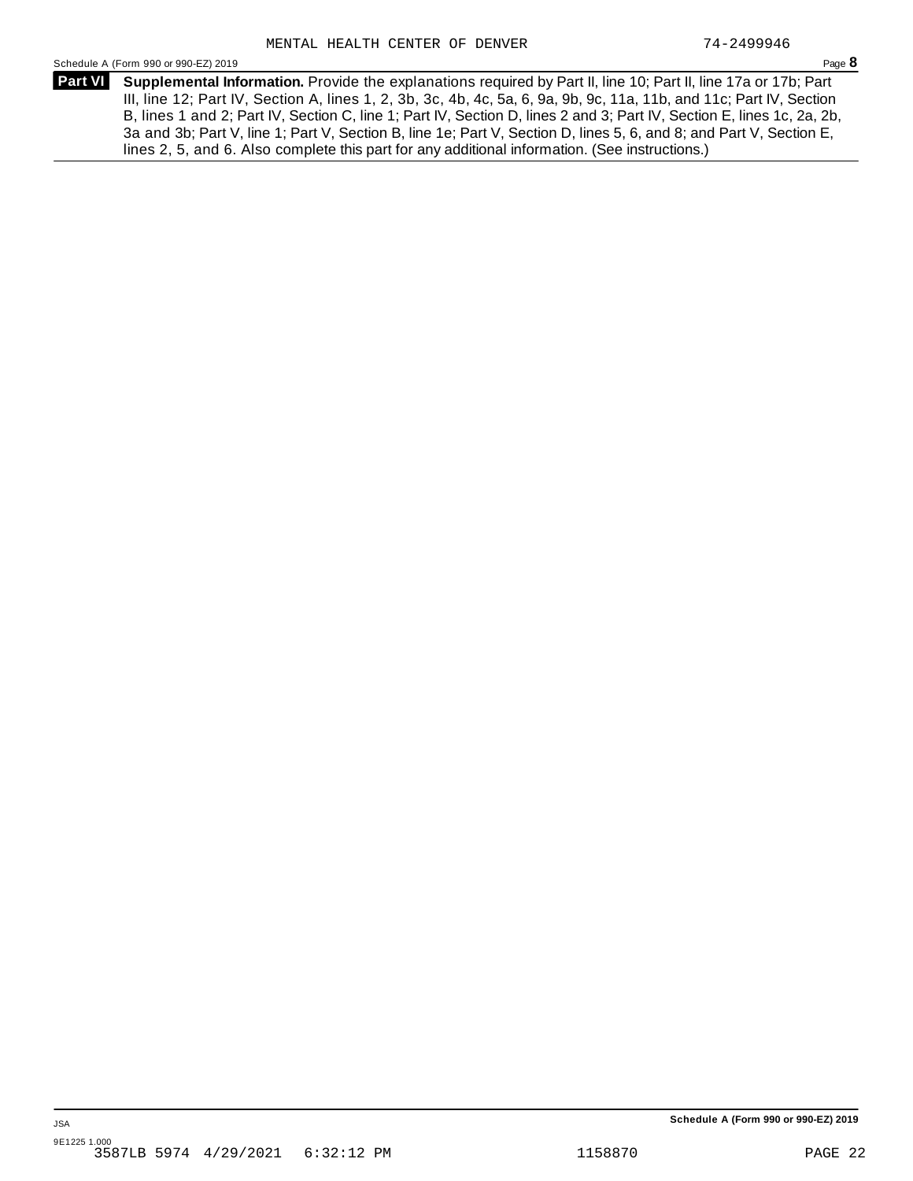MENTAL HEALTH CENTER OF DENVER 74-2499946

Schedule A (Form 990 or 990-EZ) 2019

**Part VI** **Supplemental Information.** Provide the explanations required by Part II, line 10; Part II, line 17a or 17b; Part III, line 12; Part IV, Section A, lines 1, 2, 3b, 3c, 4b, 4c, 5a, 6, 9a, 9b, 9c, 11a, 11b, and 11c; Part IV, Section B, lines 1 and 2; Part IV, Section C, line 1; Part IV, Section D, lines 2 and 3; Part IV, Section E, lines 1c, 2a, 2b, 3a and 3b; Part V, line 1; Part V, Section B, line 1e; Part V, Section D, lines 5, 6, and 8; and Part V, Section E, lines 2, 5, and 6. Also complete this part for any additional information. (See instructions.)

JSA

9E1225 1.000

**Schedule A (Form 990 or 990-EZ) 2019**

3587LB 5974 4/29/2021 6:32:12 PM 1158870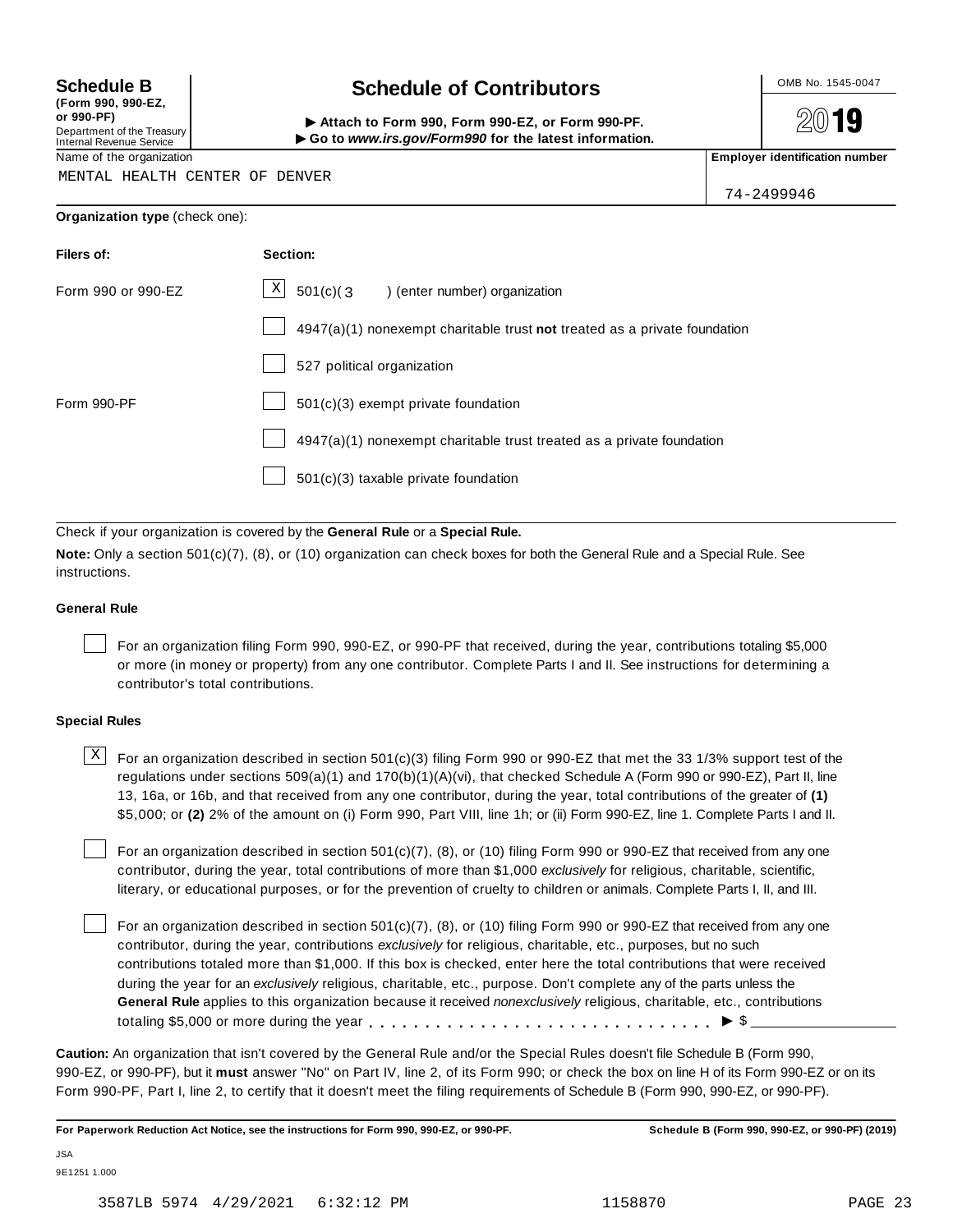**Schedule B**
**(Form 990, 990-EZ, or 990-PF)**
Department of the Treasury
Internal Revenue Service

# Schedule of Contributors

▶ **Attach to Form 990, Form 990-EZ, or Form 990-PF.**
▶ **Go to *www.irs.gov/Form990* for the latest information.**

OMB No. 1545-0047

**2019**

Name of the organization: MENTAL HEALTH CENTER OF DENVER

**Employer identification number:** 74-2499946

**Organization type** (check one):

| **Filers of:** | **Section:** |
|---|---|
| Form 990 or 990-EZ | [X] 501(c)( 3 ) (enter number) organization |
| | [ ] 4947(a)(1) nonexempt charitable trust **not** treated as a private foundation |
| | [ ] 527 political organization |
| Form 990-PF | [ ] 501(c)(3) exempt private foundation |
| | [ ] 4947(a)(1) nonexempt charitable trust treated as a private foundation |
| | [ ] 501(c)(3) taxable private foundation |

Check if your organization is covered by the **General Rule** or a **Special Rule.**

**Note:** Only a section 501(c)(7), (8), or (10) organization can check boxes for both the General Rule and a Special Rule. See instructions.

### General Rule

[ ] For an organization filing Form 990, 990-EZ, or 990-PF that received, during the year, contributions totaling $5,000 or more (in money or property) from any one contributor. Complete Parts I and II. See instructions for determining a contributor's total contributions.

### Special Rules

[X] For an organization described in section 501(c)(3) filing Form 990 or 990-EZ that met the 33 1/3% support test of the regulations under sections 509(a)(1) and 170(b)(1)(A)(vi), that checked Schedule A (Form 990 or 990-EZ), Part II, line 13, 16a, or 16b, and that received from any one contributor, during the year, total contributions of the greater of **(1)** $5,000; or **(2)** 2% of the amount on (i) Form 990, Part VIII, line 1h; or (ii) Form 990-EZ, line 1. Complete Parts I and II.

[ ] For an organization described in section 501(c)(7), (8), or (10) filing Form 990 or 990-EZ that received from any one contributor, during the year, total contributions of more than $1,000 *exclusively* for religious, charitable, scientific, literary, or educational purposes, or for the prevention of cruelty to children or animals. Complete Parts I, II, and III.

[ ] For an organization described in section 501(c)(7), (8), or (10) filing Form 990 or 990-EZ that received from any one contributor, during the year, contributions *exclusively* for religious, charitable, etc., purposes, but no such contributions totaled more than $1,000. If this box is checked, enter here the total contributions that were received during the year for an *exclusively* religious, charitable, etc., purpose. Don't complete any of the parts unless the **General Rule** applies to this organization because it received *nonexclusively* religious, charitable, etc., contributions totaling $5,000 or more during the year . . . . . . . . . . . . . . . . . . . . . . . . . . . . . ▶ $ ____________

**Caution:** An organization that isn't covered by the General Rule and/or the Special Rules doesn't file Schedule B (Form 990, 990-EZ, or 990-PF), but it **must** answer "No" on Part IV, line 2, of its Form 990; or check the box on line H of its Form 990-EZ or on its Form 990-PF, Part I, line 2, to certify that it doesn't meet the filing requirements of Schedule B (Form 990, 990-EZ, or 990-PF).

**For Paperwork Reduction Act Notice, see the instructions for Form 990, 990-EZ, or 990-PF.** **Schedule B (Form 990, 990-EZ, or 990-PF) (2019)**

JSA
9E1251 1.000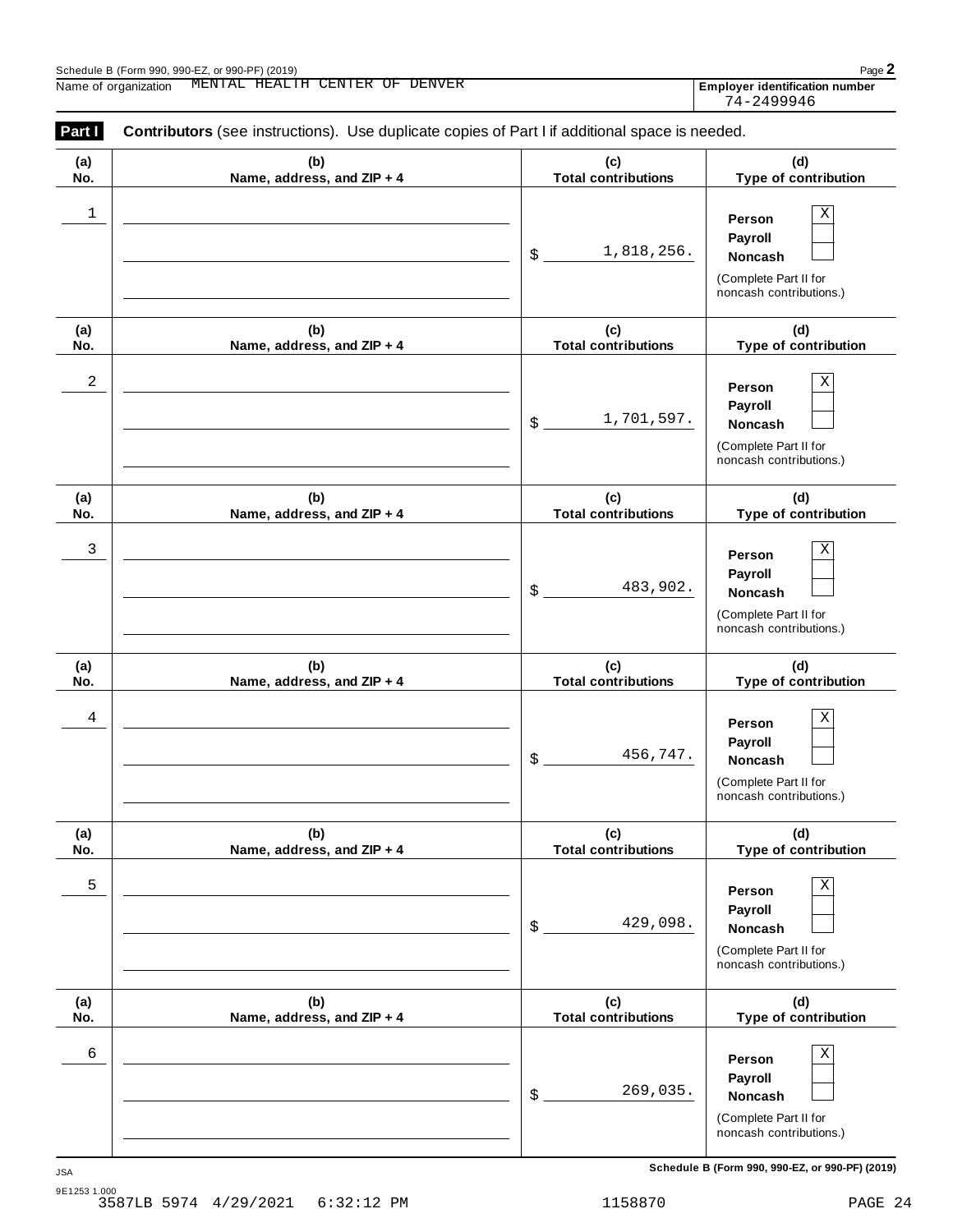Schedule B (Form 990, 990-EZ, or 990-PF) (2019)

Name of organization: MENTAL HEALTH CENTER OF DENVER

Employer identification number: 74-2499946

**Part I** **Contributors** (see instructions). Use duplicate copies of Part I if additional space is needed.

| (a) No. | (b) Name, address, and ZIP + 4 | (c) Total contributions | (d) Type of contribution |
|---|---|---|---|
| 1 | | $ 1,818,256. | Person [X] Payroll [ ] Noncash [ ] (Complete Part II for noncash contributions.) |
| 2 | | $ 1,701,597. | Person [X] Payroll [ ] Noncash [ ] (Complete Part II for noncash contributions.) |
| 3 | | $ 483,902. | Person [X] Payroll [ ] Noncash [ ] (Complete Part II for noncash contributions.) |
| 4 | | $ 456,747. | Person [X] Payroll [ ] Noncash [ ] (Complete Part II for noncash contributions.) |
| 5 | | $ 429,098. | Person [X] Payroll [ ] Noncash [ ] (Complete Part II for noncash contributions.) |
| 6 | | $ 269,035. | Person [X] Payroll [ ] Noncash [ ] (Complete Part II for noncash contributions.) |

Schedule B (Form 990, 990-EZ, or 990-PF) (2019)

JSA
9E1253 1.000
3587LB 5974 4/29/2021 6:32:12 PM 1158870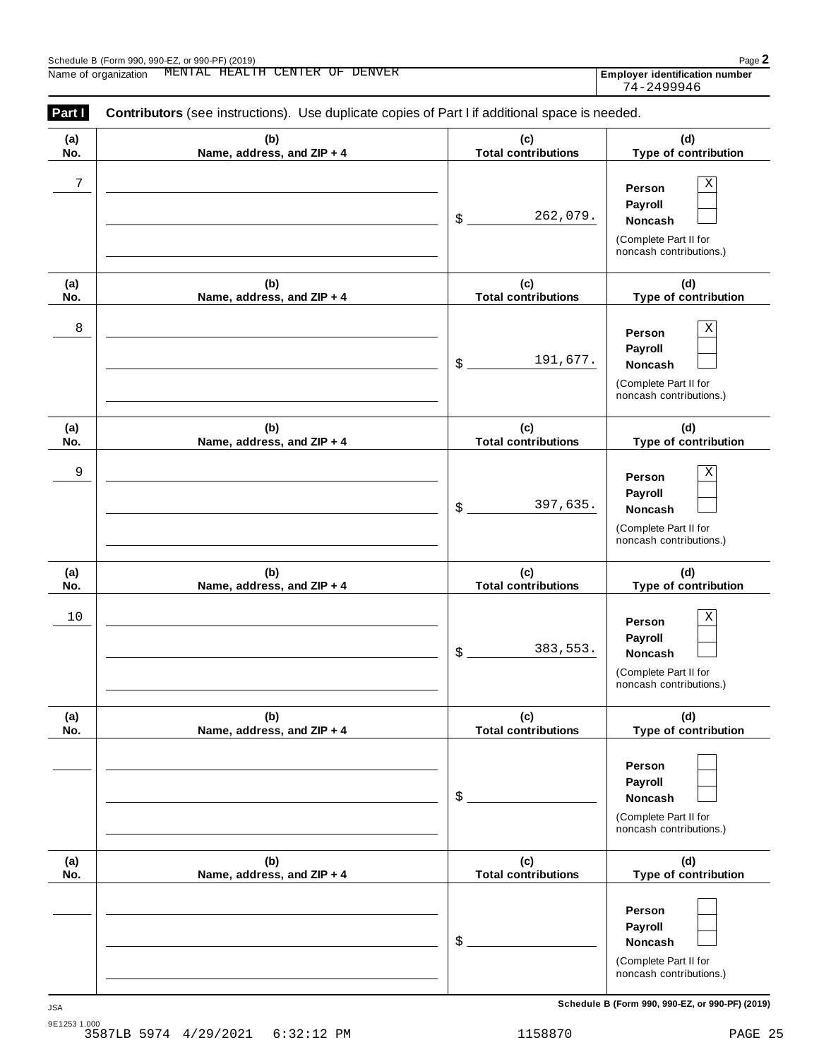Name of organization MENTAL HEALTH CENTER OF DENVER

Employer identification number 74-2499946

**Part I** **Contributors** (see instructions). Use duplicate copies of Part I if additional space is needed.

| (a) No. | (b) Name, address, and ZIP + 4 | (c) Total contributions | (d) Type of contribution |
|---|---|---|---|
| 7 | | $ 262,079. | Person [X] Payroll [ ] Noncash [ ] (Complete Part II for noncash contributions.) |
| 8 | | $ 191,677. | Person [X] Payroll [ ] Noncash [ ] (Complete Part II for noncash contributions.) |
| 9 | | $ 397,635. | Person [X] Payroll [ ] Noncash [ ] (Complete Part II for noncash contributions.) |
| 10 | | $ 383,553. | Person [X] Payroll [ ] Noncash [ ] (Complete Part II for noncash contributions.) |
| | | $ | Person [ ] Payroll [ ] Noncash [ ] (Complete Part II for noncash contributions.) |
| | | $ | Person [ ] Payroll [ ] Noncash [ ] (Complete Part II for noncash contributions.) |

Schedule B (Form 990, 990-EZ, or 990-PF) (2019)

JSA
9E1253 1.000
3587LB 5974 4/29/2021 6:32:12 PM 1158870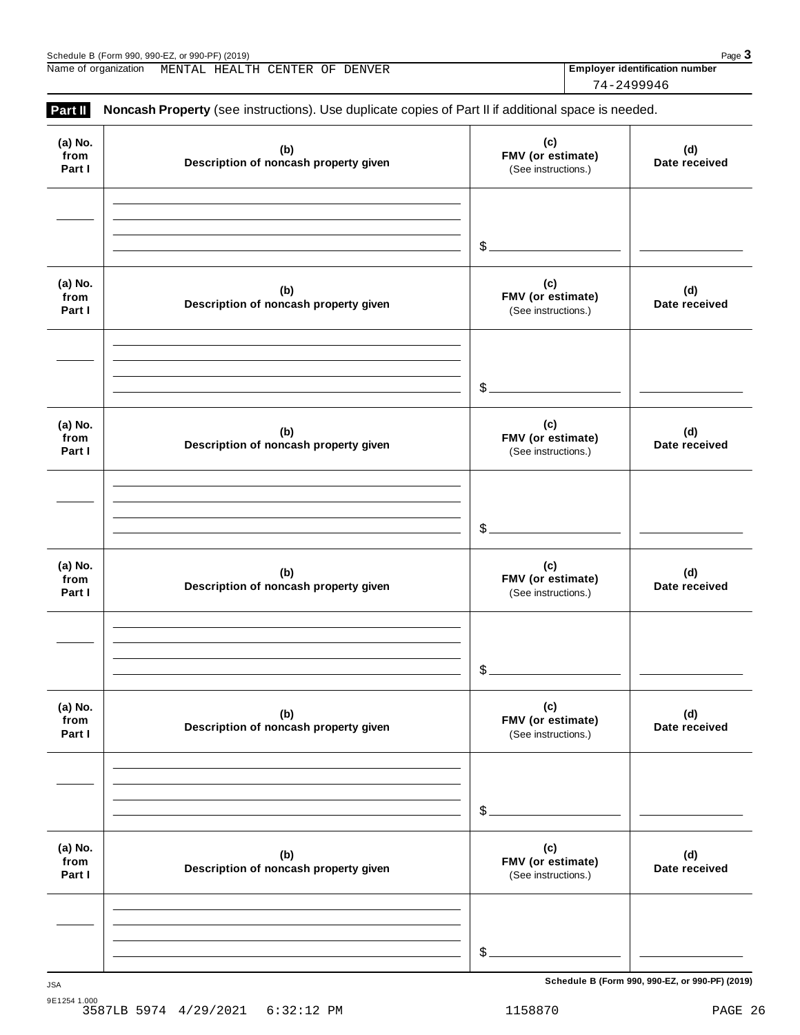Name of organization MENTAL HEALTH CENTER OF DENVER

**Employer identification number** 74-2499946

## Part II Noncash Property (see instructions). Use duplicate copies of Part II if additional space is needed.

| (a) No. from Part I | (b) Description of noncash property given | (c) FMV (or estimate) (See instructions.) | (d) Date received |
|---|---|---|---|
| | | $ | |

| (a) No. from Part I | (b) Description of noncash property given | (c) FMV (or estimate) (See instructions.) | (d) Date received |
|---|---|---|---|
| | | $ | |

| (a) No. from Part I | (b) Description of noncash property given | (c) FMV (or estimate) (See instructions.) | (d) Date received |
|---|---|---|---|
| | | $ | |

| (a) No. from Part I | (b) Description of noncash property given | (c) FMV (or estimate) (See instructions.) | (d) Date received |
|---|---|---|---|
| | | $ | |

| (a) No. from Part I | (b) Description of noncash property given | (c) FMV (or estimate) (See instructions.) | (d) Date received |
|---|---|---|---|
| | | $ | |

| (a) No. from Part I | (b) Description of noncash property given | (c) FMV (or estimate) (See instructions.) | (d) Date received |
|---|---|---|---|
| | | $ | |

JSA

9E1254 1.000

3587LB 5974 4/29/2021 6:32:12 PM 1158870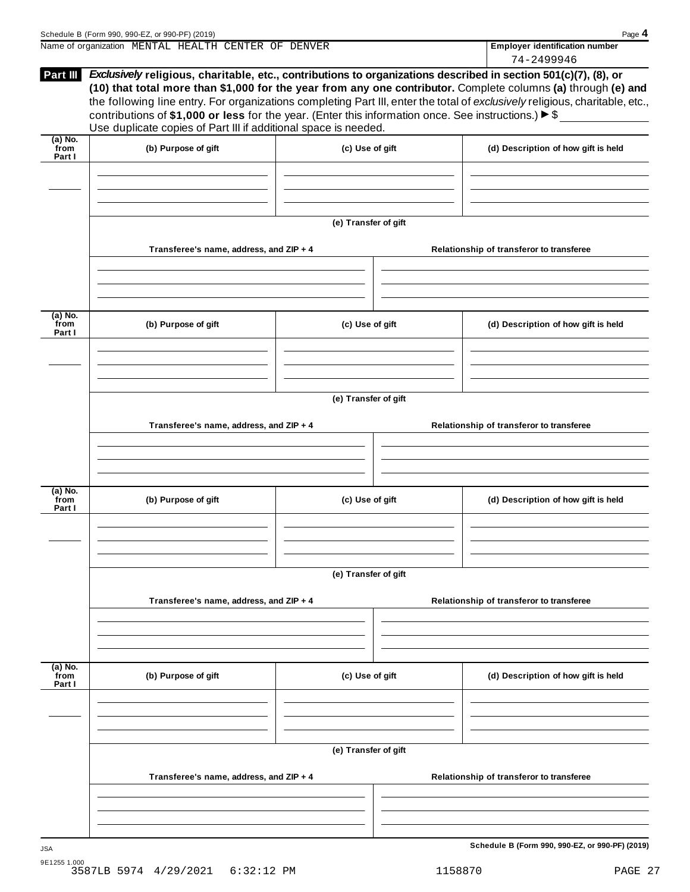Name of organization MENTAL HEALTH CENTER OF DENVER

**Employer identification number** 74-2499946

**Part III** ***Exclusively*** **religious, charitable, etc., contributions to organizations described in section 501(c)(7), (8), or (10) that total more than $1,000 for the year from any one contributor.** Complete columns **(a)** through **(e)** and the following line entry. For organizations completing Part III, enter the total of *exclusively* religious, charitable, etc., contributions of **$1,000 or less** for the year. (Enter this information once. See instructions.) ▶ $

Use duplicate copies of Part III if additional space is needed.

| (a) No. from Part I | (b) Purpose of gift | (c) Use of gift | (d) Description of how gift is held |
|---|---|---|---|
| | | | |

**(e) Transfer of gift**

| Transferee's name, address, and ZIP + 4 | Relationship of transferor to transferee |
|---|---|
| | |

| (a) No. from Part I | (b) Purpose of gift | (c) Use of gift | (d) Description of how gift is held |
|---|---|---|---|
| | | | |

**(e) Transfer of gift**

| Transferee's name, address, and ZIP + 4 | Relationship of transferor to transferee |
|---|---|
| | |

| (a) No. from Part I | (b) Purpose of gift | (c) Use of gift | (d) Description of how gift is held |
|---|---|---|---|
| | | | |

**(e) Transfer of gift**

| Transferee's name, address, and ZIP + 4 | Relationship of transferor to transferee |
|---|---|
| | |

| (a) No. from Part I | (b) Purpose of gift | (c) Use of gift | (d) Description of how gift is held |
|---|---|---|---|
| | | | |

**(e) Transfer of gift**

| Transferee's name, address, and ZIP + 4 | Relationship of transferor to transferee |
|---|---|
| | |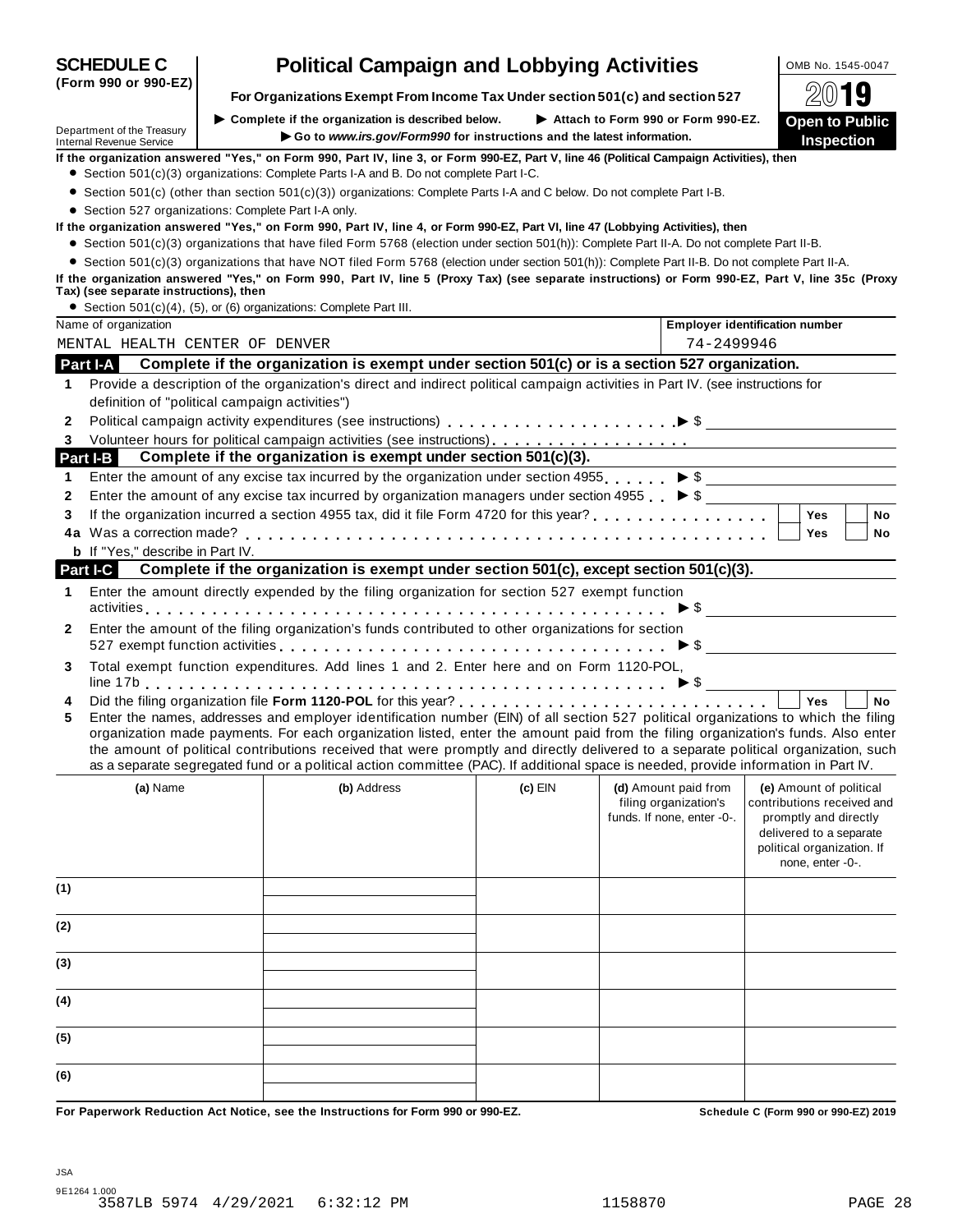**SCHEDULE C (Form 990 or 990-EZ)**

Department of the Treasury
Internal Revenue Service

# Political Campaign and Lobbying Activities

**For Organizations Exempt From Income Tax Under section 501(c) and section 527**

▶ Complete if the organization is described below. ▶ Attach to Form 990 or Form 990-EZ.
▶ Go to *www.irs.gov/Form990* for instructions and the latest information.

OMB No. 1545-0047

**2019**

**Open to Public Inspection**

**If the organization answered "Yes," on Form 990, Part IV, line 3, or Form 990-EZ, Part V, line 46 (Political Campaign Activities), then**

- Section 501(c)(3) organizations: Complete Parts I-A and B. Do not complete Part I-C.
- Section 501(c) (other than section 501(c)(3)) organizations: Complete Parts I-A and C below. Do not complete Part I-B.
- Section 527 organizations: Complete Part I-A only.

**If the organization answered "Yes," on Form 990, Part IV, line 4, or Form 990-EZ, Part VI, line 47 (Lobbying Activities), then**

- Section 501(c)(3) organizations that have filed Form 5768 (election under section 501(h)): Complete Part II-A. Do not complete Part II-B.
- Section 501(c)(3) organizations that have NOT filed Form 5768 (election under section 501(h)): Complete Part II-B. Do not complete Part II-A.

**If the organization answered "Yes," on Form 990, Part IV, line 5 (Proxy Tax) (see separate instructions) or Form 990-EZ, Part V, line 35c (Proxy Tax) (see separate instructions), then**

- Section 501(c)(4), (5), or (6) organizations: Complete Part III.

| Name of organization | Employer identification number |
|---|---|
| MENTAL HEALTH CENTER OF DENVER | 74-2499946 |

## Part I-A Complete if the organization is exempt under section 501(c) or is a section 527 organization.

1 Provide a description of the organization's direct and indirect political campaign activities in Part IV. (see instructions for definition of "political campaign activities")

2 Political campaign activity expenditures (see instructions) ▶ $

3 Volunteer hours for political campaign activities (see instructions)

## Part I-B Complete if the organization is exempt under section 501(c)(3).

1 Enter the amount of any excise tax incurred by the organization under section 4955 ▶ $

2 Enter the amount of any excise tax incurred by organization managers under section 4955 ▶ $

3 If the organization incurred a section 4955 tax, did it file Form 4720 for this year? ☐ Yes ☐ No

4a Was a correction made? ☐ Yes ☐ No

b If "Yes," describe in Part IV.

## Part I-C Complete if the organization is exempt under section 501(c), except section 501(c)(3).

1 Enter the amount directly expended by the filing organization for section 527 exempt function activities ▶ $

2 Enter the amount of the filing organization's funds contributed to other organizations for section 527 exempt function activities ▶ $

3 Total exempt function expenditures. Add lines 1 and 2. Enter here and on Form 1120-POL, line 17b ▶ $

4 Did the filing organization file **Form 1120-POL** for this year? ☐ Yes ☐ No

5 Enter the names, addresses and employer identification number (EIN) of all section 527 political organizations to which the filing organization made payments. For each organization listed, enter the amount paid from the filing organization's funds. Also enter the amount of political contributions received that were promptly and directly delivered to a separate political organization, such as a separate segregated fund or a political action committee (PAC). If additional space is needed, provide information in Part IV.

| | (a) Name | (b) Address | (c) EIN | (d) Amount paid from filing organization's funds. If none, enter -0-. | (e) Amount of political contributions received and promptly and directly delivered to a separate political organization. If none, enter -0-. |
|---|---|---|---|---|---|
| (1) | | | | | |
| (2) | | | | | |
| (3) | | | | | |
| (4) | | | | | |
| (5) | | | | | |
| (6) | | | | | |

**For Paperwork Reduction Act Notice, see the Instructions for Form 990 or 990-EZ.** **Schedule C (Form 990 or 990-EZ) 2019**

JSA
9E1264 1.000
3587LB 5974 4/29/2021 6:32:12 PM 1158870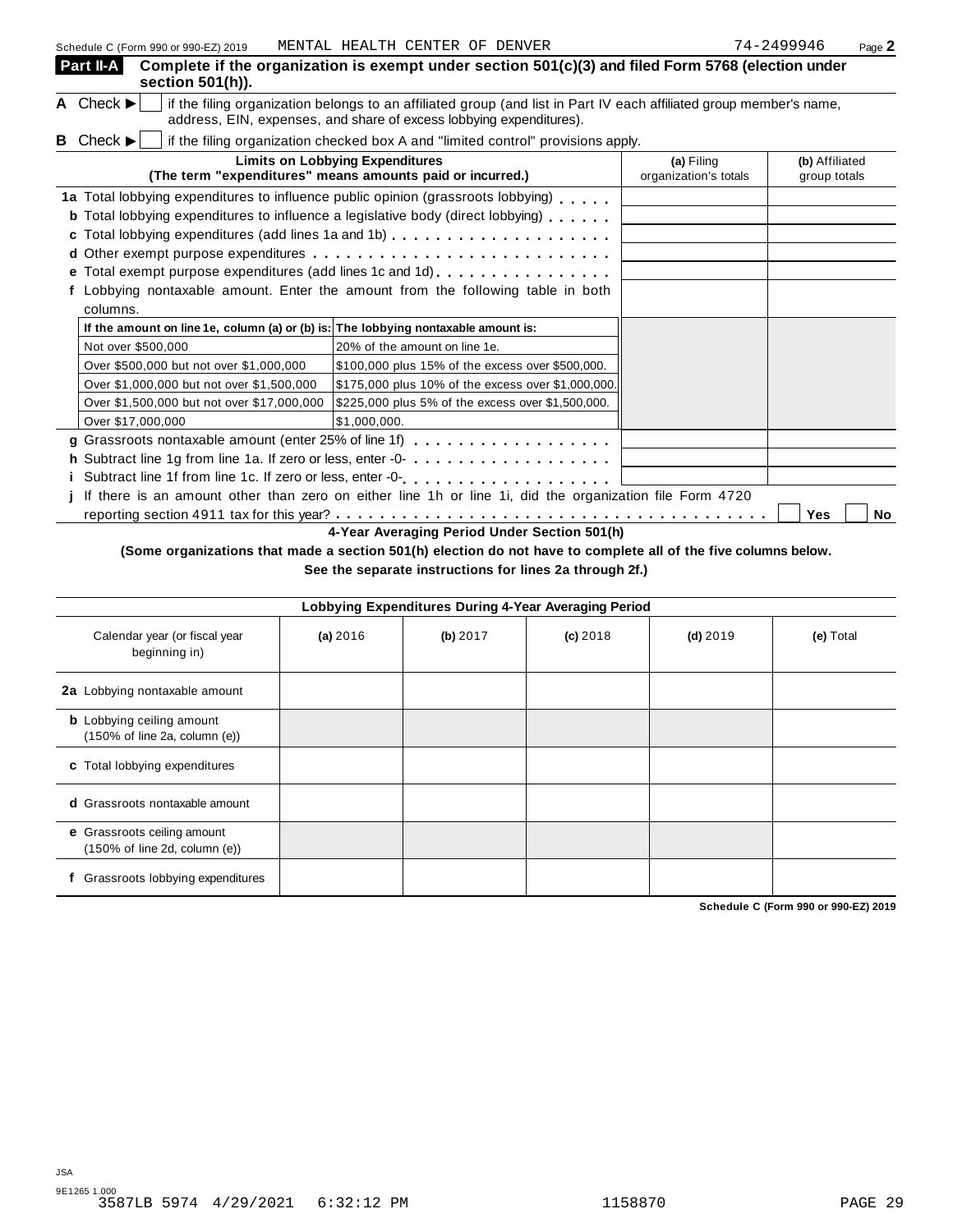Schedule C (Form 990 or 990-EZ) 2019 MENTAL HEALTH CENTER OF DENVER 74-2499946 Page **2**

**Part II-A** **Complete if the organization is exempt under section 501(c)(3) and filed Form 5768 (election under section 501(h)).**

**A** Check ▶ ☐ if the filing organization belongs to an affiliated group (and list in Part IV each affiliated group member's name, address, EIN, expenses, and share of excess lobbying expenditures).

**B** Check ▶ ☐ if the filing organization checked box A and "limited control" provisions apply.

| **Limits on Lobbying Expenditures** (The term "expenditures" means amounts paid or incurred.) | **(a)** Filing organization's totals | **(b)** Affiliated group totals |
|---|---|---|
| **1a** Total lobbying expenditures to influence public opinion (grassroots lobbying) | | |
| **b** Total lobbying expenditures to influence a legislative body (direct lobbying) | | |
| **c** Total lobbying expenditures (add lines 1a and 1b) | | |
| **d** Other exempt purpose expenditures | | |
| **e** Total exempt purpose expenditures (add lines 1c and 1d) | | |
| **f** Lobbying nontaxable amount. Enter the amount from the following table in both columns. | | |

| If the amount on line 1e, column (a) or (b) is: | The lobbying nontaxable amount is: |
|---|---|
| Not over $500,000 | 20% of the amount on line 1e. |
| Over $500,000 but not over $1,000,000 | $100,000 plus 15% of the excess over $500,000. |
| Over $1,000,000 but not over $1,500,000 | $175,000 plus 10% of the excess over $1,000,000. |
| Over $1,500,000 but not over $17,000,000 | $225,000 plus 5% of the excess over $1,500,000. |
| Over $17,000,000 | $1,000,000. |

| | (a) | (b) |
|---|---|---|
| **g** Grassroots nontaxable amount (enter 25% of line 1f) | | |
| **h** Subtract line 1g from line 1a. If zero or less, enter -0- | | |
| **i** Subtract line 1f from line 1c. If zero or less, enter -0- | | |

**j** If there is an amount other than zero on either line 1h or line 1i, did the organization file Form 4720 reporting section 4911 tax for this year? ☐ **Yes** ☐ **No**

**4-Year Averaging Period Under Section 501(h)**

**(Some organizations that made a section 501(h) election do not have to complete all of the five columns below. See the separate instructions for lines 2a through 2f.)**

| **Lobbying Expenditures During 4-Year Averaging Period** | | | | | |
|---|---|---|---|---|---|
| Calendar year (or fiscal year beginning in) | **(a)** 2016 | **(b)** 2017 | **(c)** 2018 | **(d)** 2019 | **(e)** Total |
| **2a** Lobbying nontaxable amount | | | | | |
| **b** Lobbying ceiling amount (150% of line 2a, column (e)) | | | | | |
| **c** Total lobbying expenditures | | | | | |
| **d** Grassroots nontaxable amount | | | | | |
| **e** Grassroots ceiling amount (150% of line 2d, column (e)) | | | | | |
| **f** Grassroots lobbying expenditures | | | | | |

**Schedule C (Form 990 or 990-EZ) 2019**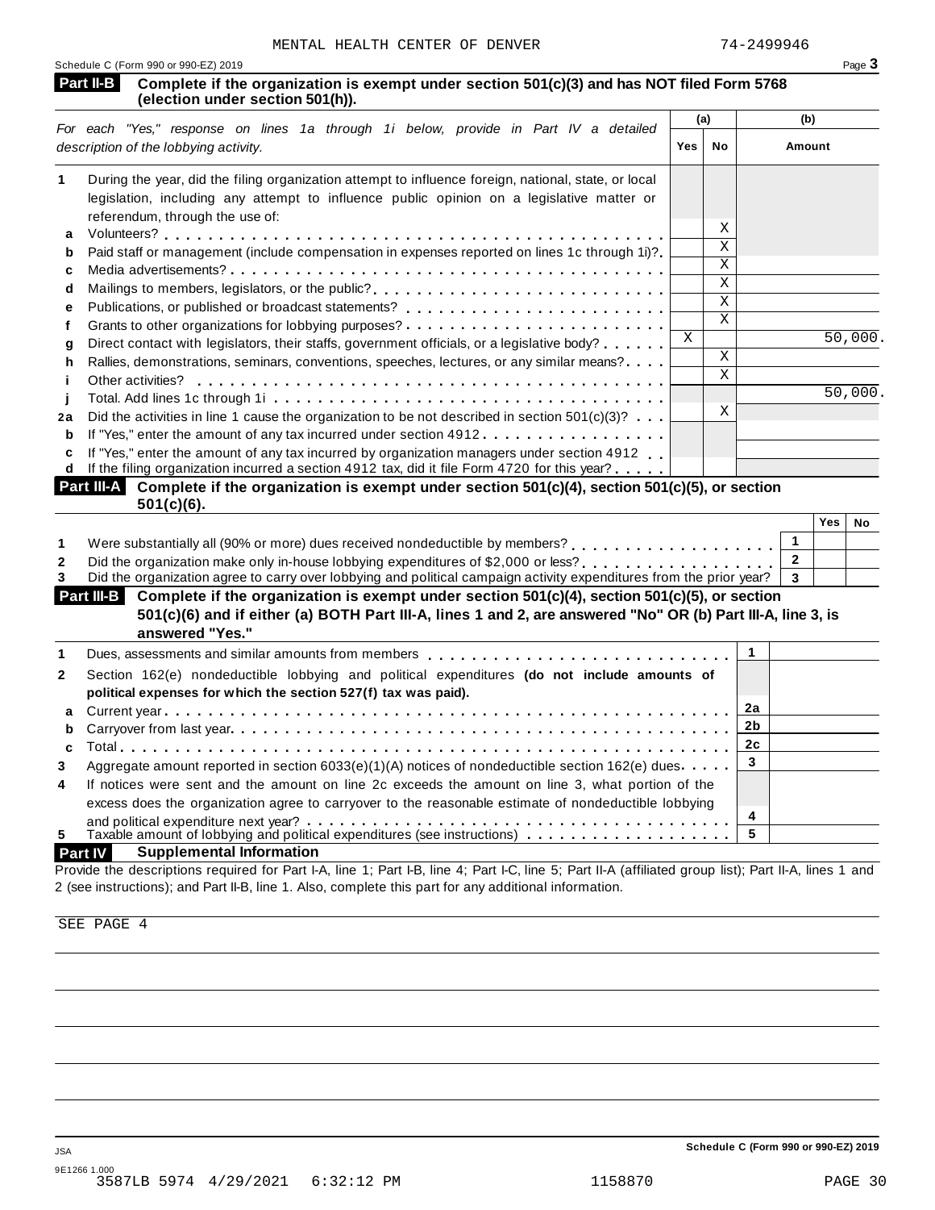MENTAL HEALTH CENTER OF DENVER 74-2499946

Schedule C (Form 990 or 990-EZ) 2019

## Part II-B Complete if the organization is exempt under section 501(c)(3) and has NOT filed Form 5768 (election under section 501(h)).

| | *For each "Yes," response on lines 1a through 1i below, provide in Part IV a detailed description of the lobbying activity.* | (a) Yes | (a) No | (b) Amount |
|---|---|---|---|---|
| **1** | During the year, did the filing organization attempt to influence foreign, national, state, or local legislation, including any attempt to influence public opinion on a legislative matter or referendum, through the use of: | | | |
| **a** | Volunteers? | | X | |
| **b** | Paid staff or management (include compensation in expenses reported on lines 1c through 1i)? | | X | |
| **c** | Media advertisements? | | X | |
| **d** | Mailings to members, legislators, or the public? | | X | |
| **e** | Publications, or published or broadcast statements? | | X | |
| **f** | Grants to other organizations for lobbying purposes? | | X | |
| **g** | Direct contact with legislators, their staffs, government officials, or a legislative body? | X | | 50,000. |
| **h** | Rallies, demonstrations, seminars, conventions, speeches, lectures, or any similar means? | | X | |
| **i** | Other activities? | | X | |
| **j** | Total. Add lines 1c through 1i | | | 50,000. |
| **2a** | Did the activities in line 1 cause the organization to be not described in section 501(c)(3)? | | X | |
| **b** | If "Yes," enter the amount of any tax incurred under section 4912 | | | |
| **c** | If "Yes," enter the amount of any tax incurred by organization managers under section 4912 | | | |
| **d** | If the filing organization incurred a section 4912 tax, did it file Form 4720 for this year? | | | |

## Part III-A Complete if the organization is exempt under section 501(c)(4), section 501(c)(5), or section 501(c)(6).

| | | | Yes | No |
|---|---|---|---|---|
| **1** | Were substantially all (90% or more) dues received nondeductible by members? | 1 | | |
| **2** | Did the organization make only in-house lobbying expenditures of $2,000 or less? | 2 | | |
| **3** | Did the organization agree to carry over lobbying and political campaign activity expenditures from the prior year? | 3 | | |

## Part III-B Complete if the organization is exempt under section 501(c)(4), section 501(c)(5), or section 501(c)(6) and if either (a) BOTH Part III-A, lines 1 and 2, are answered "No" OR (b) Part III-A, line 3, is answered "Yes."

| | | | |
|---|---|---|---|
| **1** | Dues, assessments and similar amounts from members | 1 | |
| **2** | Section 162(e) nondeductible lobbying and political expenditures **(do not include amounts of political expenses for which the section 527(f) tax was paid).** | | |
| **a** | Current year | 2a | |
| **b** | Carryover from last year | 2b | |
| **c** | Total | 2c | |
| **3** | Aggregate amount reported in section 6033(e)(1)(A) notices of nondeductible section 162(e) dues | 3 | |
| **4** | If notices were sent and the amount on line 2c exceeds the amount on line 3, what portion of the excess does the organization agree to carryover to the reasonable estimate of nondeductible lobbying and political expenditure next year? | 4 | |
| **5** | Taxable amount of lobbying and political expenditures (see instructions) | 5 | |

## Part IV Supplemental Information

Provide the descriptions required for Part I-A, line 1; Part I-B, line 4; Part I-C, line 5; Part II-A (affiliated group list); Part II-A, lines 1 and 2 (see instructions); and Part II-B, line 1. Also, complete this part for any additional information.

SEE PAGE 4

Schedule C (Form 990 or 990-EZ) 2019

JSA
9E1266 1.000
3587LB 5974 4/29/2021 6:32:12 PM 1158870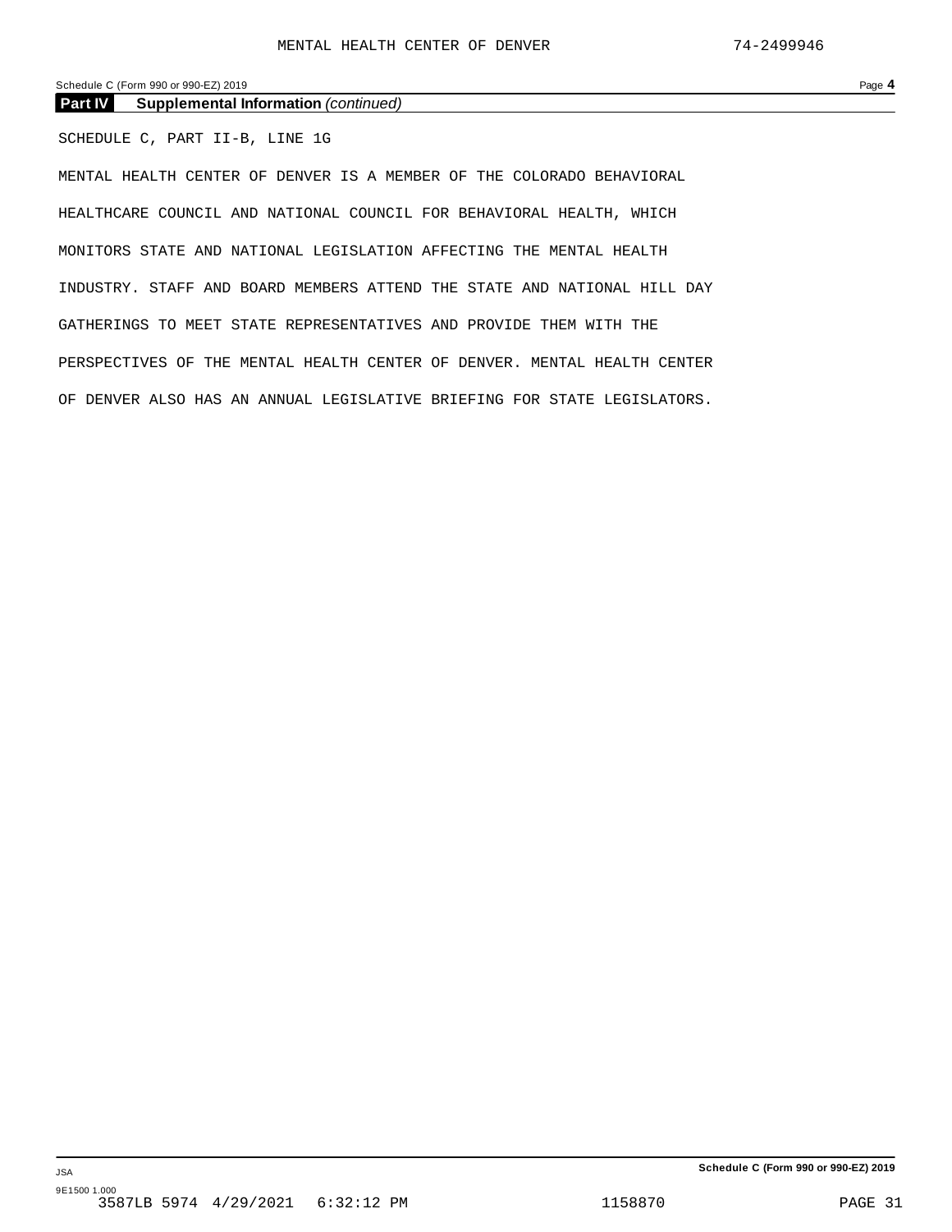## Part IV Supplemental Information *(continued)*

SCHEDULE C, PART II-B, LINE 1G

MENTAL HEALTH CENTER OF DENVER IS A MEMBER OF THE COLORADO BEHAVIORAL HEALTHCARE COUNCIL AND NATIONAL COUNCIL FOR BEHAVIORAL HEALTH, WHICH MONITORS STATE AND NATIONAL LEGISLATION AFFECTING THE MENTAL HEALTH INDUSTRY. STAFF AND BOARD MEMBERS ATTEND THE STATE AND NATIONAL HILL DAY GATHERINGS TO MEET STATE REPRESENTATIVES AND PROVIDE THEM WITH THE PERSPECTIVES OF THE MENTAL HEALTH CENTER OF DENVER. MENTAL HEALTH CENTER OF DENVER ALSO HAS AN ANNUAL LEGISLATIVE BRIEFING FOR STATE LEGISLATORS.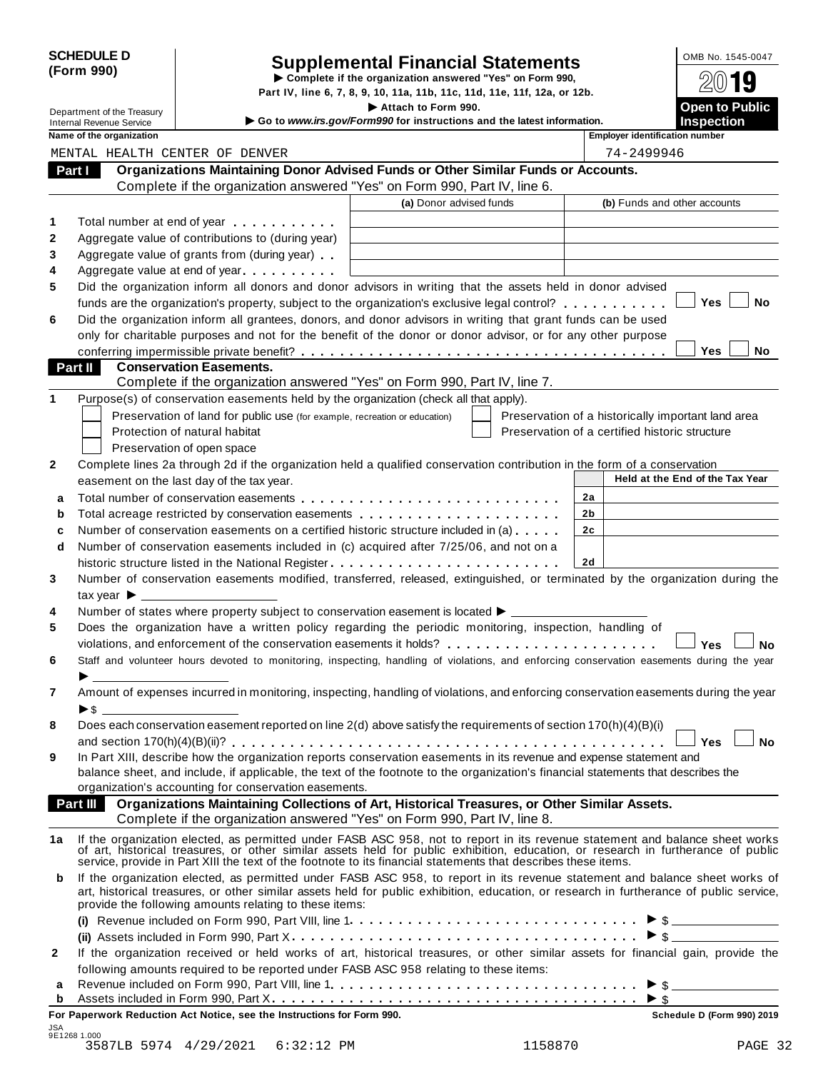**SCHEDULE D (Form 990)**

# Supplemental Financial Statements

▶ Complete if the organization answered "Yes" on Form 990, Part IV, line 6, 7, 8, 9, 10, 11a, 11b, 11c, 11d, 11e, 11f, 12a, or 12b.

▶ Attach to Form 990.

▶ Go to *www.irs.gov/Form990* for instructions and the latest information.

Department of the Treasury
Internal Revenue Service

OMB No. 1545-0047

2019

**Open to Public Inspection**

| Name of the organization | Employer identification number |
|---|---|
| MENTAL HEALTH CENTER OF DENVER | 74-2499946 |

## Part I Organizations Maintaining Donor Advised Funds or Other Similar Funds or Accounts.

Complete if the organization answered "Yes" on Form 990, Part IV, line 6.

| | | (a) Donor advised funds | (b) Funds and other accounts |
|---|---|---|---|
| 1 | Total number at end of year | | |
| 2 | Aggregate value of contributions to (during year) | | |
| 3 | Aggregate value of grants from (during year) | | |
| 4 | Aggregate value at end of year | | |

5 Did the organization inform all donors and donor advisors in writing that the assets held in donor advised funds are the organization's property, subject to the organization's exclusive legal control? ☐ Yes ☐ No

6 Did the organization inform all grantees, donors, and donor advisors in writing that grant funds can be used only for charitable purposes and not for the benefit of the donor or donor advisor, or for any other purpose conferring impermissible private benefit? ☐ Yes ☐ No

## Part II Conservation Easements.

Complete if the organization answered "Yes" on Form 990, Part IV, line 7.

1 Purpose(s) of conservation easements held by the organization (check all that apply).

- ☐ Preservation of land for public use (for example, recreation or education)
- ☐ Protection of natural habitat
- ☐ Preservation of open space
- ☐ Preservation of a historically important land area
- ☐ Preservation of a certified historic structure

2 Complete lines 2a through 2d if the organization held a qualified conservation contribution in the form of a conservation easement on the last day of the tax year.

| | | | Held at the End of the Tax Year |
|---|---|---|---|
| a | Total number of conservation easements | 2a | |
| b | Total acreage restricted by conservation easements | 2b | |
| c | Number of conservation easements on a certified historic structure included in (a) | 2c | |
| d | Number of conservation easements included in (c) acquired after 7/25/06, and not on a historic structure listed in the National Register | 2d | |

3 Number of conservation easements modified, transferred, released, extinguished, or terminated by the organization during the tax year ▶ ______

4 Number of states where property subject to conservation easement is located ▶ ______

5 Does the organization have a written policy regarding the periodic monitoring, inspection, handling of violations, and enforcement of the conservation easements it holds? ☐ Yes ☐ No

6 Staff and volunteer hours devoted to monitoring, inspecting, handling of violations, and enforcing conservation easements during the year ▶ ______

7 Amount of expenses incurred in monitoring, inspecting, handling of violations, and enforcing conservation easements during the year ▶ $ ______

8 Does each conservation easement reported on line 2(d) above satisfy the requirements of section 170(h)(4)(B)(i) and section 170(h)(4)(B)(ii)? ☐ Yes ☐ No

9 In Part XIII, describe how the organization reports conservation easements in its revenue and expense statement and balance sheet, and include, if applicable, the text of the footnote to the organization's financial statements that describes the organization's accounting for conservation easements.

## Part III Organizations Maintaining Collections of Art, Historical Treasures, or Other Similar Assets.

Complete if the organization answered "Yes" on Form 990, Part IV, line 8.

1a If the organization elected, as permitted under FASB ASC 958, not to report in its revenue statement and balance sheet works of art, historical treasures, or other similar assets held for public exhibition, education, or research in furtherance of public service, provide in Part XIII the text of the footnote to its financial statements that describes these items.

b If the organization elected, as permitted under FASB ASC 958, to report in its revenue statement and balance sheet works of art, historical treasures, or other similar assets held for public exhibition, education, or research in furtherance of public service, provide the following amounts relating to these items:

(i) Revenue included on Form 990, Part VIII, line 1 ▶ $ ______

(ii) Assets included in Form 990, Part X ▶ $ ______

2 If the organization received or held works of art, historical treasures, or other similar assets for financial gain, provide the following amounts required to be reported under FASB ASC 958 relating to these items:

a Revenue included on Form 990, Part VIII, line 1 ▶ $ ______

b Assets included in Form 990, Part X ▶ $ ______

**For Paperwork Reduction Act Notice, see the Instructions for Form 990.** Schedule D (Form 990) 2019

JSA 9E1268 1.000
3587LB 5974 4/29/2021 6:32:12 PM 1158870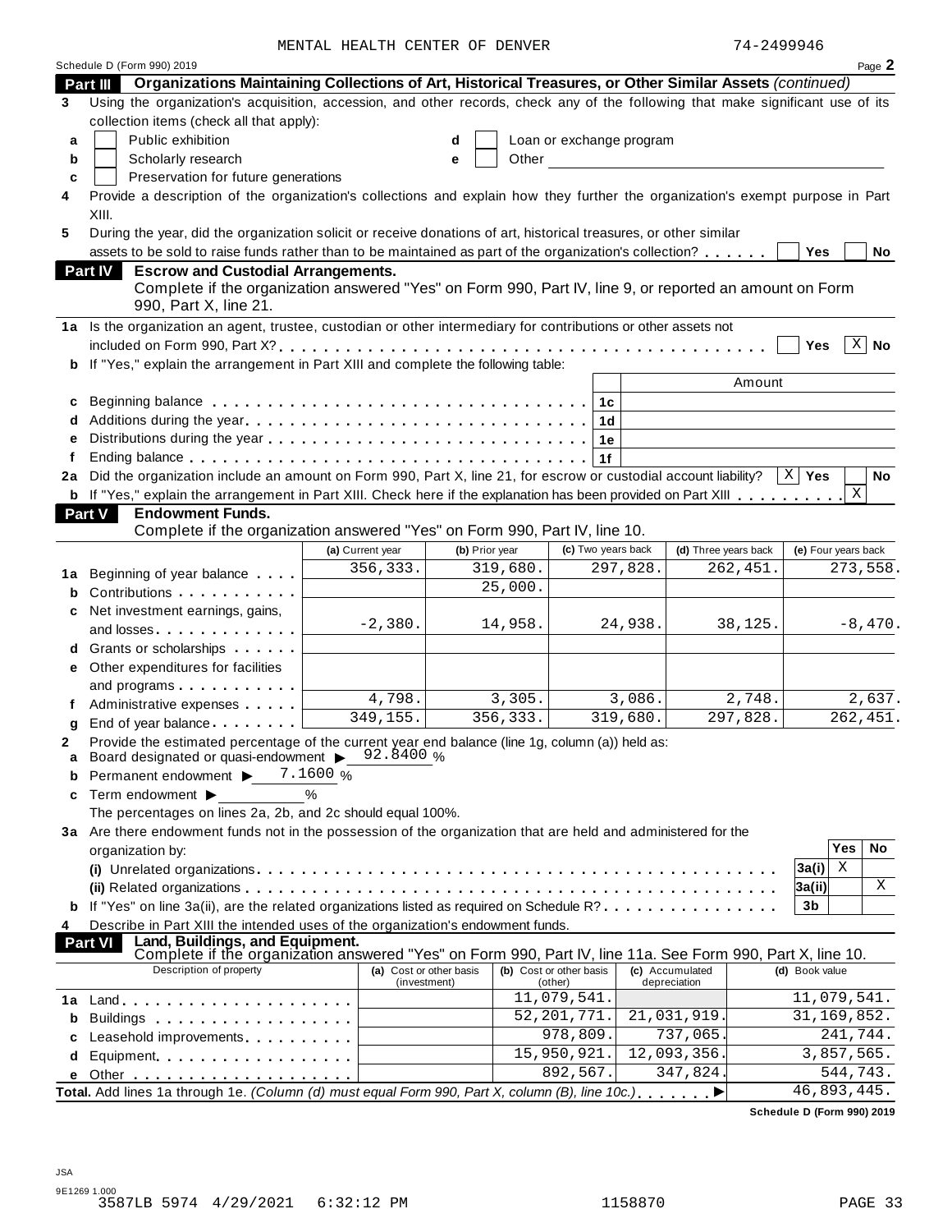MENTAL HEALTH CENTER OF DENVER 74-2499946

Schedule D (Form 990) 2019 Page **2**

**Part III** **Organizations Maintaining Collections of Art, Historical Treasures, or Other Similar Assets** *(continued)*

**3** Using the organization's acquisition, accession, and other records, check any of the following that make significant use of its collection items (check all that apply):

- **a** ☐ Public exhibition
- **b** ☐ Scholarly research
- **c** ☐ Preservation for future generations
- **d** ☐ Loan or exchange program
- **e** ☐ Other

**4** Provide a description of the organization's collections and explain how they further the organization's exempt purpose in Part XIII.

**5** During the year, did the organization solicit or receive donations of art, historical treasures, or other similar assets to be sold to raise funds rather than to be maintained as part of the organization's collection? ☐ Yes ☐ No

**Part IV** **Escrow and Custodial Arrangements.**
Complete if the organization answered "Yes" on Form 990, Part IV, line 9, or reported an amount on Form 990, Part X, line 21.

**1a** Is the organization an agent, trustee, custodian or other intermediary for contributions or other assets not included on Form 990, Part X? ☐ Yes ☒ No

**b** If "Yes," explain the arrangement in Part XIII and complete the following table:

| | | | Amount |
|---|---|---|---|
| **c** | Beginning balance | 1c | |
| **d** | Additions during the year | 1d | |
| **e** | Distributions during the year | 1e | |
| **f** | Ending balance | 1f | |

**2a** Did the organization include an amount on Form 990, Part X, line 21, for escrow or custodial account liability? ☒ Yes ☐ No

**b** If "Yes," explain the arrangement in Part XIII. Check here if the explanation has been provided on Part XIII ☒

**Part V** **Endowment Funds.**
Complete if the organization answered "Yes" on Form 990, Part IV, line 10.

| | (a) Current year | (b) Prior year | (c) Two years back | (d) Three years back | (e) Four years back |
|---|---|---|---|---|---|
| **1a** Beginning of year balance | 356,333. | 319,680. | 297,828. | 262,451. | 273,558. |
| **b** Contributions | | 25,000. | | | |
| **c** Net investment earnings, gains, and losses | -2,380. | 14,958. | 24,938. | 38,125. | -8,470. |
| **d** Grants or scholarships | | | | | |
| **e** Other expenditures for facilities and programs | | | | | |
| **f** Administrative expenses | 4,798. | 3,305. | 3,086. | 2,748. | 2,637. |
| **g** End of year balance | 349,155. | 356,333. | 319,680. | 297,828. | 262,451. |

**2** Provide the estimated percentage of the current year end balance (line 1g, column (a)) held as:

- **a** Board designated or quasi-endowment ▶ 92.8400 %
- **b** Permanent endowment ▶ 7.1600 %
- **c** Term endowment ▶ ____ %

The percentages on lines 2a, 2b, and 2c should equal 100%.

**3a** Are there endowment funds not in the possession of the organization that are held and administered for the organization by:

| | | Yes | No |
|---|---|---|---|
| **(i)** Unrelated organizations | 3a(i) | X | |
| **(ii)** Related organizations | 3a(ii) | | X |
| **b** If "Yes" on line 3a(ii), are the related organizations listed as required on Schedule R? | 3b | | |

**4** Describe in Part XIII the intended uses of the organization's endowment funds.

**Part VI** **Land, Buildings, and Equipment.**
Complete if the organization answered "Yes" on Form 990, Part IV, line 11a. See Form 990, Part X, line 10.

| Description of property | (a) Cost or other basis (investment) | (b) Cost or other basis (other) | (c) Accumulated depreciation | (d) Book value |
|---|---|---|---|---|
| **1a** Land | | 11,079,541. | | 11,079,541. |
| **b** Buildings | | 52,201,771. | 21,031,919. | 31,169,852. |
| **c** Leasehold improvements | | 978,809. | 737,065. | 241,744. |
| **d** Equipment | | 15,950,921. | 12,093,356. | 3,857,565. |
| **e** Other | | 892,567. | 347,824. | 544,743. |
| **Total.** Add lines 1a through 1e. *(Column (d) must equal Form 990, Part X, column (B), line 10c.)* ▶ | | | | 46,893,445. |

**Schedule D (Form 990) 2019**

JSA
9E1269 1.000
3587LB 5974 4/29/2021 6:32:12 PM 1158870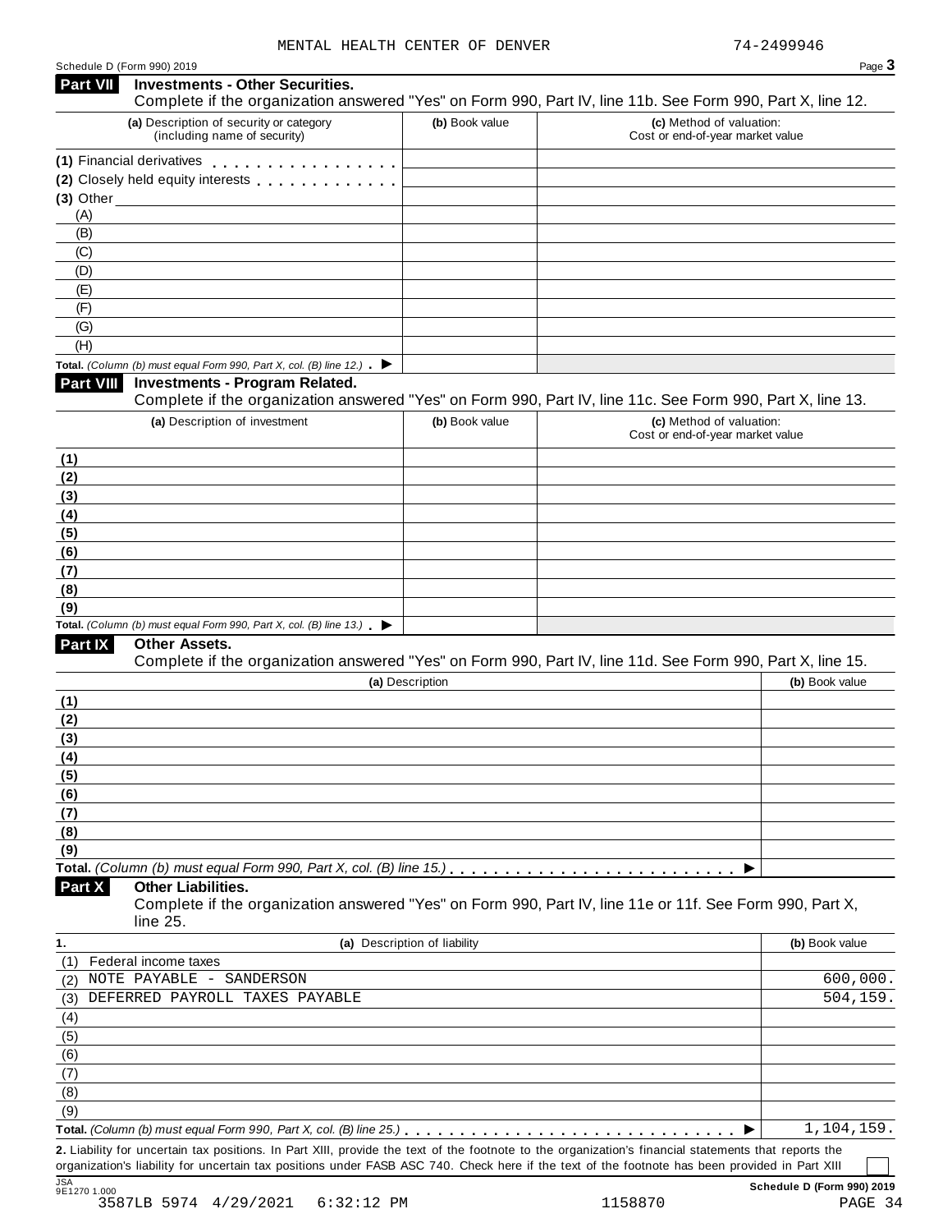MENTAL HEALTH CENTER OF DENVER 74-2499946

Schedule D (Form 990) 2019

## Part VII Investments - Other Securities.

Complete if the organization answered "Yes" on Form 990, Part IV, line 11b. See Form 990, Part X, line 12.

| (a) Description of security or category (including name of security) | (b) Book value | (c) Method of valuation: Cost or end-of-year market value |
|---|---|---|
| (1) Financial derivatives | | |
| (2) Closely held equity interests | | |
| (3) Other | | |
| (A) | | |
| (B) | | |
| (C) | | |
| (D) | | |
| (E) | | |
| (F) | | |
| (G) | | |
| (H) | | |
| **Total.** *(Column (b) must equal Form 990, Part X, col. (B) line 12.)* ▶ | | |

## Part VIII Investments - Program Related.

Complete if the organization answered "Yes" on Form 990, Part IV, line 11c. See Form 990, Part X, line 13.

| (a) Description of investment | (b) Book value | (c) Method of valuation: Cost or end-of-year market value |
|---|---|---|
| (1) | | |
| (2) | | |
| (3) | | |
| (4) | | |
| (5) | | |
| (6) | | |
| (7) | | |
| (8) | | |
| (9) | | |
| **Total.** *(Column (b) must equal Form 990, Part X, col. (B) line 13.)* ▶ | | |

## Part IX Other Assets.

Complete if the organization answered "Yes" on Form 990, Part IV, line 11d. See Form 990, Part X, line 15.

| (a) Description | (b) Book value |
|---|---|
| (1) | |
| (2) | |
| (3) | |
| (4) | |
| (5) | |
| (6) | |
| (7) | |
| (8) | |
| (9) | |
| **Total.** *(Column (b) must equal Form 990, Part X, col. (B) line 15.)* ▶ | |

## Part X Other Liabilities.

Complete if the organization answered "Yes" on Form 990, Part IV, line 11e or 11f. See Form 990, Part X, line 25.

| 1. (a) Description of liability | (b) Book value |
|---|---|
| (1) Federal income taxes | |
| (2) NOTE PAYABLE - SANDERSON | 600,000. |
| (3) DEFERRED PAYROLL TAXES PAYABLE | 504,159. |
| (4) | |
| (5) | |
| (6) | |
| (7) | |
| (8) | |
| (9) | |
| **Total.** *(Column (b) must equal Form 990, Part X, col. (B) line 25.)* ▶ | 1,104,159. |

**2.** Liability for uncertain tax positions. In Part XIII, provide the text of the footnote to the organization's financial statements that reports the organization's liability for uncertain tax positions under FASB ASC 740. Check here if the text of the footnote has been provided in Part XIII ☐

JSA 9E1270 1.000 **Schedule D (Form 990) 2019**

3587LB 5974 4/29/2021 6:32:12 PM 1158870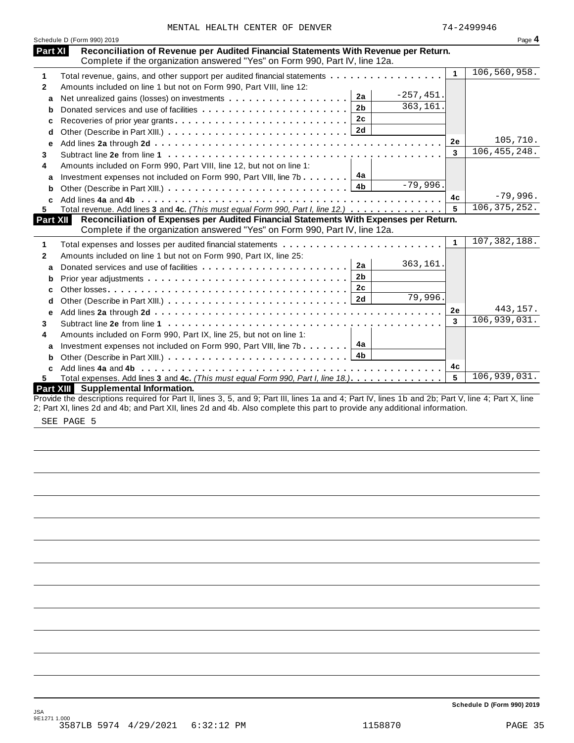MENTAL HEALTH CENTER OF DENVER 74-2499946

Schedule D (Form 990) 2019 Page **4**

## Part XI Reconciliation of Revenue per Audited Financial Statements With Revenue per Return.

Complete if the organization answered "Yes" on Form 990, Part IV, line 12a.

| | | | | | |
|---|---|---|---|---|---|
| 1 | Total revenue, gains, and other support per audited financial statements | | | 1 | 106,560,958. |
| 2 | Amounts included on line 1 but not on Form 990, Part VIII, line 12: | | | | |
| a | Net unrealized gains (losses) on investments | 2a | -257,451. | | |
| b | Donated services and use of facilities | 2b | 363,161. | | |
| c | Recoveries of prior year grants | 2c | | | |
| d | Other (Describe in Part XIII.) | 2d | | | |
| e | Add lines **2a** through **2d** | | | 2e | 105,710. |
| 3 | Subtract line **2e** from line **1** | | | 3 | 106,455,248. |
| 4 | Amounts included on Form 990, Part VIII, line 12, but not on line 1: | | | | |
| a | Investment expenses not included on Form 990, Part VIII, line 7b | 4a | | | |
| b | Other (Describe in Part XIII.) | 4b | -79,996. | | |
| c | Add lines **4a** and **4b** | | | 4c | -79,996. |
| 5 | Total revenue. Add lines **3** and **4c.** *(This must equal Form 990, Part I, line 12.)* | | | 5 | 106,375,252. |

## Part XII Reconciliation of Expenses per Audited Financial Statements With Expenses per Return.

Complete if the organization answered "Yes" on Form 990, Part IV, line 12a.

| | | | | | |
|---|---|---|---|---|---|
| 1 | Total expenses and losses per audited financial statements | | | 1 | 107,382,188. |
| 2 | Amounts included on line 1 but not on Form 990, Part IX, line 25: | | | | |
| a | Donated services and use of facilities | 2a | 363,161. | | |
| b | Prior year adjustments | 2b | | | |
| c | Other losses | 2c | | | |
| d | Other (Describe in Part XIII.) | 2d | 79,996. | | |
| e | Add lines **2a** through **2d** | | | 2e | 443,157. |
| 3 | Subtract line **2e** from line **1** | | | 3 | 106,939,031. |
| 4 | Amounts included on Form 990, Part IX, line 25, but not on line 1: | | | | |
| a | Investment expenses not included on Form 990, Part VIII, line 7b | 4a | | | |
| b | Other (Describe in Part XIII.) | 4b | | | |
| c | Add lines **4a** and **4b** | | | 4c | |
| 5 | Total expenses. Add lines **3** and **4c.** *(This must equal Form 990, Part I, line 18.)* | | | 5 | 106,939,031. |

## Part XIII Supplemental Information.

Provide the descriptions required for Part II, lines 3, 5, and 9; Part III, lines 1a and 4; Part IV, lines 1b and 2b; Part V, line 4; Part X, line 2; Part XI, lines 2d and 4b; and Part XII, lines 2d and 4b. Also complete this part to provide any additional information.

SEE PAGE 5

**Schedule D (Form 990) 2019**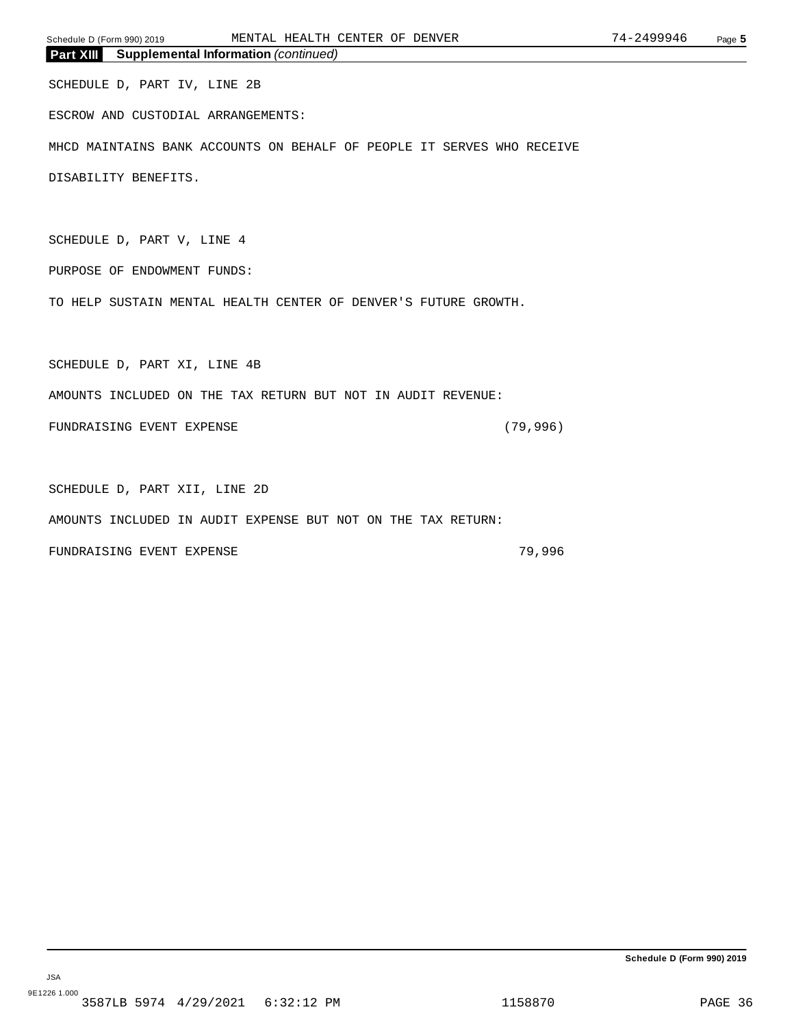**Part XIII Supplemental Information** *(continued)*

SCHEDULE D, PART IV, LINE 2B

ESCROW AND CUSTODIAL ARRANGEMENTS:

MHCD MAINTAINS BANK ACCOUNTS ON BEHALF OF PEOPLE IT SERVES WHO RECEIVE DISABILITY BENEFITS.

SCHEDULE D, PART V, LINE 4

PURPOSE OF ENDOWMENT FUNDS:

TO HELP SUSTAIN MENTAL HEALTH CENTER OF DENVER'S FUTURE GROWTH.

SCHEDULE D, PART XI, LINE 4B

AMOUNTS INCLUDED ON THE TAX RETURN BUT NOT IN AUDIT REVENUE:

| | |
|---|---|
| FUNDRAISING EVENT EXPENSE | (79,996) |

SCHEDULE D, PART XII, LINE 2D

AMOUNTS INCLUDED IN AUDIT EXPENSE BUT NOT ON THE TAX RETURN:

| | |
|---|---|
| FUNDRAISING EVENT EXPENSE | 79,996 |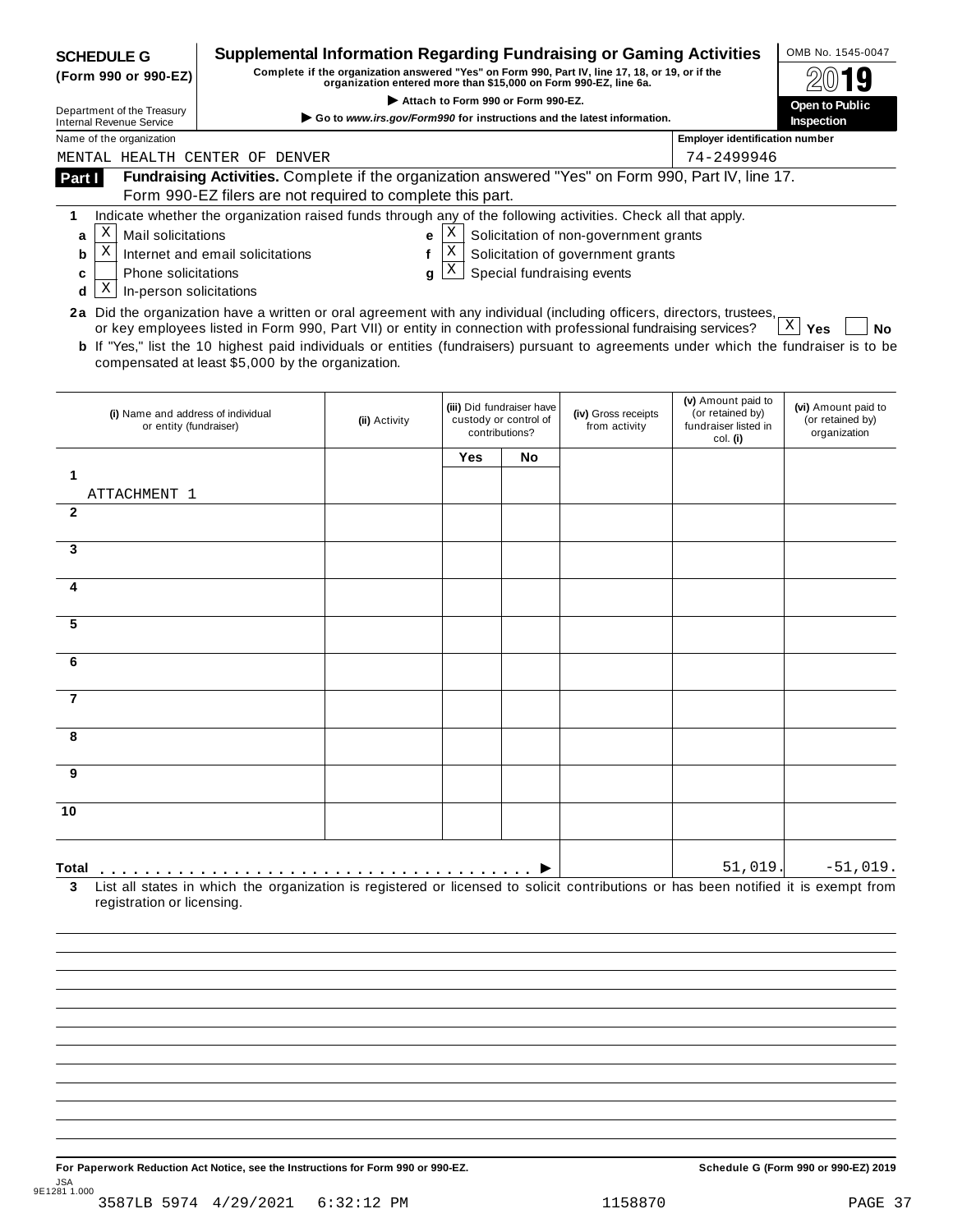**SCHEDULE G**
**(Form 990 or 990-EZ)**

Department of the Treasury
Internal Revenue Service

# Supplemental Information Regarding Fundraising or Gaming Activities

**Complete if the organization answered "Yes" on Form 990, Part IV, line 17, 18, or 19, or if the organization entered more than $15,000 on Form 990-EZ, line 6a.**

▶ **Attach to Form 990 or Form 990-EZ.**

▶ **Go to www.irs.gov/Form990 for instructions and the latest information.**

OMB No. 1545-0047

**2019**

**Open to Public Inspection**

Name of the organization: MENTAL HEALTH CENTER OF DENVER

Employer identification number: 74-2499946

**Part I** **Fundraising Activities.** Complete if the organization answered "Yes" on Form 990, Part IV, line 17. Form 990-EZ filers are not required to complete this part.

**1** Indicate whether the organization raised funds through any of the following activities. Check all that apply.

- **a** [X] Mail solicitations
- **b** [X] Internet and email solicitations
- **c** [ ] Phone solicitations
- **d** [X] In-person solicitations
- **e** [X] Solicitation of non-government grants
- **f** [X] Solicitation of government grants
- **g** [X] Special fundraising events

**2a** Did the organization have a written or oral agreement with any individual (including officers, directors, trustees, or key employees listed in Form 990, Part VII) or entity in connection with professional fundraising services? [X] **Yes** [ ] **No**

**b** If "Yes," list the 10 highest paid individuals or entities (fundraisers) pursuant to agreements under which the fundraiser is to be compensated at least $5,000 by the organization.

| | (i) Name and address of individual or entity (fundraiser) | (ii) Activity | (iii) Did fundraiser have custody or control of contributions? Yes | No | (iv) Gross receipts from activity | (v) Amount paid to (or retained by) fundraiser listed in col. (i) | (vi) Amount paid to (or retained by) organization |
|---|---|---|---|---|---|---|---|
| 1 | ATTACHMENT 1 | | | | | | |
| 2 | | | | | | | |
| 3 | | | | | | | |
| 4 | | | | | | | |
| 5 | | | | | | | |
| 6 | | | | | | | |
| 7 | | | | | | | |
| 8 | | | | | | | |
| 9 | | | | | | | |
| 10 | | | | | | | |
| **Total** ▶ | | | | | | 51,019. | -51,019. |

**3** List all states in which the organization is registered or licensed to solicit contributions or has been notified it is exempt from registration or licensing.

**For Paperwork Reduction Act Notice, see the Instructions for Form 990 or 990-EZ.** **Schedule G (Form 990 or 990-EZ) 2019**

JSA
9E1281 1.000
3587LB 5974 4/29/2021 6:32:12 PM 1158870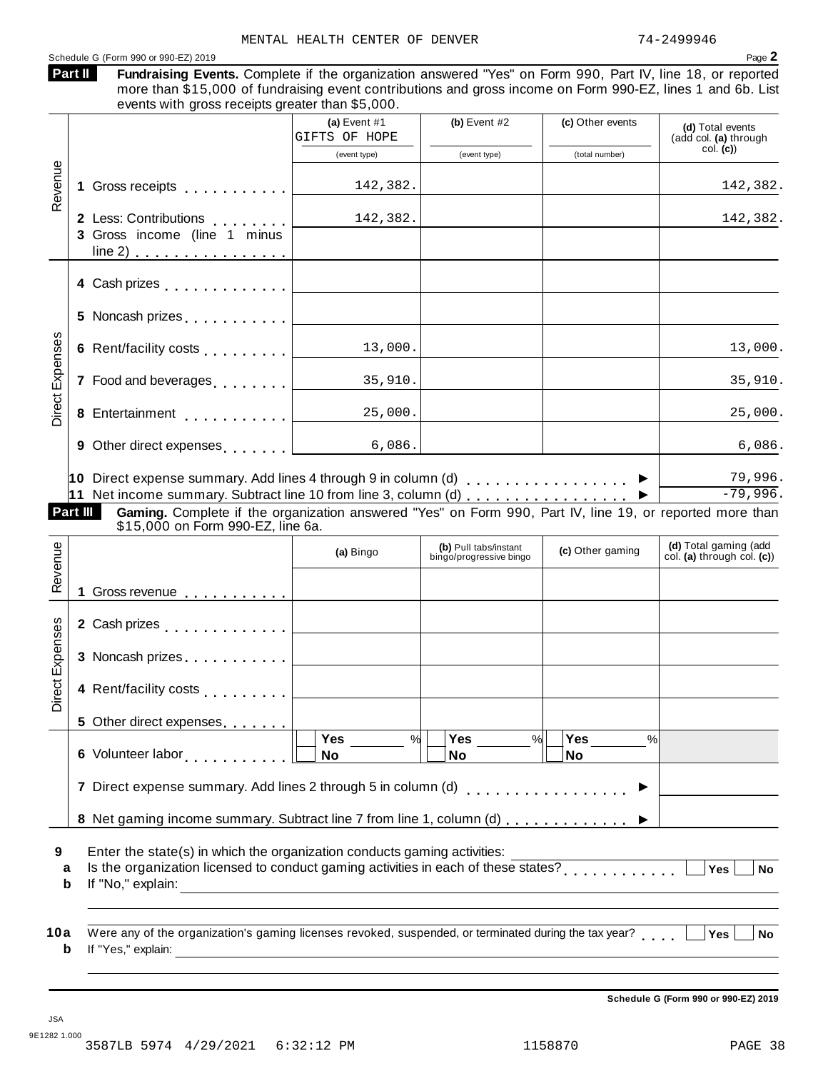MENTAL HEALTH CENTER OF DENVER 74-2499946

Schedule G (Form 990 or 990-EZ) 2019

## Part II Fundraising Events.

Complete if the organization answered "Yes" on Form 990, Part IV, line 18, or reported more than $15,000 of fundraising event contributions and gross income on Form 990-EZ, lines 1 and 6b. List events with gross receipts greater than $5,000.

| | | (a) Event #1 GIFTS OF HOPE (event type) | (b) Event #2 (event type) | (c) Other events (total number) | (d) Total events (add col. (a) through col. (c)) |
|---|---|---|---|---|---|
| Revenue | 1 Gross receipts | 142,382. | | | 142,382. |
| | 2 Less: Contributions | 142,382. | | | 142,382. |
| | 3 Gross income (line 1 minus line 2) | | | | |
| Direct Expenses | 4 Cash prizes | | | | |
| | 5 Noncash prizes | | | | |
| | 6 Rent/facility costs | 13,000. | | | 13,000. |
| | 7 Food and beverages | 35,910. | | | 35,910. |
| | 8 Entertainment | 25,000. | | | 25,000. |
| | 9 Other direct expenses | 6,086. | | | 6,086. |
| | 10 Direct expense summary. Add lines 4 through 9 in column (d) | | | | 79,996. |
| | 11 Net income summary. Subtract line 10 from line 3, column (d) | | | | -79,996. |

## Part III Gaming.

Complete if the organization answered "Yes" on Form 990, Part IV, line 19, or reported more than $15,000 on Form 990-EZ, line 6a.

| | | (a) Bingo | (b) Pull tabs/instant bingo/progressive bingo | (c) Other gaming | (d) Total gaming (add col. (a) through col. (c)) |
|---|---|---|---|---|---|
| Revenue | 1 Gross revenue | | | | |
| Direct Expenses | 2 Cash prizes | | | | |
| | 3 Noncash prizes | | | | |
| | 4 Rent/facility costs | | | | |
| | 5 Other direct expenses | | | | |
| | 6 Volunteer labor | Yes ___ % No | Yes ___ % No | Yes ___ % No | |
| | 7 Direct expense summary. Add lines 2 through 5 in column (d) | | | | |
| | 8 Net gaming income summary. Subtract line 7 from line 1, column (d) | | | | |

9 Enter the state(s) in which the organization conducts gaming activities:

a Is the organization licensed to conduct gaming activities in each of these states? Yes No

b If "No," explain:

10a Were any of the organization's gaming licenses revoked, suspended, or terminated during the tax year? Yes No

b If "Yes," explain:

Schedule G (Form 990 or 990-EZ) 2019

JSA 9E1282 1.000

3587LB 5974 4/29/2021 6:32:12 PM 1158870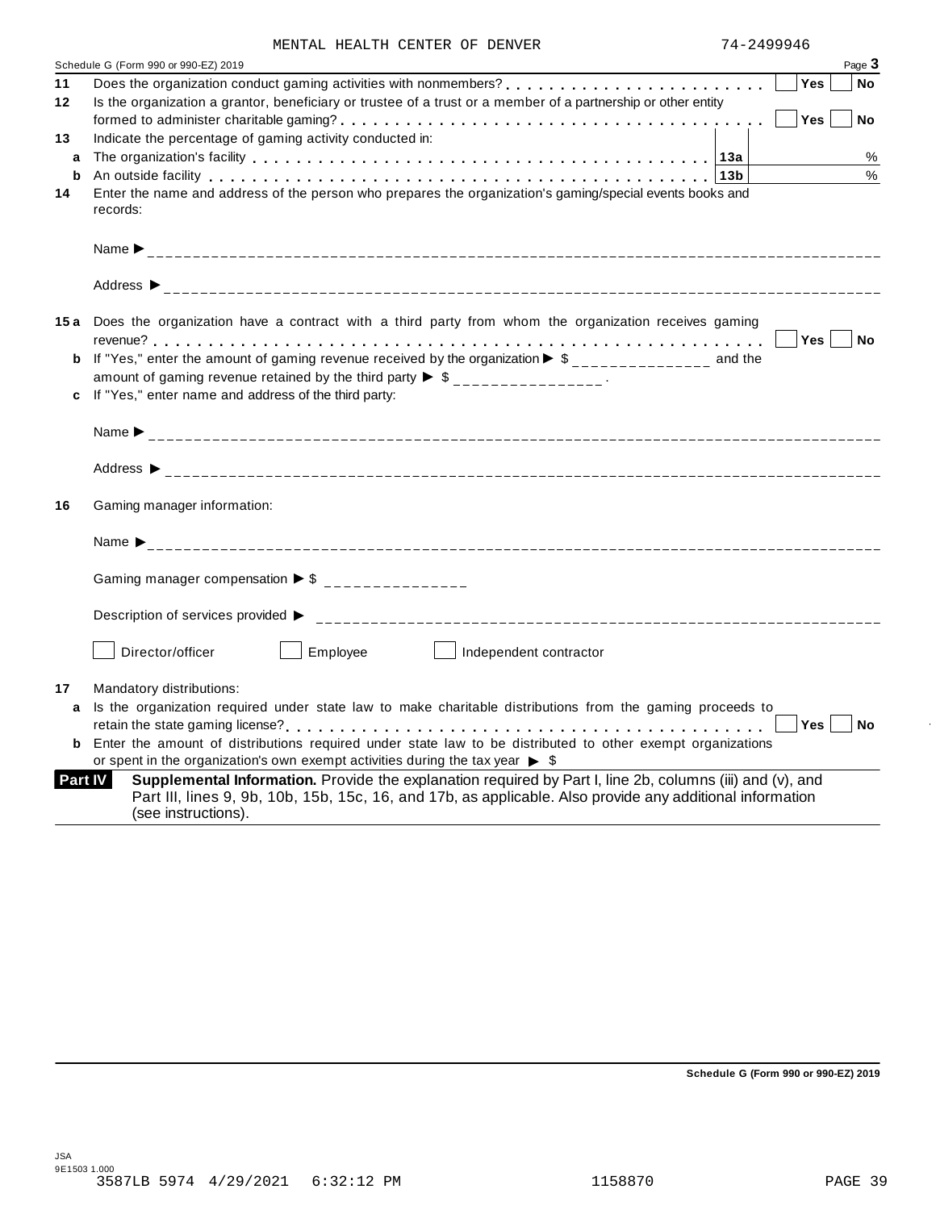MENTAL HEALTH CENTER OF DENVER 74-2499946

Schedule G (Form 990 or 990-EZ) 2019 Page **3**

**11** Does the organization conduct gaming activities with nonmembers? . . . . . . . . . . . . . . . . . . . . . . . . Yes No

**12** Is the organization a grantor, beneficiary or trustee of a trust or a member of a partnership or other entity formed to administer charitable gaming? . . . . . . . . . . . . . . . . . . . . . . . . . . . . . . . . . . . . . . . . Yes No

**13** Indicate the percentage of gaming activity conducted in:

**a** The organization's facility . . . . . . . . . . . . . . . . . . . . . . . . . . . . . . . . . . . . . . . . . **13a** %

**b** An outside facility . . . . . . . . . . . . . . . . . . . . . . . . . . . . . . . . . . . . . . . . . . . . . . **13b** %

**14** Enter the name and address of the person who prepares the organization's gaming/special events books and records:

Name ▶

Address ▶

**15a** Does the organization have a contract with a third party from whom the organization receives gaming revenue? . . . . . . . . . . . . . . . . . . . . . . . . . . . . . . . . . . . . . . . . . . . . . . . . . . . . . . . . Yes No

**b** If "Yes," enter the amount of gaming revenue received by the organization ▶ $ ______________ and the amount of gaming revenue retained by the third party ▶ $ ______________ .

**c** If "Yes," enter name and address of the third party:

Name ▶

Address ▶

**16** Gaming manager information:

Name ▶

Gaming manager compensation ▶ $ ______________

Description of services provided ▶

☐ Director/officer ☐ Employee ☐ Independent contractor

**17** Mandatory distributions:

**a** Is the organization required under state law to make charitable distributions from the gaming proceeds to retain the state gaming license? . . . . . . . . . . . . . . . . . . . . . . . . . . . . . . . . . . . . . . . . . Yes No

**b** Enter the amount of distributions required under state law to be distributed to other exempt organizations or spent in the organization's own exempt activities during the tax year ▶ $

**Part IV** **Supplemental Information.** Provide the explanation required by Part I, line 2b, columns (iii) and (v), and Part III, lines 9, 9b, 10b, 15b, 15c, 16, and 17b, as applicable. Also provide any additional information (see instructions).

**Schedule G (Form 990 or 990-EZ) 2019**

JSA
9E1503 1.000
3587LB 5974 4/29/2021 6:32:12 PM 1158870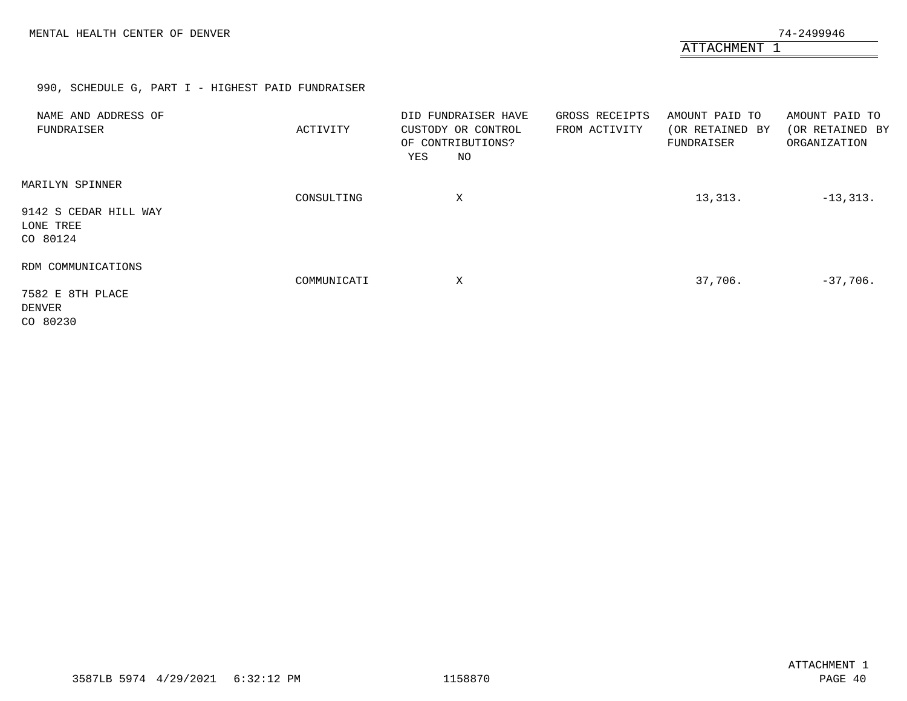MENTAL HEALTH CENTER OF DENVER

74-2499946

ATTACHMENT 1

990, SCHEDULE G, PART I - HIGHEST PAID FUNDRAISER

| NAME AND ADDRESS OF FUNDRAISER | ACTIVITY | DID FUNDRAISER HAVE CUSTODY OR CONTROL OF CONTRIBUTIONS? YES | NO | GROSS RECEIPTS FROM ACTIVITY | AMOUNT PAID TO (OR RETAINED BY FUNDRAISER | AMOUNT PAID TO (OR RETAINED BY ORGANIZATION |
|---|---|---|---|---|---|---|
| MARILYN SPINNER<br>9142 S CEDAR HILL WAY<br>LONE TREE<br>CO 80124 | CONSULTING | | X | | 13,313. | -13,313. |
| RDM COMMUNICATIONS<br>7582 E 8TH PLACE<br>DENVER<br>CO 80230 | COMMUNICATI | | X | | 37,706. | -37,706. |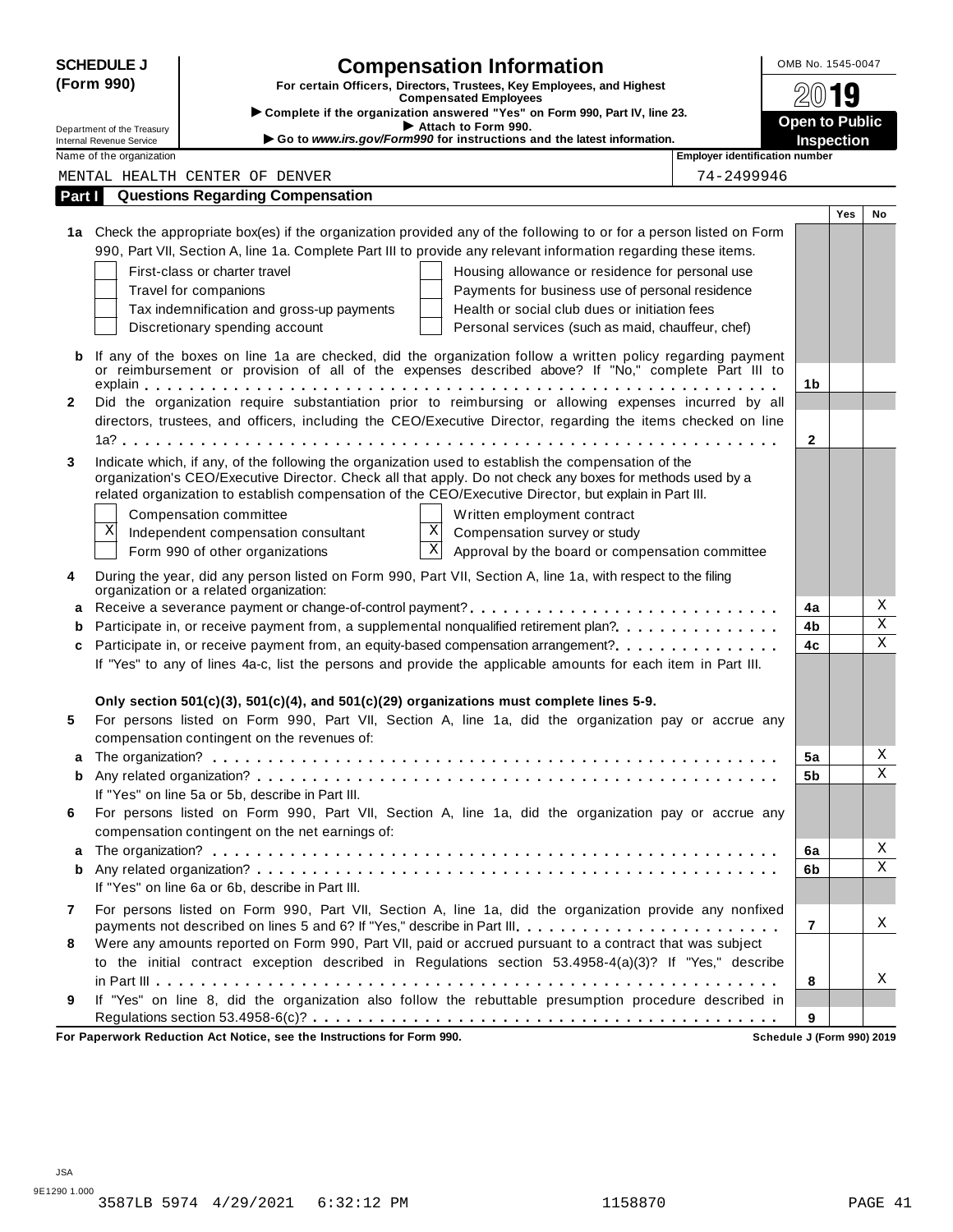**SCHEDULE J (Form 990)**

Department of the Treasury
Internal Revenue Service

# Compensation Information

**For certain Officers, Directors, Trustees, Key Employees, and Highest Compensated Employees**

▶ Complete if the organization answered "Yes" on Form 990, Part IV, line 23.
▶ Attach to Form 990.
▶ Go to *www.irs.gov/Form990* for instructions and the latest information.

OMB No. 1545-0047

**2019**

**Open to Public Inspection**

| Name of the organization | Employer identification number |
|---|---|
| MENTAL HEALTH CENTER OF DENVER | 74-2499946 |

## Part I Questions Regarding Compensation

| | | | Yes | No |
|---|---|---|---|---|
| **1a** | Check the appropriate box(es) if the organization provided any of the following to or for a person listed on Form 990, Part VII, Section A, line 1a. Complete Part III to provide any relevant information regarding these items.<br>☐ First-class or charter travel ☐ Housing allowance or residence for personal use<br>☐ Travel for companions ☐ Payments for business use of personal residence<br>☐ Tax indemnification and gross-up payments ☐ Health or social club dues or initiation fees<br>☐ Discretionary spending account ☐ Personal services (such as maid, chauffeur, chef) | | | |
| **b** | If any of the boxes on line 1a are checked, did the organization follow a written policy regarding payment or reimbursement or provision of all of the expenses described above? If "No," complete Part III to explain | 1b | | |
| **2** | Did the organization require substantiation prior to reimbursing or allowing expenses incurred by all directors, trustees, and officers, including the CEO/Executive Director, regarding the items checked on line 1a? | 2 | | |
| **3** | Indicate which, if any, of the following the organization used to establish the compensation of the organization's CEO/Executive Director. Check all that apply. Do not check any boxes for methods used by a related organization to establish compensation of the CEO/Executive Director, but explain in Part III.<br>☐ Compensation committee ☐ Written employment contract<br>☒ Independent compensation consultant ☒ Compensation survey or study<br>☐ Form 990 of other organizations ☒ Approval by the board or compensation committee | | | |
| **4** | During the year, did any person listed on Form 990, Part VII, Section A, line 1a, with respect to the filing organization or a related organization: | | | |
| **a** | Receive a severance payment or change-of-control payment? | 4a | | X |
| **b** | Participate in, or receive payment from, a supplemental nonqualified retirement plan? | 4b | | X |
| **c** | Participate in, or receive payment from, an equity-based compensation arrangement? | 4c | | X |
| | If "Yes" to any of lines 4a-c, list the persons and provide the applicable amounts for each item in Part III. | | | |
| | **Only section 501(c)(3), 501(c)(4), and 501(c)(29) organizations must complete lines 5-9.** | | | |
| **5** | For persons listed on Form 990, Part VII, Section A, line 1a, did the organization pay or accrue any compensation contingent on the revenues of: | | | |
| **a** | The organization? | 5a | | X |
| **b** | Any related organization? | 5b | | X |
| | If "Yes" on line 5a or 5b, describe in Part III. | | | |
| **6** | For persons listed on Form 990, Part VII, Section A, line 1a, did the organization pay or accrue any compensation contingent on the net earnings of: | | | |
| **a** | The organization? | 6a | | X |
| **b** | Any related organization? | 6b | | X |
| | If "Yes" on line 6a or 6b, describe in Part III. | | | |
| **7** | For persons listed on Form 990, Part VII, Section A, line 1a, did the organization provide any nonfixed payments not described on lines 5 and 6? If "Yes," describe in Part III | 7 | | X |
| **8** | Were any amounts reported on Form 990, Part VII, paid or accrued pursuant to a contract that was subject to the initial contract exception described in Regulations section 53.4958-4(a)(3)? If "Yes," describe in Part III | 8 | | X |
| **9** | If "Yes" on line 8, did the organization also follow the rebuttable presumption procedure described in Regulations section 53.4958-6(c)? | 9 | | |

**For Paperwork Reduction Act Notice, see the Instructions for Form 990.** **Schedule J (Form 990) 2019**

JSA
9E1290 1.000
3587LB 5974 4/29/2021 6:32:12 PM 1158870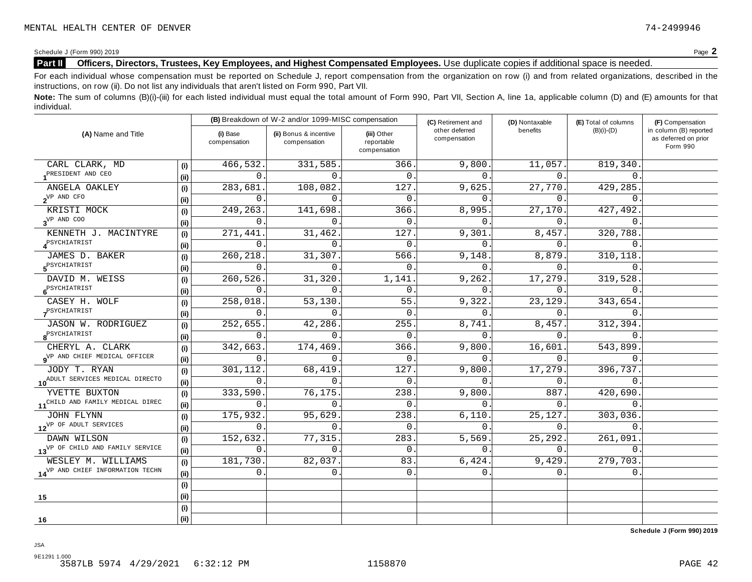MENTAL HEALTH CENTER OF DENVER 74-2499946

Schedule J (Form 990) 2019 Page **2**

## Part II Officers, Directors, Trustees, Key Employees, and Highest Compensated Employees. Use duplicate copies if additional space is needed.

For each individual whose compensation must be reported on Schedule J, report compensation from the organization on row (i) and from related organizations, described in the instructions, on row (ii). Do not list any individuals that aren't listed on Form 990, Part VII.

**Note:** The sum of columns (B)(i)-(iii) for each listed individual must equal the total amount of Form 990, Part VII, Section A, line 1a, applicable column (D) and (E) amounts for that individual.

| (A) Name and Title | | (B) Breakdown of W-2 and/or 1099-MISC compensation | | | (C) Retirement and other deferred compensation | (D) Nontaxable benefits | (E) Total of columns (B)(i)-(D) | (F) Compensation in column (B) reported as deferred on prior Form 990 |
|---|---|---|---|---|---|---|---|---|
| | | (i) Base compensation | (ii) Bonus & incentive compensation | (iii) Other reportable compensation | | | | |
| 1 CARL CLARK, MD | (i) | 466,532. | 331,585. | 366. | 9,800. | 11,057. | 819,340. | |
| PRESIDENT AND CEO | (ii) | 0. | 0. | 0. | 0. | 0. | 0. | |
| 2 ANGELA OAKLEY | (i) | 283,681. | 108,082. | 127. | 9,625. | 27,770. | 429,285. | |
| VP AND CFO | (ii) | 0. | 0. | 0. | 0. | 0. | 0. | |
| 3 KRISTI MOCK | (i) | 249,263. | 141,698. | 366. | 8,995. | 27,170. | 427,492. | |
| VP AND COO | (ii) | 0. | 0. | 0. | 0. | 0. | 0. | |
| 4 KENNETH J. MACINTYRE | (i) | 271,441. | 31,462. | 127. | 9,301. | 8,457. | 320,788. | |
| PSYCHIATRIST | (ii) | 0. | 0. | 0. | 0. | 0. | 0. | |
| 5 JAMES D. BAKER | (i) | 260,218. | 31,307. | 566. | 9,148. | 8,879. | 310,118. | |
| PSYCHIATRIST | (ii) | 0. | 0. | 0. | 0. | 0. | 0. | |
| 6 DAVID M. WEISS | (i) | 260,526. | 31,320. | 1,141. | 9,262. | 17,279. | 319,528. | |
| PSYCHIATRIST | (ii) | 0. | 0. | 0. | 0. | 0. | 0. | |
| 7 CASEY H. WOLF | (i) | 258,018. | 53,130. | 55. | 9,322. | 23,129. | 343,654. | |
| PSYCHIATRIST | (ii) | 0. | 0. | 0. | 0. | 0. | 0. | |
| 8 JASON W. RODRIGUEZ | (i) | 252,655. | 42,286. | 255. | 8,741. | 8,457. | 312,394. | |
| PSYCHIATRIST | (ii) | 0. | 0. | 0. | 0. | 0. | 0. | |
| 9 CHERYL A. CLARK | (i) | 342,663. | 174,469. | 366. | 9,800. | 16,601. | 543,899. | |
| VP AND CHIEF MEDICAL OFFICER | (ii) | 0. | 0. | 0. | 0. | 0. | 0. | |
| 10 JODY T. RYAN | (i) | 301,112. | 68,419. | 127. | 9,800. | 17,279. | 396,737. | |
| ADULT SERVICES MEDICAL DIRECTO | (ii) | 0. | 0. | 0. | 0. | 0. | 0. | |
| 11 YVETTE BUXTON | (i) | 333,590. | 76,175. | 238. | 9,800. | 887. | 420,690. | |
| CHILD AND FAMILY MEDICAL DIREC | (ii) | 0. | 0. | 0. | 0. | 0. | 0. | |
| 12 JOHN FLYNN | (i) | 175,932. | 95,629. | 238. | 6,110. | 25,127. | 303,036. | |
| VP OF ADULT SERVICES | (ii) | 0. | 0. | 0. | 0. | 0. | 0. | |
| 13 DAWN WILSON | (i) | 152,632. | 77,315. | 283. | 5,569. | 25,292. | 261,091. | |
| VP OF CHILD AND FAMILY SERVICE | (ii) | 0. | 0. | 0. | 0. | 0. | 0. | |
| 14 WESLEY M. WILLIAMS | (i) | 181,730. | 82,037. | 83. | 6,424. | 9,429. | 279,703. | |
| VP AND CHIEF INFORMATION TECHN | (ii) | 0. | 0. | 0. | 0. | 0. | 0. | |
| 15 | (i) | | | | | | | |
| | (ii) | | | | | | | |
| 16 | (i) | | | | | | | |
| | (ii) | | | | | | | |

**Schedule J (Form 990) 2019**

JSA
9E1291 1.000
3587LB 5974 4/29/2021 6:32:12 PM 1158870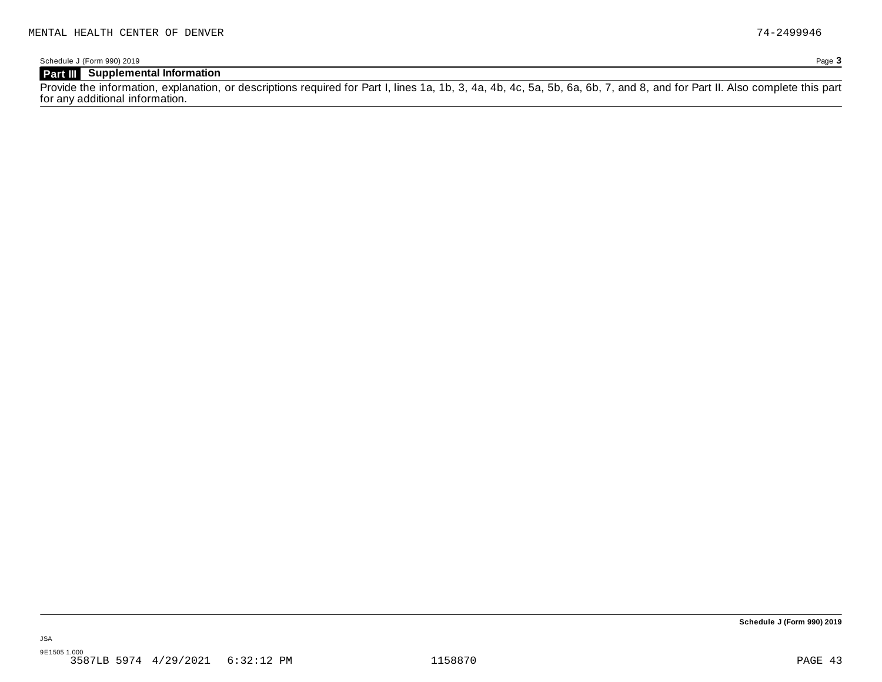MENTAL HEALTH CENTER OF DENVER 74-2499946

Schedule J (Form 990) 2019 Page **3**

## Part III Supplemental Information

Provide the information, explanation, or descriptions required for Part I, lines 1a, 1b, 3, 4a, 4b, 4c, 5a, 5b, 6a, 6b, 7, and 8, and for Part II. Also complete this part for any additional information.

**Schedule J (Form 990) 2019**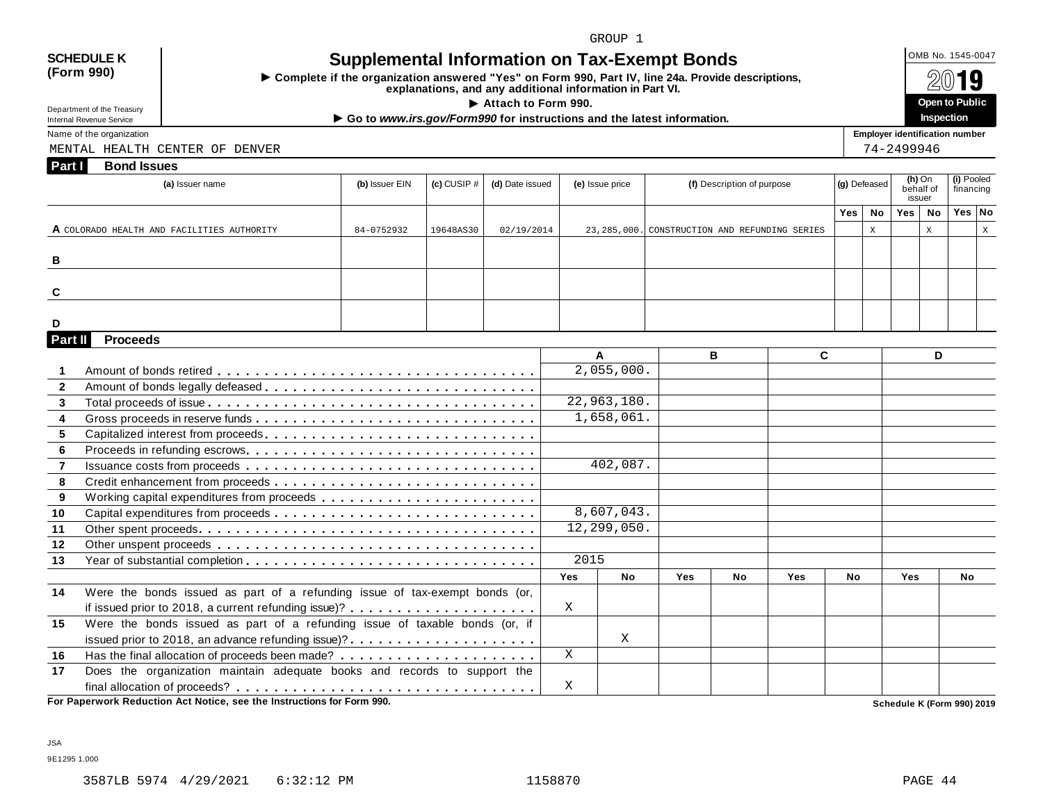GROUP 1

**SCHEDULE K (Form 990)**

Department of the Treasury
Internal Revenue Service

# Supplemental Information on Tax-Exempt Bonds

► Complete if the organization answered "Yes" on Form 990, Part IV, line 24a. Provide descriptions, explanations, and any additional information in Part VI.

► Attach to Form 990.

► Go to *www.irs.gov/Form990* for instructions and the latest information.

OMB No. 1545-0047

2019

**Open to Public Inspection**

Name of the organization: MENTAL HEALTH CENTER OF DENVER

Employer identification number: 74-2499946

## Part I Bond Issues

| | (a) Issuer name | (b) Issuer EIN | (c) CUSIP # | (d) Date issued | (e) Issue price | (f) Description of purpose | (g) Defeased Yes | (g) Defeased No | (h) On behalf of issuer Yes | (h) On behalf of issuer No | (i) Pooled financing Yes | (i) Pooled financing No |
|---|---|---|---|---|---|---|---|---|---|---|---|---|
| A | COLORADO HEALTH AND FACILITIES AUTHORITY | 84-0752932 | 19648AS30 | 02/19/2014 | 23,285,000. | CONSTRUCTION AND REFUNDING SERIES | | X | | X | | X |
| B | | | | | | | | | | | | |
| C | | | | | | | | | | | | |
| D | | | | | | | | | | | | |

## Part II Proceeds

| | | A | | B | | C | | D | |
|---|---|---|---|---|---|---|---|---|---|
| 1 | Amount of bonds retired | 2,055,000. | | | | | | | |
| 2 | Amount of bonds legally defeased | | | | | | | | |
| 3 | Total proceeds of issue | 22,963,180. | | | | | | | |
| 4 | Gross proceeds in reserve funds | 1,658,061. | | | | | | | |
| 5 | Capitalized interest from proceeds | | | | | | | | |
| 6 | Proceeds in refunding escrows | | | | | | | | |
| 7 | Issuance costs from proceeds | 402,087. | | | | | | | |
| 8 | Credit enhancement from proceeds | | | | | | | | |
| 9 | Working capital expenditures from proceeds | | | | | | | | |
| 10 | Capital expenditures from proceeds | 8,607,043. | | | | | | | |
| 11 | Other spent proceeds | 12,299,050. | | | | | | | |
| 12 | Other unspent proceeds | | | | | | | | |
| 13 | Year of substantial completion | 2015 | | | | | | | |
| | | Yes | No | Yes | No | Yes | No | Yes | No |
| 14 | Were the bonds issued as part of a refunding issue of tax-exempt bonds (or, if issued prior to 2018, a current refunding issue)? | X | | | | | | | |
| 15 | Were the bonds issued as part of a refunding issue of taxable bonds (or, if issued prior to 2018, an advance refunding issue)? | | X | | | | | | |
| 16 | Has the final allocation of proceeds been made? | X | | | | | | | |
| 17 | Does the organization maintain adequate books and records to support the final allocation of proceeds? | X | | | | | | | |

**For Paperwork Reduction Act Notice, see the Instructions for Form 990.**

**Schedule K (Form 990) 2019**

JSA
9E1295 1.000

3587LB 5974 4/29/2021 6:32:12 PM 1158870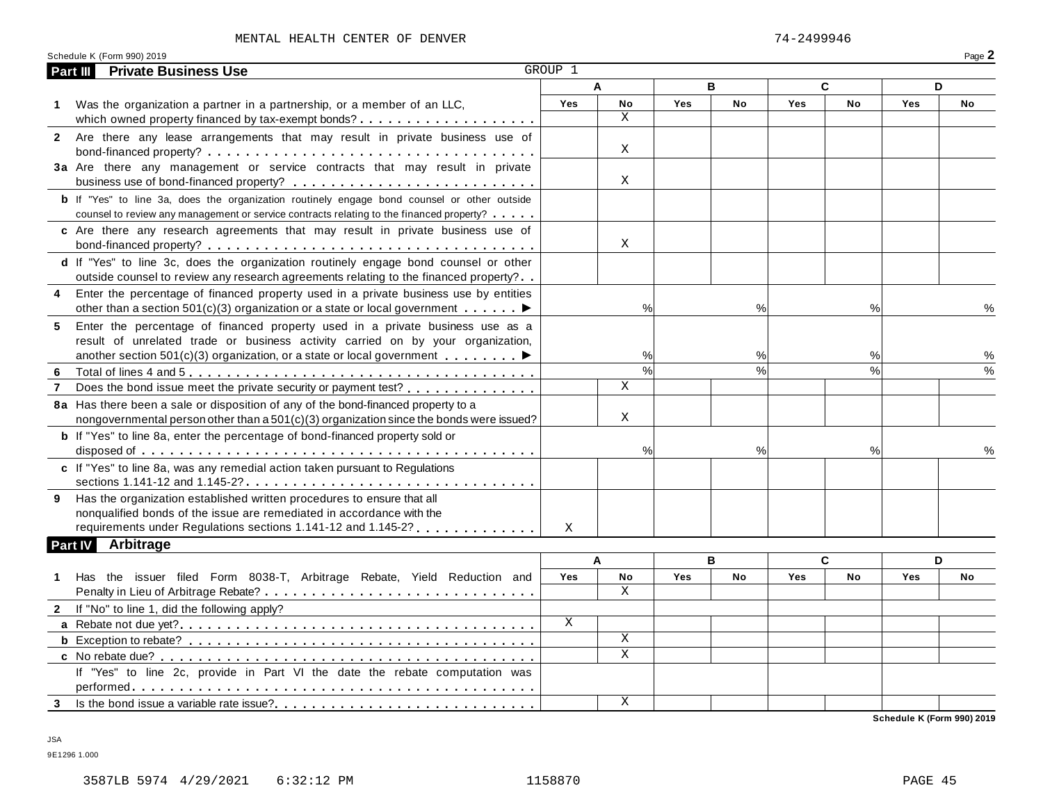MENTAL HEALTH CENTER OF DENVER 74-2499946

Schedule K (Form 990) 2019 Page **2**

## Part III Private Business Use

GROUP 1

| | A | | B | | C | | D | |
|---|---|---|---|---|---|---|---|---|
| | Yes | No | Yes | No | Yes | No | Yes | No |
| **1** Was the organization a partner in a partnership, or a member of an LLC, which owned property financed by tax-exempt bonds? | | X | | | | | | |
| **2** Are there any lease arrangements that may result in private business use of bond-financed property? | | X | | | | | | |
| **3a** Are there any management or service contracts that may result in private business use of bond-financed property? | | X | | | | | | |
| **b** If "Yes" to line 3a, does the organization routinely engage bond counsel or other outside counsel to review any management or service contracts relating to the financed property? | | | | | | | | |
| **c** Are there any research agreements that may result in private business use of bond-financed property? | | X | | | | | | |
| **d** If "Yes" to line 3c, does the organization routinely engage bond counsel or other outside counsel to review any research agreements relating to the financed property? | | | | | | | | |
| **4** Enter the percentage of financed property used in a private business use by entities other than a section 501(c)(3) organization or a state or local government ▶ | | % | | % | | % | | % |
| **5** Enter the percentage of financed property used in a private business use as a result of unrelated trade or business activity carried on by your organization, another section 501(c)(3) organization, or a state or local government ▶ | | % | | % | | % | | % |
| **6** Total of lines 4 and 5 | | % | | % | | % | | % |
| **7** Does the bond issue meet the private security or payment test? | | X | | | | | | |
| **8a** Has there been a sale or disposition of any of the bond-financed property to a nongovernmental person other than a 501(c)(3) organization since the bonds were issued? | | X | | | | | | |
| **b** If "Yes" to line 8a, enter the percentage of bond-financed property sold or disposed of | | % | | % | | % | | % |
| **c** If "Yes" to line 8a, was any remedial action taken pursuant to Regulations sections 1.141-12 and 1.145-2? | | | | | | | | |
| **9** Has the organization established written procedures to ensure that all nonqualified bonds of the issue are remediated in accordance with the requirements under Regulations sections 1.141-12 and 1.145-2? | X | | | | | | | |

## Part IV Arbitrage

| | A | | B | | C | | D | |
|---|---|---|---|---|---|---|---|---|
| | Yes | No | Yes | No | Yes | No | Yes | No |
| **1** Has the issuer filed Form 8038-T, Arbitrage Rebate, Yield Reduction and Penalty in Lieu of Arbitrage Rebate? | | X | | | | | | |
| **2** If "No" to line 1, did the following apply? | | | | | | | | |
| **a** Rebate not due yet? | X | | | | | | | |
| **b** Exception to rebate? | | X | | | | | | |
| **c** No rebate due? | | X | | | | | | |
| If "Yes" to line 2c, provide in Part VI the date the rebate computation was performed | | | | | | | | |
| **3** Is the bond issue a variable rate issue? | | X | | | | | | |

Schedule K (Form 990) 2019

JSA
9E1296 1.000

3587LB 5974 4/29/2021 6:32:12 PM 1158870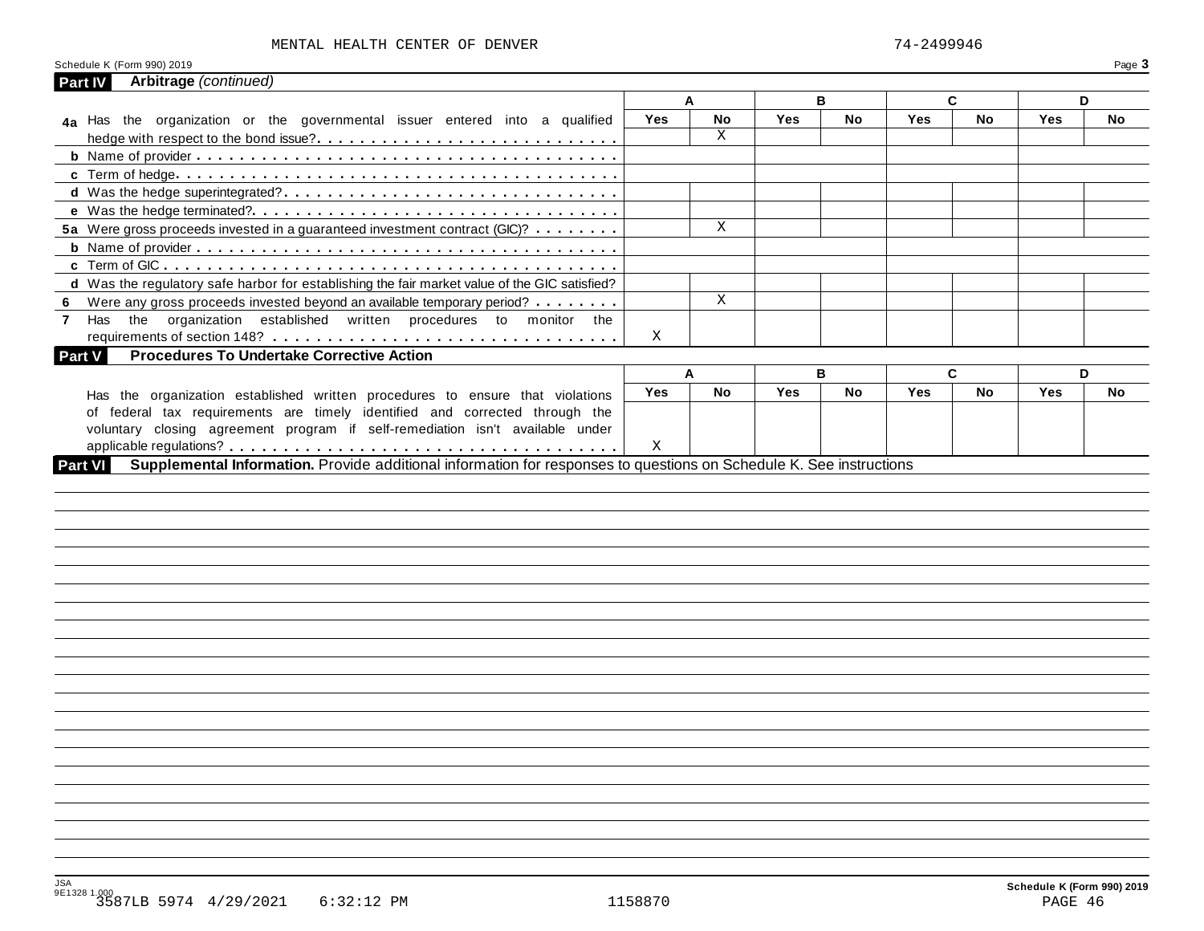MENTAL HEALTH CENTER OF DENVER 74-2499946

Schedule K (Form 990) 2019

## Part IV Arbitrage *(continued)*

| | A | | B | | C | | D | |
|---|---|---|---|---|---|---|---|---|
| | Yes | No | Yes | No | Yes | No | Yes | No |
| **4a** Has the organization or the governmental issuer entered into a qualified hedge with respect to the bond issue? | | X | | | | | | |
| **b** Name of provider | | | | | | | | |
| **c** Term of hedge | | | | | | | | |
| **d** Was the hedge superintegrated? | | | | | | | | |
| **e** Was the hedge terminated? | | | | | | | | |
| **5a** Were gross proceeds invested in a guaranteed investment contract (GIC)? | | X | | | | | | |
| **b** Name of provider | | | | | | | | |
| **c** Term of GIC | | | | | | | | |
| **d** Was the regulatory safe harbor for establishing the fair market value of the GIC satisfied? | | | | | | | | |
| **6** Were any gross proceeds invested beyond an available temporary period? | | X | | | | | | |
| **7** Has the organization established written procedures to monitor the requirements of section 148? | X | | | | | | | |

## Part V Procedures To Undertake Corrective Action

| | A | | B | | C | | D | |
|---|---|---|---|---|---|---|---|---|
| | Yes | No | Yes | No | Yes | No | Yes | No |
| Has the organization established written procedures to ensure that violations of federal tax requirements are timely identified and corrected through the voluntary closing agreement program if self-remediation isn't available under applicable regulations? | X | | | | | | | |

## Part VI Supplemental Information.

Provide additional information for responses to questions on Schedule K. See instructions

JSA
9E1328 1.000
3587LB 5974 4/29/2021 6:32:12 PM 1158870

Schedule K (Form 990) 2019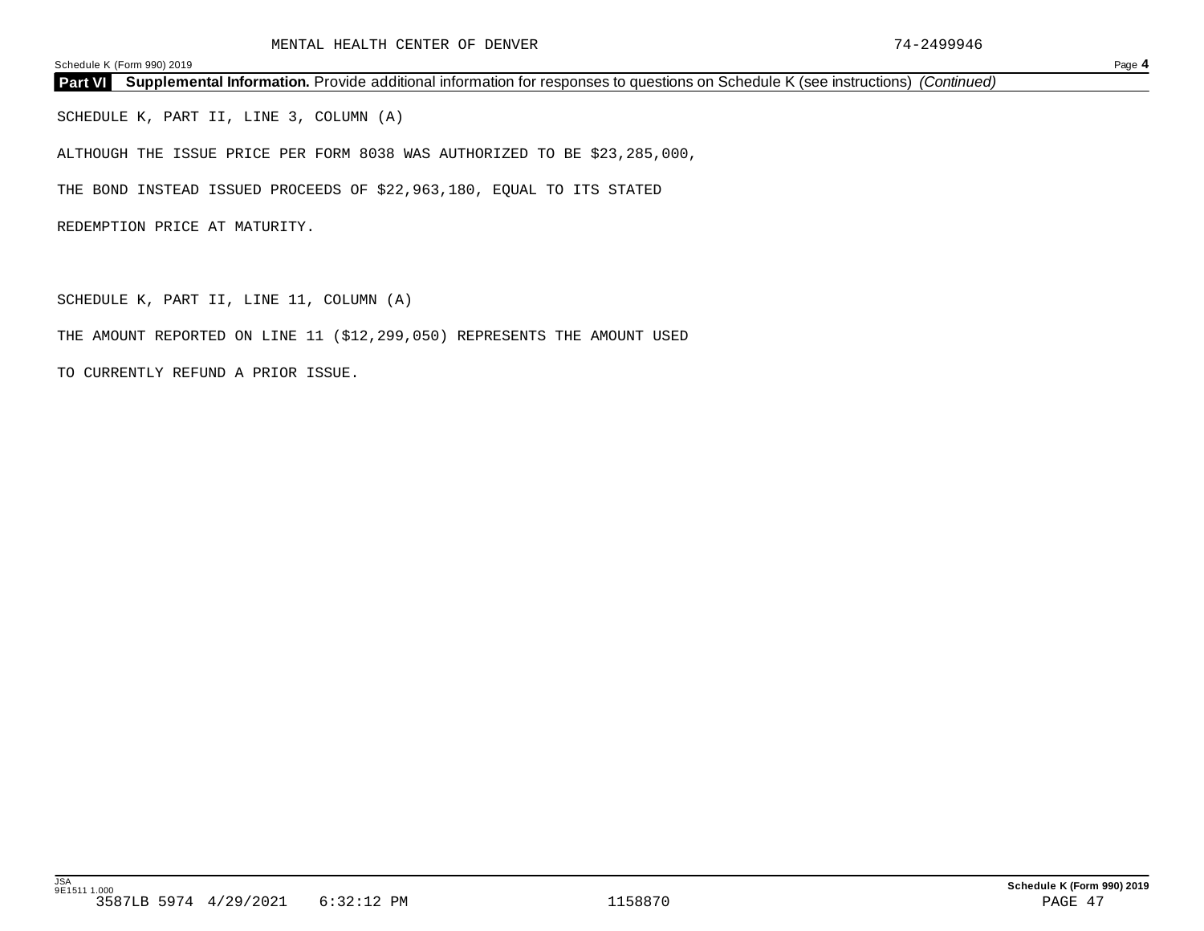MENTAL HEALTH CENTER OF DENVER 74-2499946

## Part VI Supplemental Information. Provide additional information for responses to questions on Schedule K (see instructions) *(Continued)*

SCHEDULE K, PART II, LINE 3, COLUMN (A)

ALTHOUGH THE ISSUE PRICE PER FORM 8038 WAS AUTHORIZED TO BE $23,285,000,

THE BOND INSTEAD ISSUED PROCEEDS OF $22,963,180, EQUAL TO ITS STATED

REDEMPTION PRICE AT MATURITY.

SCHEDULE K, PART II, LINE 11, COLUMN (A)

THE AMOUNT REPORTED ON LINE 11 ($12,299,050) REPRESENTS THE AMOUNT USED

TO CURRENTLY REFUND A PRIOR ISSUE.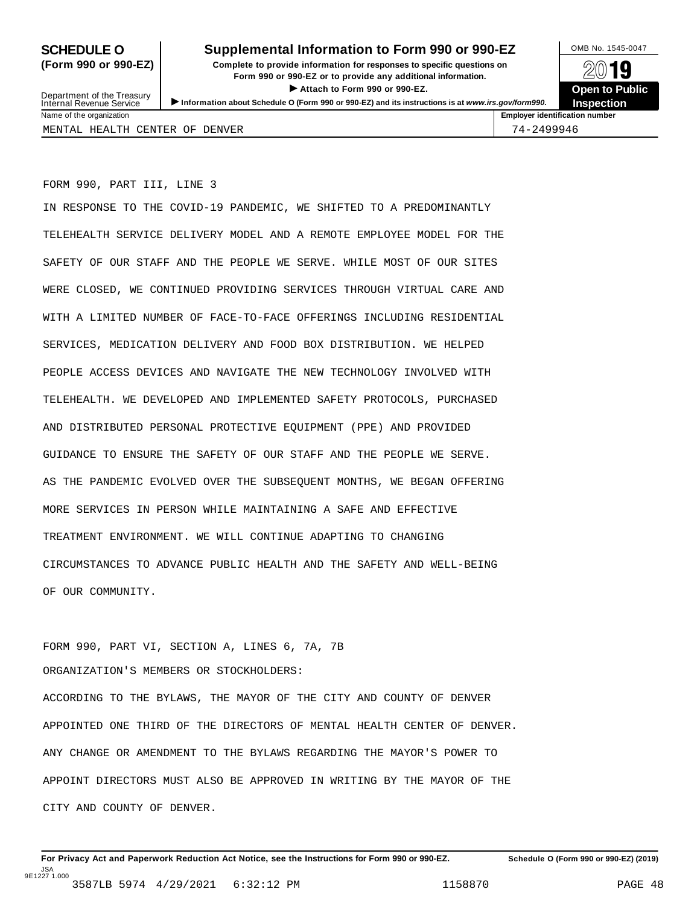**SCHEDULE O (Form 990 or 990-EZ)**

**Supplemental Information to Form 990 or 990-EZ**

**Complete to provide information for responses to specific questions on Form 990 or 990-EZ or to provide any additional information.**

▶ **Attach to Form 990 or 990-EZ.**

▶ **Information about Schedule O (Form 990 or 990-EZ) and its instructions is at** ***www.irs.gov/form990.***

Department of the Treasury
Internal Revenue Service

OMB No. 1545-0047

**2019**

**Open to Public Inspection**

| Name of the organization | Employer identification number |
| --- | --- |
| MENTAL HEALTH CENTER OF DENVER | 74-2499946 |

FORM 990, PART III, LINE 3

IN RESPONSE TO THE COVID-19 PANDEMIC, WE SHIFTED TO A PREDOMINANTLY TELEHEALTH SERVICE DELIVERY MODEL AND A REMOTE EMPLOYEE MODEL FOR THE SAFETY OF OUR STAFF AND THE PEOPLE WE SERVE. WHILE MOST OF OUR SITES WERE CLOSED, WE CONTINUED PROVIDING SERVICES THROUGH VIRTUAL CARE AND WITH A LIMITED NUMBER OF FACE-TO-FACE OFFERINGS INCLUDING RESIDENTIAL SERVICES, MEDICATION DELIVERY AND FOOD BOX DISTRIBUTION. WE HELPED PEOPLE ACCESS DEVICES AND NAVIGATE THE NEW TECHNOLOGY INVOLVED WITH TELEHEALTH. WE DEVELOPED AND IMPLEMENTED SAFETY PROTOCOLS, PURCHASED AND DISTRIBUTED PERSONAL PROTECTIVE EQUIPMENT (PPE) AND PROVIDED GUIDANCE TO ENSURE THE SAFETY OF OUR STAFF AND THE PEOPLE WE SERVE. AS THE PANDEMIC EVOLVED OVER THE SUBSEQUENT MONTHS, WE BEGAN OFFERING MORE SERVICES IN PERSON WHILE MAINTAINING A SAFE AND EFFECTIVE TREATMENT ENVIRONMENT. WE WILL CONTINUE ADAPTING TO CHANGING CIRCUMSTANCES TO ADVANCE PUBLIC HEALTH AND THE SAFETY AND WELL-BEING OF OUR COMMUNITY.

FORM 990, PART VI, SECTION A, LINES 6, 7A, 7B

ORGANIZATION'S MEMBERS OR STOCKHOLDERS:

ACCORDING TO THE BYLAWS, THE MAYOR OF THE CITY AND COUNTY OF DENVER APPOINTED ONE THIRD OF THE DIRECTORS OF MENTAL HEALTH CENTER OF DENVER. ANY CHANGE OR AMENDMENT TO THE BYLAWS REGARDING THE MAYOR'S POWER TO APPOINT DIRECTORS MUST ALSO BE APPROVED IN WRITING BY THE MAYOR OF THE CITY AND COUNTY OF DENVER.

**For Privacy Act and Paperwork Reduction Act Notice, see the Instructions for Form 990 or 990-EZ.** **Schedule O (Form 990 or 990-EZ) (2019)**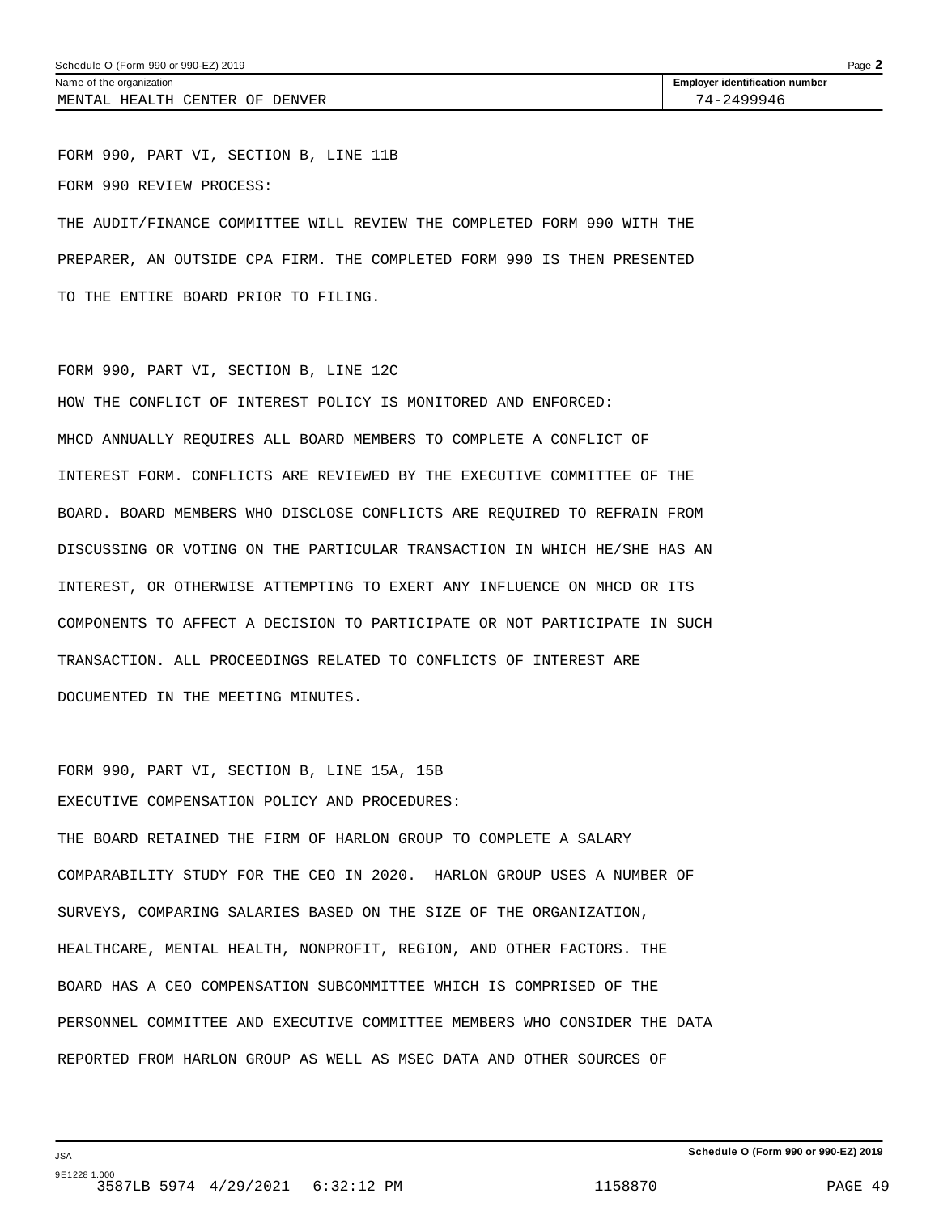Name of the organization: MENTAL HEALTH CENTER OF DENVER

Employer identification number: 74-2499946

FORM 990, PART VI, SECTION B, LINE 11B

FORM 990 REVIEW PROCESS:

THE AUDIT/FINANCE COMMITTEE WILL REVIEW THE COMPLETED FORM 990 WITH THE PREPARER, AN OUTSIDE CPA FIRM. THE COMPLETED FORM 990 IS THEN PRESENTED TO THE ENTIRE BOARD PRIOR TO FILING.

FORM 990, PART VI, SECTION B, LINE 12C

HOW THE CONFLICT OF INTEREST POLICY IS MONITORED AND ENFORCED:

MHCD ANNUALLY REQUIRES ALL BOARD MEMBERS TO COMPLETE A CONFLICT OF INTEREST FORM. CONFLICTS ARE REVIEWED BY THE EXECUTIVE COMMITTEE OF THE BOARD. BOARD MEMBERS WHO DISCLOSE CONFLICTS ARE REQUIRED TO REFRAIN FROM DISCUSSING OR VOTING ON THE PARTICULAR TRANSACTION IN WHICH HE/SHE HAS AN INTEREST, OR OTHERWISE ATTEMPTING TO EXERT ANY INFLUENCE ON MHCD OR ITS COMPONENTS TO AFFECT A DECISION TO PARTICIPATE OR NOT PARTICIPATE IN SUCH TRANSACTION. ALL PROCEEDINGS RELATED TO CONFLICTS OF INTEREST ARE DOCUMENTED IN THE MEETING MINUTES.

FORM 990, PART VI, SECTION B, LINE 15A, 15B

EXECUTIVE COMPENSATION POLICY AND PROCEDURES:

THE BOARD RETAINED THE FIRM OF HARLON GROUP TO COMPLETE A SALARY COMPARABILITY STUDY FOR THE CEO IN 2020. HARLON GROUP USES A NUMBER OF SURVEYS, COMPARING SALARIES BASED ON THE SIZE OF THE ORGANIZATION, HEALTHCARE, MENTAL HEALTH, NONPROFIT, REGION, AND OTHER FACTORS. THE BOARD HAS A CEO COMPENSATION SUBCOMMITTEE WHICH IS COMPRISED OF THE PERSONNEL COMMITTEE AND EXECUTIVE COMMITTEE MEMBERS WHO CONSIDER THE DATA REPORTED FROM HARLON GROUP AS WELL AS MSEC DATA AND OTHER SOURCES OF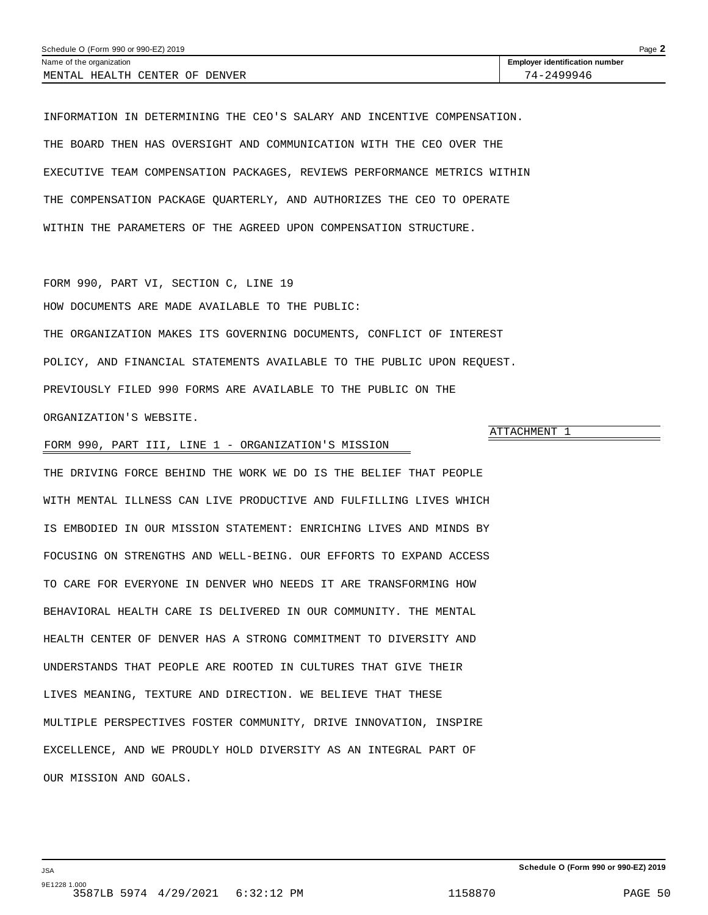INFORMATION IN DETERMINING THE CEO'S SALARY AND INCENTIVE COMPENSATION. THE BOARD THEN HAS OVERSIGHT AND COMMUNICATION WITH THE CEO OVER THE EXECUTIVE TEAM COMPENSATION PACKAGES, REVIEWS PERFORMANCE METRICS WITHIN THE COMPENSATION PACKAGE QUARTERLY, AND AUTHORIZES THE CEO TO OPERATE WITHIN THE PARAMETERS OF THE AGREED UPON COMPENSATION STRUCTURE.

FORM 990, PART VI, SECTION C, LINE 19

HOW DOCUMENTS ARE MADE AVAILABLE TO THE PUBLIC:

THE ORGANIZATION MAKES ITS GOVERNING DOCUMENTS, CONFLICT OF INTEREST POLICY, AND FINANCIAL STATEMENTS AVAILABLE TO THE PUBLIC UPON REQUEST. PREVIOUSLY FILED 990 FORMS ARE AVAILABLE TO THE PUBLIC ON THE ORGANIZATION'S WEBSITE.

ATTACHMENT 1

FORM 990, PART III, LINE 1 - ORGANIZATION'S MISSION

THE DRIVING FORCE BEHIND THE WORK WE DO IS THE BELIEF THAT PEOPLE WITH MENTAL ILLNESS CAN LIVE PRODUCTIVE AND FULFILLING LIVES WHICH IS EMBODIED IN OUR MISSION STATEMENT: ENRICHING LIVES AND MINDS BY FOCUSING ON STRENGTHS AND WELL-BEING. OUR EFFORTS TO EXPAND ACCESS TO CARE FOR EVERYONE IN DENVER WHO NEEDS IT ARE TRANSFORMING HOW BEHAVIORAL HEALTH CARE IS DELIVERED IN OUR COMMUNITY. THE MENTAL HEALTH CENTER OF DENVER HAS A STRONG COMMITMENT TO DIVERSITY AND UNDERSTANDS THAT PEOPLE ARE ROOTED IN CULTURES THAT GIVE THEIR LIVES MEANING, TEXTURE AND DIRECTION. WE BELIEVE THAT THESE MULTIPLE PERSPECTIVES FOSTER COMMUNITY, DRIVE INNOVATION, INSPIRE EXCELLENCE, AND WE PROUDLY HOLD DIVERSITY AS AN INTEGRAL PART OF OUR MISSION AND GOALS.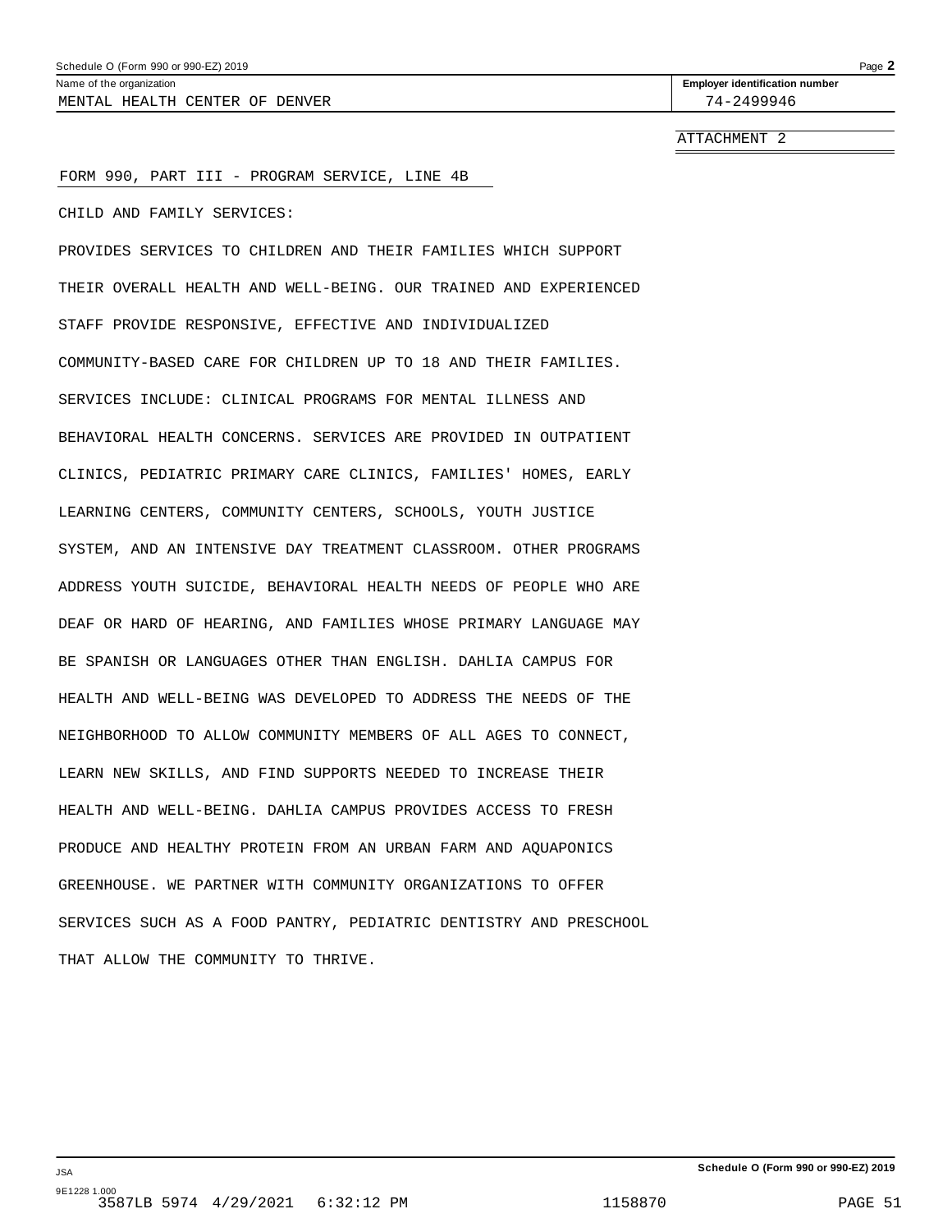Name of the organization: MENTAL HEALTH CENTER OF DENVER

Employer identification number: 74-2499946

ATTACHMENT 2

FORM 990, PART III - PROGRAM SERVICE, LINE 4B

CHILD AND FAMILY SERVICES:

PROVIDES SERVICES TO CHILDREN AND THEIR FAMILIES WHICH SUPPORT THEIR OVERALL HEALTH AND WELL-BEING. OUR TRAINED AND EXPERIENCED STAFF PROVIDE RESPONSIVE, EFFECTIVE AND INDIVIDUALIZED COMMUNITY-BASED CARE FOR CHILDREN UP TO 18 AND THEIR FAMILIES. SERVICES INCLUDE: CLINICAL PROGRAMS FOR MENTAL ILLNESS AND BEHAVIORAL HEALTH CONCERNS. SERVICES ARE PROVIDED IN OUTPATIENT CLINICS, PEDIATRIC PRIMARY CARE CLINICS, FAMILIES' HOMES, EARLY LEARNING CENTERS, COMMUNITY CENTERS, SCHOOLS, YOUTH JUSTICE SYSTEM, AND AN INTENSIVE DAY TREATMENT CLASSROOM. OTHER PROGRAMS ADDRESS YOUTH SUICIDE, BEHAVIORAL HEALTH NEEDS OF PEOPLE WHO ARE DEAF OR HARD OF HEARING, AND FAMILIES WHOSE PRIMARY LANGUAGE MAY BE SPANISH OR LANGUAGES OTHER THAN ENGLISH. DAHLIA CAMPUS FOR HEALTH AND WELL-BEING WAS DEVELOPED TO ADDRESS THE NEEDS OF THE NEIGHBORHOOD TO ALLOW COMMUNITY MEMBERS OF ALL AGES TO CONNECT, LEARN NEW SKILLS, AND FIND SUPPORTS NEEDED TO INCREASE THEIR HEALTH AND WELL-BEING. DAHLIA CAMPUS PROVIDES ACCESS TO FRESH PRODUCE AND HEALTHY PROTEIN FROM AN URBAN FARM AND AQUAPONICS GREENHOUSE. WE PARTNER WITH COMMUNITY ORGANIZATIONS TO OFFER SERVICES SUCH AS A FOOD PANTRY, PEDIATRIC DENTISTRY AND PRESCHOOL THAT ALLOW THE COMMUNITY TO THRIVE.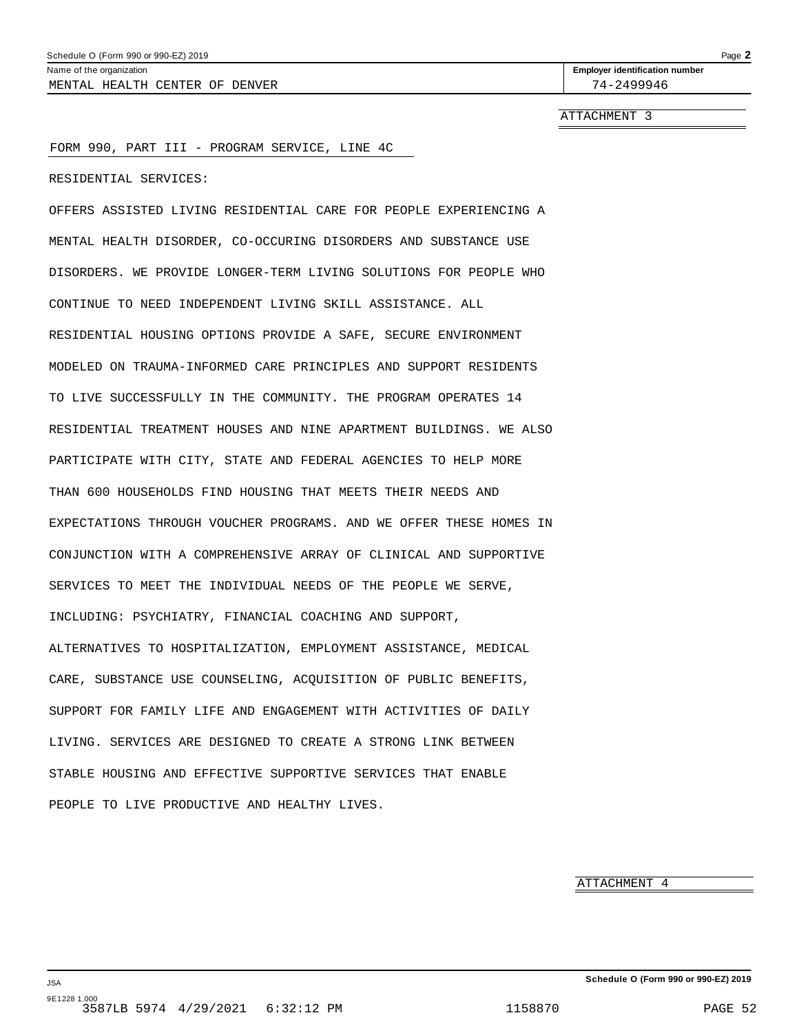Name of the organization: MENTAL HEALTH CENTER OF DENVER

Employer identification number: 74-2499946

ATTACHMENT 3

FORM 990, PART III - PROGRAM SERVICE, LINE 4C

RESIDENTIAL SERVICES:

OFFERS ASSISTED LIVING RESIDENTIAL CARE FOR PEOPLE EXPERIENCING A MENTAL HEALTH DISORDER, CO-OCCURING DISORDERS AND SUBSTANCE USE DISORDERS. WE PROVIDE LONGER-TERM LIVING SOLUTIONS FOR PEOPLE WHO CONTINUE TO NEED INDEPENDENT LIVING SKILL ASSISTANCE. ALL RESIDENTIAL HOUSING OPTIONS PROVIDE A SAFE, SECURE ENVIRONMENT MODELED ON TRAUMA-INFORMED CARE PRINCIPLES AND SUPPORT RESIDENTS TO LIVE SUCCESSFULLY IN THE COMMUNITY. THE PROGRAM OPERATES 14 RESIDENTIAL TREATMENT HOUSES AND NINE APARTMENT BUILDINGS. WE ALSO PARTICIPATE WITH CITY, STATE AND FEDERAL AGENCIES TO HELP MORE THAN 600 HOUSEHOLDS FIND HOUSING THAT MEETS THEIR NEEDS AND EXPECTATIONS THROUGH VOUCHER PROGRAMS. AND WE OFFER THESE HOMES IN CONJUNCTION WITH A COMPREHENSIVE ARRAY OF CLINICAL AND SUPPORTIVE SERVICES TO MEET THE INDIVIDUAL NEEDS OF THE PEOPLE WE SERVE, INCLUDING: PSYCHIATRY, FINANCIAL COACHING AND SUPPORT, ALTERNATIVES TO HOSPITALIZATION, EMPLOYMENT ASSISTANCE, MEDICAL CARE, SUBSTANCE USE COUNSELING, ACQUISITION OF PUBLIC BENEFITS, SUPPORT FOR FAMILY LIFE AND ENGAGEMENT WITH ACTIVITIES OF DAILY LIVING. SERVICES ARE DESIGNED TO CREATE A STRONG LINK BETWEEN STABLE HOUSING AND EFFECTIVE SUPPORTIVE SERVICES THAT ENABLE PEOPLE TO LIVE PRODUCTIVE AND HEALTHY LIVES.

ATTACHMENT 4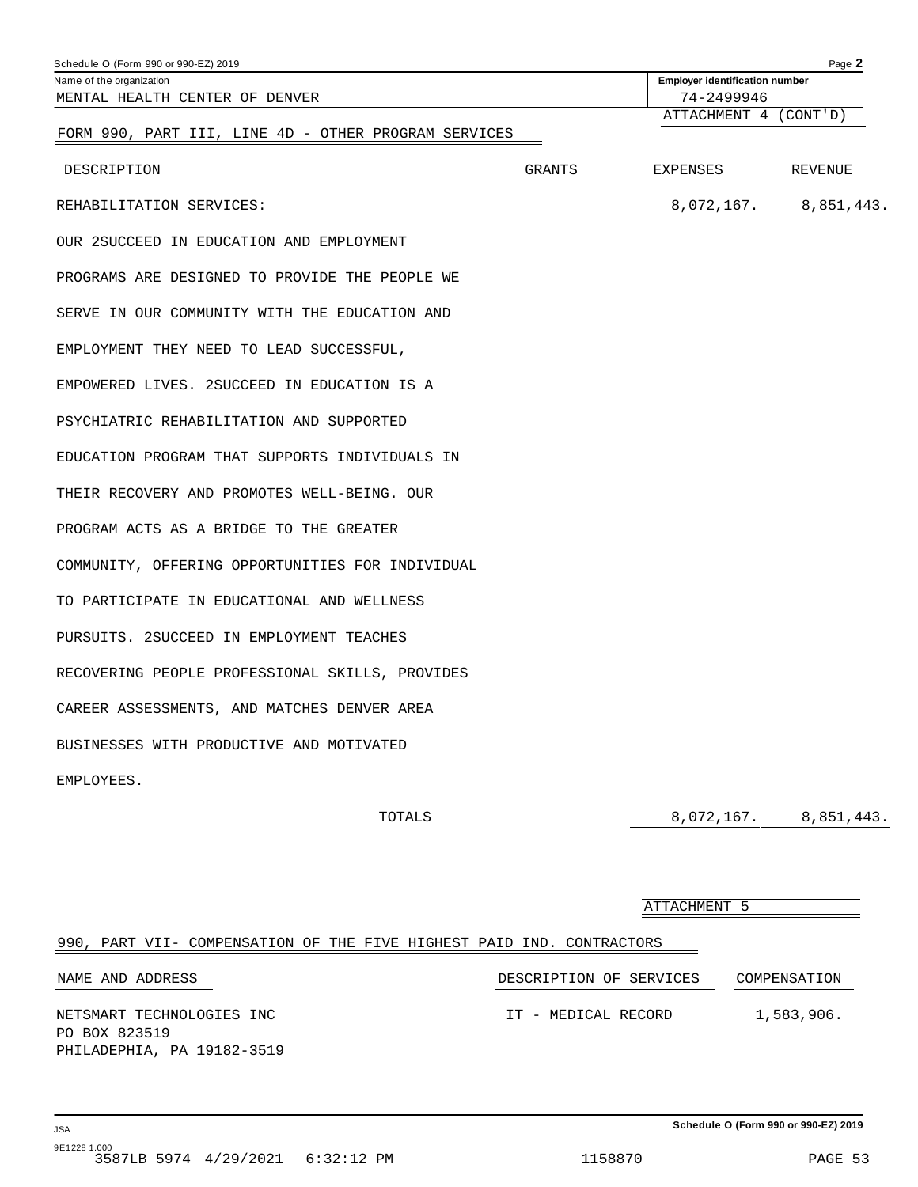Name of the organization: MENTAL HEALTH CENTER OF DENVER

Employer identification number: 74-2499946

ATTACHMENT 4 (CONT'D)

## FORM 990, PART III, LINE 4D - OTHER PROGRAM SERVICES

| DESCRIPTION | GRANTS | EXPENSES | REVENUE |
|---|---|---|---|
| REHABILITATION SERVICES: OUR 2SUCCEED IN EDUCATION AND EMPLOYMENT PROGRAMS ARE DESIGNED TO PROVIDE THE PEOPLE WE SERVE IN OUR COMMUNITY WITH THE EDUCATION AND EMPLOYMENT THEY NEED TO LEAD SUCCESSFUL, EMPOWERED LIVES. 2SUCCEED IN EDUCATION IS A PSYCHIATRIC REHABILITATION AND SUPPORTED EDUCATION PROGRAM THAT SUPPORTS INDIVIDUALS IN THEIR RECOVERY AND PROMOTES WELL-BEING. OUR PROGRAM ACTS AS A BRIDGE TO THE GREATER COMMUNITY, OFFERING OPPORTUNITIES FOR INDIVIDUAL TO PARTICIPATE IN EDUCATIONAL AND WELLNESS PURSUITS. 2SUCCEED IN EMPLOYMENT TEACHES RECOVERING PEOPLE PROFESSIONAL SKILLS, PROVIDES CAREER ASSESSMENTS, AND MATCHES DENVER AREA BUSINESSES WITH PRODUCTIVE AND MOTIVATED EMPLOYEES. | | 8,072,167. | 8,851,443. |
| TOTALS | | 8,072,167. | 8,851,443. |

ATTACHMENT 5

## 990, PART VII- COMPENSATION OF THE FIVE HIGHEST PAID IND. CONTRACTORS

| NAME AND ADDRESS | DESCRIPTION OF SERVICES | COMPENSATION |
|---|---|---|
| NETSMART TECHNOLOGIES INC<br>PO BOX 823519<br>PHILADEPHIA, PA 19182-3519 | IT - MEDICAL RECORD | 1,583,906. |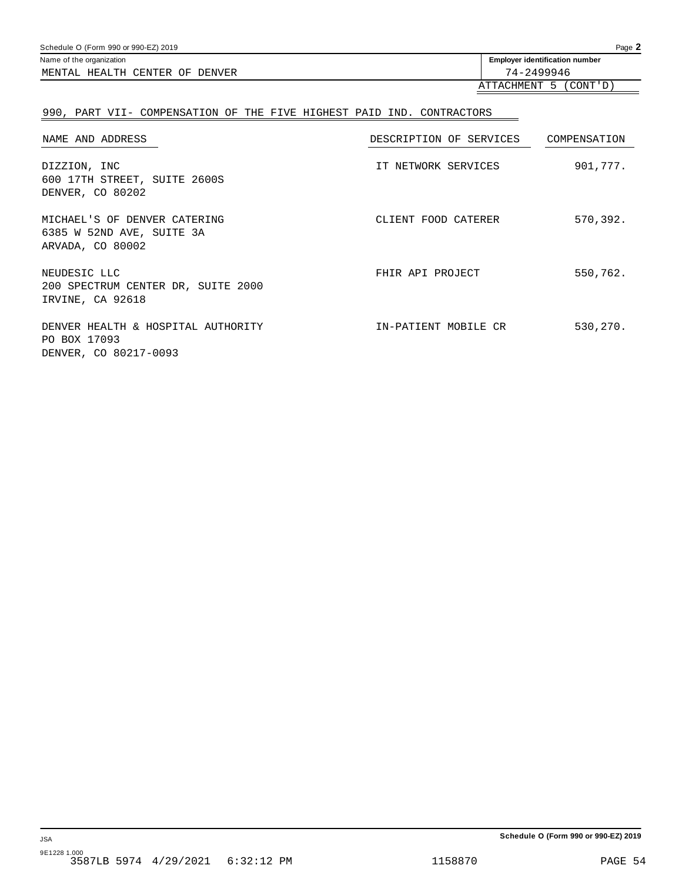Name of the organization: MENTAL HEALTH CENTER OF DENVER

Employer identification number: 74-2499946

ATTACHMENT 5 (CONT'D)

## 990, PART VII- COMPENSATION OF THE FIVE HIGHEST PAID IND. CONTRACTORS

| NAME AND ADDRESS | DESCRIPTION OF SERVICES | COMPENSATION |
|---|---|---|
| DIZZION, INC<br>600 17TH STREET, SUITE 2600S<br>DENVER, CO 80202 | IT NETWORK SERVICES | 901,777. |
| MICHAEL'S OF DENVER CATERING<br>6385 W 52ND AVE, SUITE 3A<br>ARVADA, CO 80002 | CLIENT FOOD CATERER | 570,392. |
| NEUDESIC LLC<br>200 SPECTRUM CENTER DR, SUITE 2000<br>IRVINE, CA 92618 | FHIR API PROJECT | 550,762. |
| DENVER HEALTH & HOSPITAL AUTHORITY<br>PO BOX 17093<br>DENVER, CO 80217-0093 | IN-PATIENT MOBILE CR | 530,270. |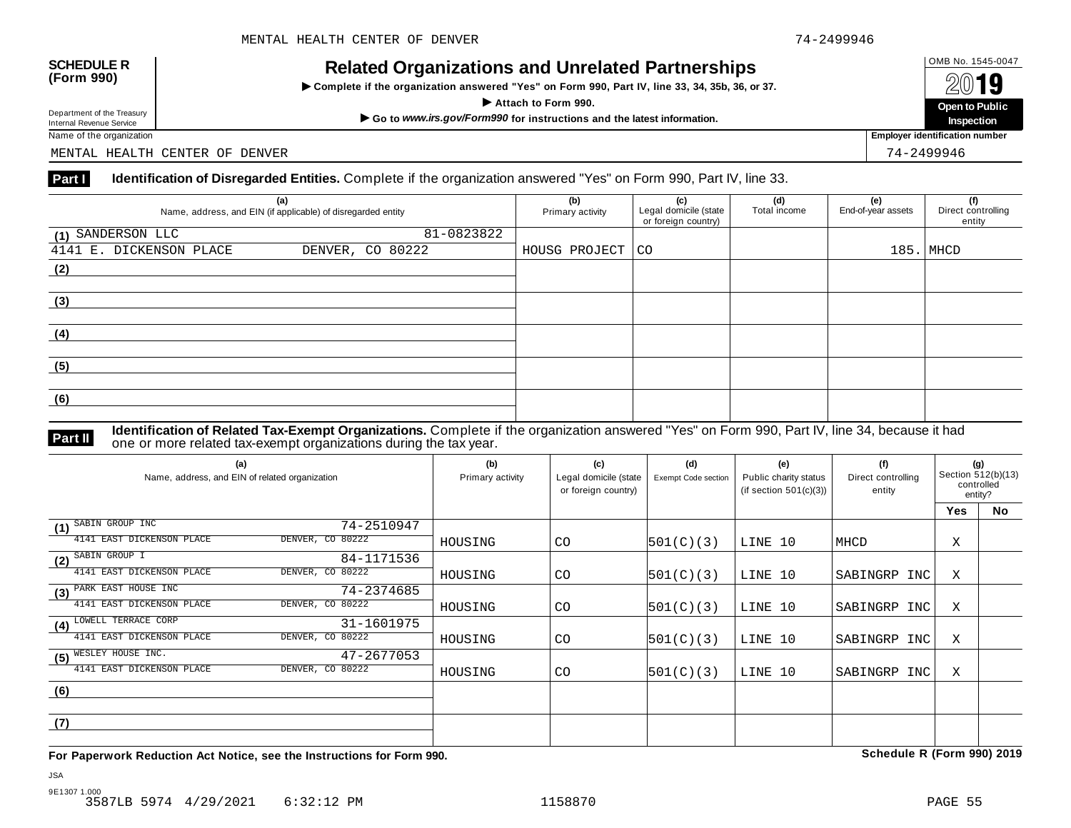**SCHEDULE R (Form 990)**

Department of the Treasury
Internal Revenue Service

# Related Organizations and Unrelated Partnerships

▶ Complete if the organization answered "Yes" on Form 990, Part IV, line 33, 34, 35b, 36, or 37.

▶ Attach to Form 990.

▶ Go to *www.irs.gov/Form990* for instructions and the latest information.

OMB No. 1545-0047

2019

**Open to Public Inspection**

Name of the organization: MENTAL HEALTH CENTER OF DENVER

Employer identification number: 74-2499946

## Part I Identification of Disregarded Entities. Complete if the organization answered "Yes" on Form 990, Part IV, line 33.

| (a) Name, address, and EIN (if applicable) of disregarded entity | (b) Primary activity | (c) Legal domicile (state or foreign country) | (d) Total income | (e) End-of-year assets | (f) Direct controlling entity |
|---|---|---|---|---|---|
| (1) SANDERSON LLC 81-0823822<br>4141 E. DICKENSON PLACE DENVER, CO 80222 | HOUSG PROJECT | CO | | 185. | MHCD |
| (2) | | | | | |
| (3) | | | | | |
| (4) | | | | | |
| (5) | | | | | |
| (6) | | | | | |

## Part II Identification of Related Tax-Exempt Organizations. Complete if the organization answered "Yes" on Form 990, Part IV, line 34, because it had one or more related tax-exempt organizations during the tax year.

| (a) Name, address, and EIN of related organization | (b) Primary activity | (c) Legal domicile (state or foreign country) | (d) Exempt Code section | (e) Public charity status (if section 501(c)(3)) | (f) Direct controlling entity | (g) Section 512(b)(13) controlled entity? Yes | No |
|---|---|---|---|---|---|---|---|
| (1) SABIN GROUP INC 74-2510947<br>4141 EAST DICKENSON PLACE DENVER, CO 80222 | HOUSING | CO | 501(C)(3) | LINE 10 | MHCD | X | |
| (2) SABIN GROUP I 84-1171536<br>4141 EAST DICKENSON PLACE DENVER, CO 80222 | HOUSING | CO | 501(C)(3) | LINE 10 | SABINGRP INC | X | |
| (3) PARK EAST HOUSE INC 74-2374685<br>4141 EAST DICKENSON PLACE DENVER, CO 80222 | HOUSING | CO | 501(C)(3) | LINE 10 | SABINGRP INC | X | |
| (4) LOWELL TERRACE CORP 31-1601975<br>4141 EAST DICKENSON PLACE DENVER, CO 80222 | HOUSING | CO | 501(C)(3) | LINE 10 | SABINGRP INC | X | |
| (5) WESLEY HOUSE INC. 47-2677053<br>4141 EAST DICKENSON PLACE DENVER, CO 80222 | HOUSING | CO | 501(C)(3) | LINE 10 | SABINGRP INC | X | |
| (6) | | | | | | | |
| (7) | | | | | | | |

**For Paperwork Reduction Act Notice, see the Instructions for Form 990.** **Schedule R (Form 990) 2019**

JSA
9E1307 1.000
3587LB 5974 4/29/2021 6:32:12 PM 1158870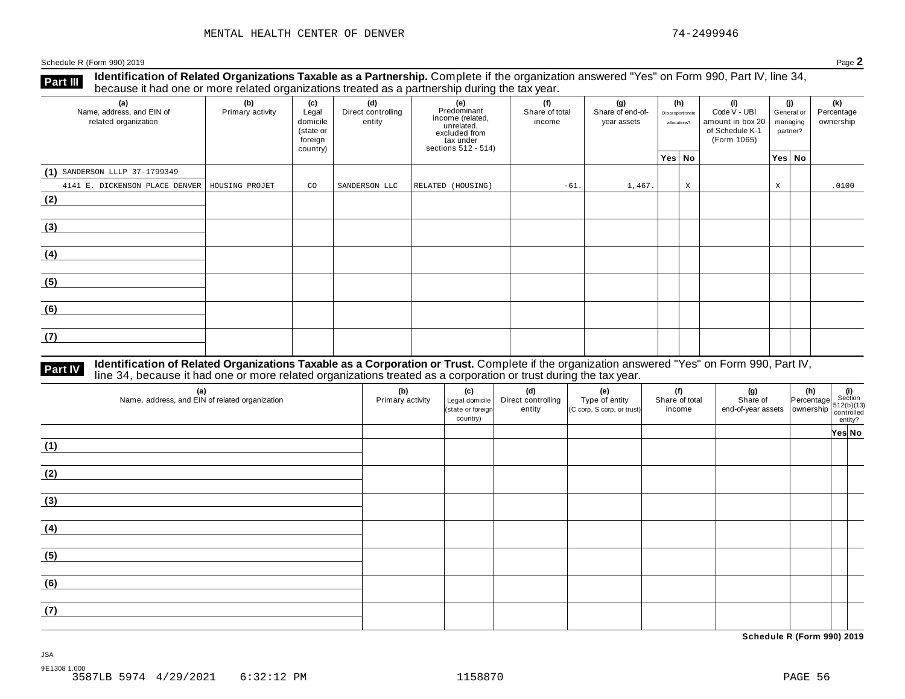MENTAL HEALTH CENTER OF DENVER 74-2499946

Schedule R (Form 990) 2019 Page **2**

## Part III Identification of Related Organizations Taxable as a Partnership.

Complete if the organization answered "Yes" on Form 990, Part IV, line 34, because it had one or more related organizations treated as a partnership during the tax year.

| (a) Name, address, and EIN of related organization | (b) Primary activity | (c) Legal domicile (state or foreign country) | (d) Direct controlling entity | (e) Predominant income (related, unrelated, excluded from tax under sections 512 - 514) | (f) Share of total income | (g) Share of end-of-year assets | (h) Disproportionate allocations? Yes | (h) No | (i) Code V - UBI amount in box 20 of Schedule K-1 (Form 1065) | (j) General or managing partner? Yes | (j) No | (k) Percentage ownership |
|---|---|---|---|---|---|---|---|---|---|---|---|---|
| (1) SANDERSON LLLP 37-1799349 4141 E. DICKENSON PLACE DENVER | HOUSING PROJET | CO | SANDERSON LLC | RELATED (HOUSING) | -61. | 1,467. | | X | | X | | .0100 |
| (2) | | | | | | | | | | | | |
| (3) | | | | | | | | | | | | |
| (4) | | | | | | | | | | | | |
| (5) | | | | | | | | | | | | |
| (6) | | | | | | | | | | | | |
| (7) | | | | | | | | | | | | |

## Part IV Identification of Related Organizations Taxable as a Corporation or Trust.

Complete if the organization answered "Yes" on Form 990, Part IV, line 34, because it had one or more related organizations treated as a corporation or trust during the tax year.

| (a) Name, address, and EIN of related organization | (b) Primary activity | (c) Legal domicile (state or foreign country) | (d) Direct controlling entity | (e) Type of entity (C corp, S corp, or trust) | (f) Share of total income | (g) Share of end-of-year assets | (h) Percentage ownership | (i) Section 512(b)(13) controlled entity? Yes | (i) No |
|---|---|---|---|---|---|---|---|---|---|
| (1) | | | | | | | | | |
| (2) | | | | | | | | | |
| (3) | | | | | | | | | |
| (4) | | | | | | | | | |
| (5) | | | | | | | | | |
| (6) | | | | | | | | | |
| (7) | | | | | | | | | |

**Schedule R (Form 990) 2019**

JSA
9E1308 1.000
3587LB 5974 4/29/2021 6:32:12 PM 1158870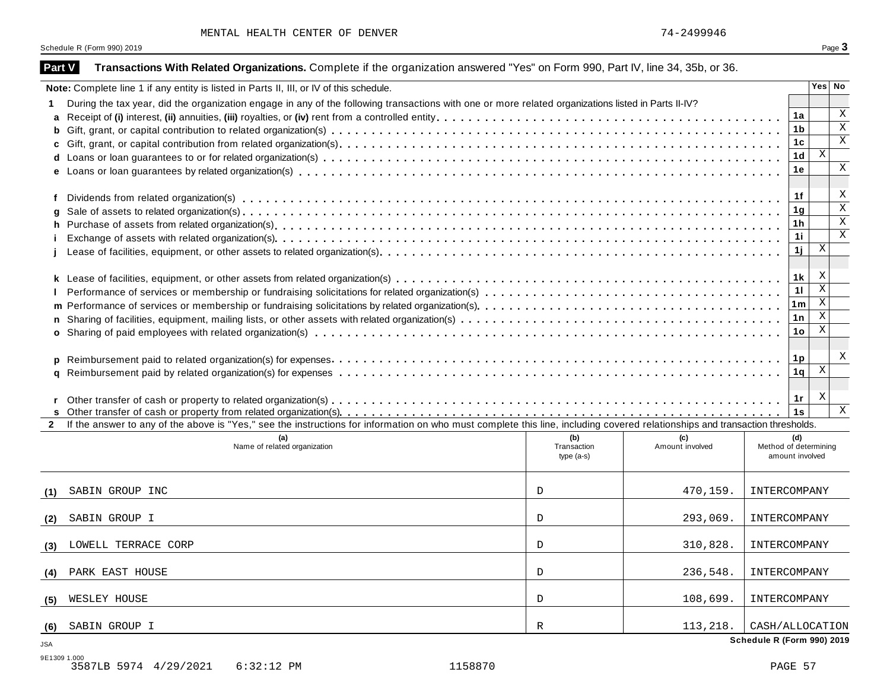MENTAL HEALTH CENTER OF DENVER 74-2499946

Schedule R (Form 990) 2019

## Part V Transactions With Related Organizations. Complete if the organization answered "Yes" on Form 990, Part IV, line 34, 35b, or 36.

| Note: Complete line 1 if any entity is listed in Parts II, III, or IV of this schedule. | | Yes | No |
|---|---|---|---|
| **1** During the tax year, did the organization engage in any of the following transactions with one or more related organizations listed in Parts II-IV? | | | |
| **a** Receipt of **(i)** interest, **(ii)** annuities, **(iii)** royalties, or **(iv)** rent from a controlled entity | 1a | | X |
| **b** Gift, grant, or capital contribution to related organization(s) | 1b | | X |
| **c** Gift, grant, or capital contribution from related organization(s) | 1c | | X |
| **d** Loans or loan guarantees to or for related organization(s) | 1d | X | |
| **e** Loans or loan guarantees by related organization(s) | 1e | | X |
| **f** Dividends from related organization(s) | 1f | | X |
| **g** Sale of assets to related organization(s) | 1g | | X |
| **h** Purchase of assets from related organization(s) | 1h | | X |
| **i** Exchange of assets with related organization(s) | 1i | | X |
| **j** Lease of facilities, equipment, or other assets to related organization(s) | 1j | X | |
| **k** Lease of facilities, equipment, or other assets from related organization(s) | 1k | X | |
| **l** Performance of services or membership or fundraising solicitations for related organization(s) | 1l | X | |
| **m** Performance of services or membership or fundraising solicitations by related organization(s) | 1m | X | |
| **n** Sharing of facilities, equipment, mailing lists, or other assets with related organization(s) | 1n | X | |
| **o** Sharing of paid employees with related organization(s) | 1o | X | |
| **p** Reimbursement paid to related organization(s) for expenses | 1p | | X |
| **q** Reimbursement paid by related organization(s) for expenses | 1q | X | |
| **r** Other transfer of cash or property to related organization(s) | 1r | X | |
| **s** Other transfer of cash or property from related organization(s) | 1s | | X |

**2** If the answer to any of the above is "Yes," see the instructions for information on who must complete this line, including covered relationships and transaction thresholds.

| | (a) Name of related organization | (b) Transaction type (a-s) | (c) Amount involved | (d) Method of determining amount involved |
|---|---|---|---|---|
| (1) | SABIN GROUP INC | D | 470,159. | INTERCOMPANY |
| (2) | SABIN GROUP I | D | 293,069. | INTERCOMPANY |
| (3) | LOWELL TERRACE CORP | D | 310,828. | INTERCOMPANY |
| (4) | PARK EAST HOUSE | D | 236,548. | INTERCOMPANY |
| (5) | WESLEY HOUSE | D | 108,699. | INTERCOMPANY |
| (6) | SABIN GROUP I | R | 113,218. | CASH/ALLOCATION |

Schedule R (Form 990) 2019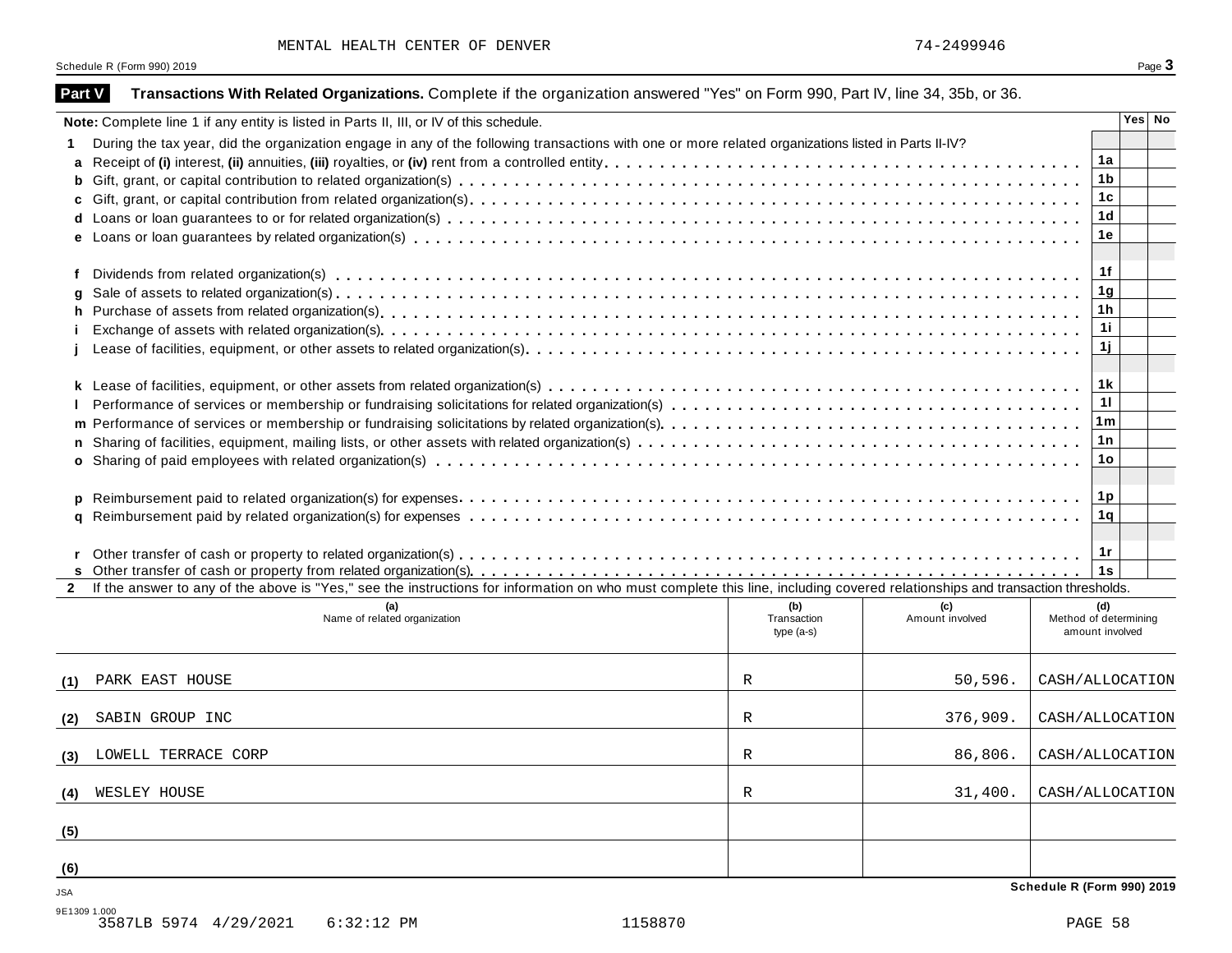MENTAL HEALTH CENTER OF DENVER 74-2499946

Schedule R (Form 990) 2019

## Part V Transactions With Related Organizations. Complete if the organization answered "Yes" on Form 990, Part IV, line 34, 35b, or 36.

| **Note:** Complete line 1 if any entity is listed in Parts II, III, or IV of this schedule. | | Yes | No |
|---|---|---|---|
| **1** During the tax year, did the organization engage in any of the following transactions with one or more related organizations listed in Parts II-IV? | | | |
| **a** Receipt of **(i)** interest, **(ii)** annuities, **(iii)** royalties, or **(iv)** rent from a controlled entity | 1a | | |
| **b** Gift, grant, or capital contribution to related organization(s) | 1b | | |
| **c** Gift, grant, or capital contribution from related organization(s) | 1c | | |
| **d** Loans or loan guarantees to or for related organization(s) | 1d | | |
| **e** Loans or loan guarantees by related organization(s) | 1e | | |
| **f** Dividends from related organization(s) | 1f | | |
| **g** Sale of assets to related organization(s) | 1g | | |
| **h** Purchase of assets from related organization(s) | 1h | | |
| **i** Exchange of assets with related organization(s) | 1i | | |
| **j** Lease of facilities, equipment, or other assets to related organization(s) | 1j | | |
| **k** Lease of facilities, equipment, or other assets from related organization(s) | 1k | | |
| **l** Performance of services or membership or fundraising solicitations for related organization(s) | 1l | | |
| **m** Performance of services or membership or fundraising solicitations by related organization(s) | 1m | | |
| **n** Sharing of facilities, equipment, mailing lists, or other assets with related organization(s) | 1n | | |
| **o** Sharing of paid employees with related organization(s) | 1o | | |
| **p** Reimbursement paid to related organization(s) for expenses | 1p | | |
| **q** Reimbursement paid by related organization(s) for expenses | 1q | | |
| **r** Other transfer of cash or property to related organization(s) | 1r | | |
| **s** Other transfer of cash or property from related organization(s) | 1s | | |

**2** If the answer to any of the above is "Yes," see the instructions for information on who must complete this line, including covered relationships and transaction thresholds.

| | (a) Name of related organization | (b) Transaction type (a-s) | (c) Amount involved | (d) Method of determining amount involved |
|---|---|---|---|---|
| (1) | PARK EAST HOUSE | R | 50,596. | CASH/ALLOCATION |
| (2) | SABIN GROUP INC | R | 376,909. | CASH/ALLOCATION |
| (3) | LOWELL TERRACE CORP | R | 86,806. | CASH/ALLOCATION |
| (4) | WESLEY HOUSE | R | 31,400. | CASH/ALLOCATION |
| (5) | | | | |
| (6) | | | | |

Schedule R (Form 990) 2019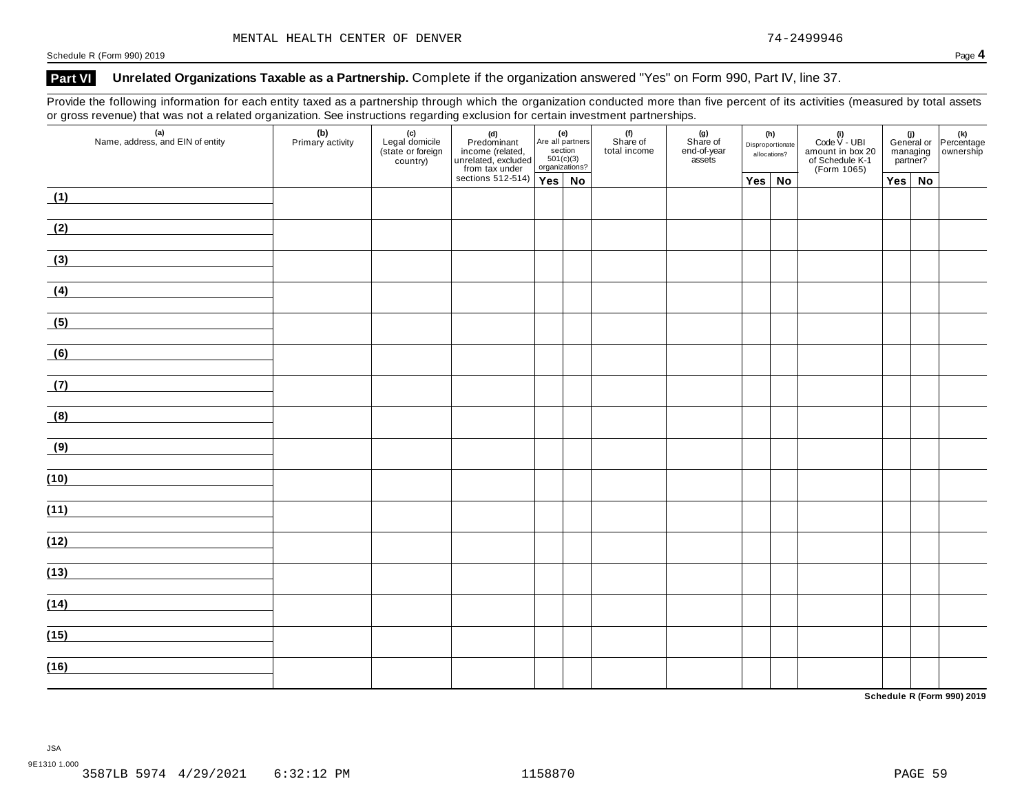MENTAL HEALTH CENTER OF DENVER 74-2499946

## Part VI Unrelated Organizations Taxable as a Partnership. Complete if the organization answered "Yes" on Form 990, Part IV, line 37.

Provide the following information for each entity taxed as a partnership through which the organization conducted more than five percent of its activities (measured by total assets or gross revenue) that was not a related organization. See instructions regarding exclusion for certain investment partnerships.

| (a) Name, address, and EIN of entity | (b) Primary activity | (c) Legal domicile (state or foreign country) | (d) Predominant income (related, unrelated, excluded from tax under sections 512-514) | (e) Are all partners section 501(c)(3) organizations? | | (f) Share of total income | (g) Share of end-of-year assets | (h) Disproportionate allocations? | | (i) Code V - UBI amount in box 20 of Schedule K-1 (Form 1065) | (j) General or managing partner? | | (k) Percentage ownership |
|---|---|---|---|---|---|---|---|---|---|---|---|---|---|
| | | | | Yes | No | | | Yes | No | | Yes | No | |
| (1) | | | | | | | | | | | | | |
| (2) | | | | | | | | | | | | | |
| (3) | | | | | | | | | | | | | |
| (4) | | | | | | | | | | | | | |
| (5) | | | | | | | | | | | | | |
| (6) | | | | | | | | | | | | | |
| (7) | | | | | | | | | | | | | |
| (8) | | | | | | | | | | | | | |
| (9) | | | | | | | | | | | | | |
| (10) | | | | | | | | | | | | | |
| (11) | | | | | | | | | | | | | |
| (12) | | | | | | | | | | | | | |
| (13) | | | | | | | | | | | | | |
| (14) | | | | | | | | | | | | | |
| (15) | | | | | | | | | | | | | |
| (16) | | | | | | | | | | | | | |

Schedule R (Form 990) 2019

JSA
9E1310 1.000
3587LB 5974 4/29/2021 6:32:12 PM 1158870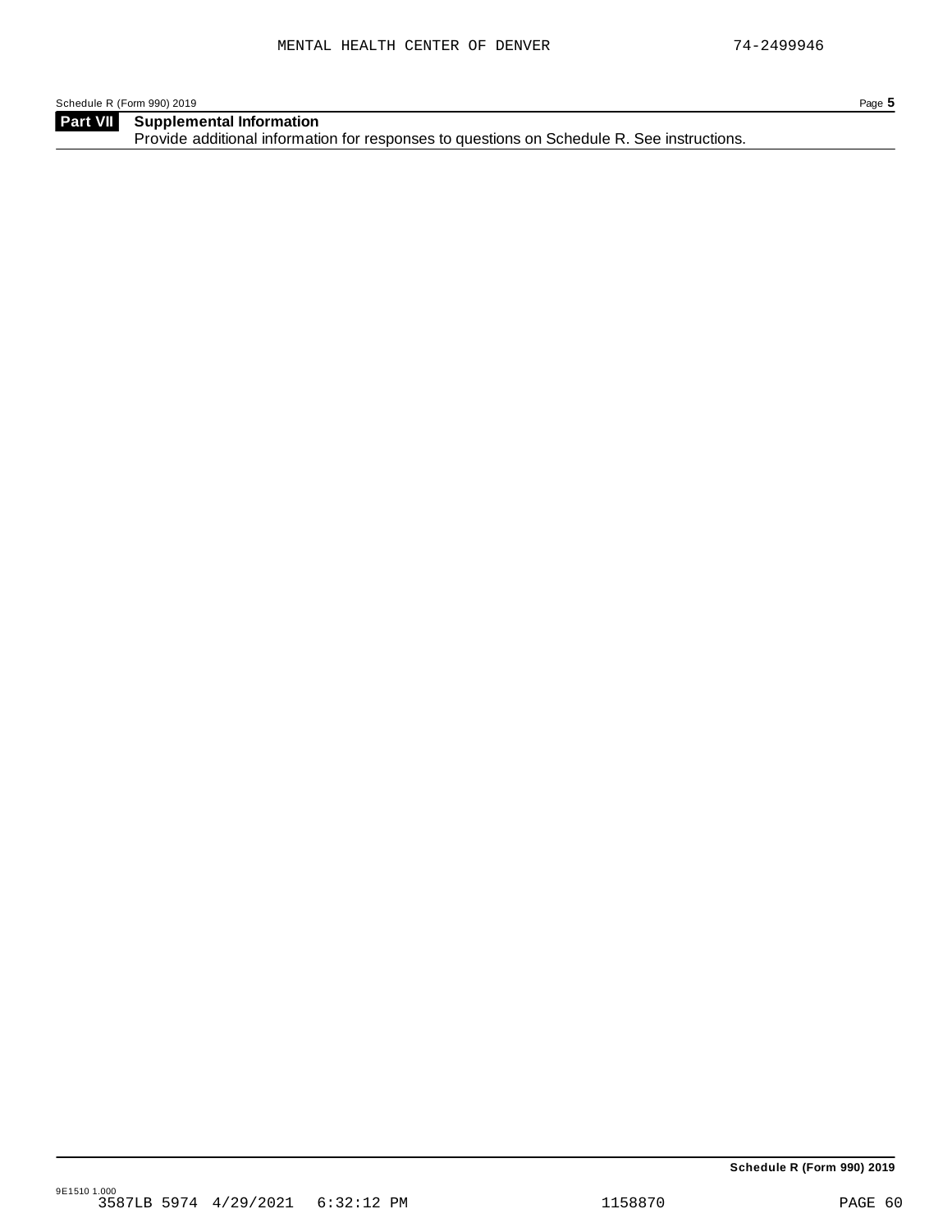## Part VII Supplemental Information

Provide additional information for responses to questions on Schedule R. See instructions.